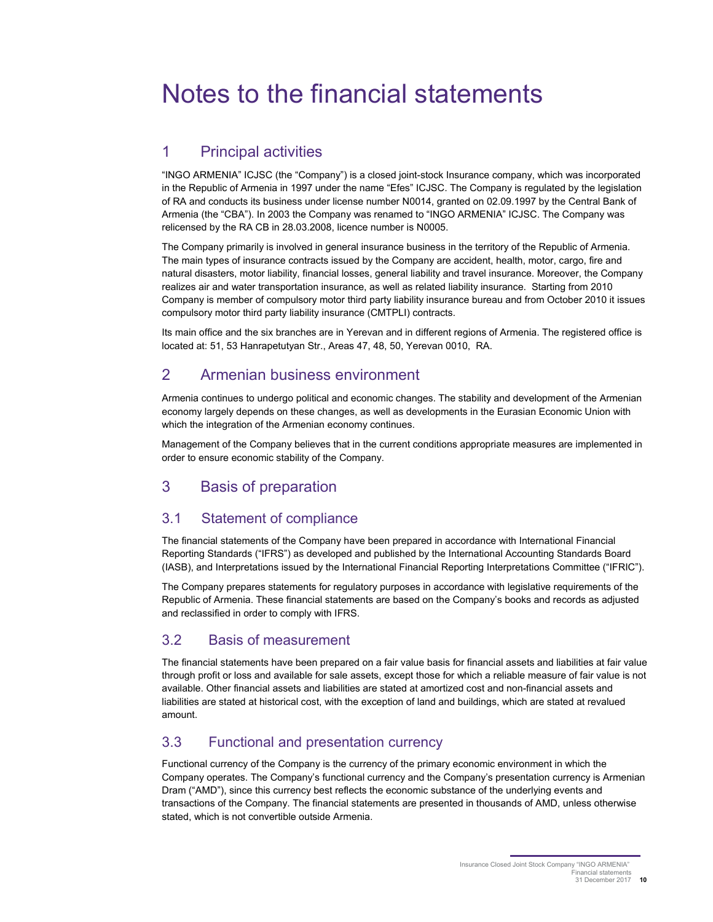# Notes to the financial statements

## 1 Principal activities

"INGO ARMENIA" ICJSC (the "Company") is a closed joint-stock Insurance company, which was incorporated in the Republic of Armenia in 1997 under the name "Efes" ICJSC. The Company is regulated by the legislation of RA and conducts its business under license number N0014, granted on 02.09.1997 by the Central Bank of Armenia (the "CBA"). In 2003 the Company was renamed to "INGO ARMENIA" ICJSC. The Company was relicensed by the RA CB in 28.03.2008, licence number is N0005.

The Company primarily is involved in general insurance business in the territory of the Republic of Armenia. The main types of insurance contracts issued by the Company are accident, health, motor, cargo, fire and natural disasters, motor liability, financial losses, general liability and travel insurance. Moreover, the Company realizes air and water transportation insurance, as well as related liability insurance. Starting from 2010 Company is member of compulsory motor third party liability insurance bureau and from October 2010 it issues compulsory motor third party liability insurance (CMTPLI) contracts.

Its main office and the six branches are in Yerevan and in different regions of Armenia. The registered office is located at: 51, 53 Hanrapetutyan Str., Areas 47, 48, 50, Yerevan 0010, RA.

## 2 Armenian business environment

Armenia continues to undergo political and economic changes. The stability and development of the Armenian economy largely depends on these changes, as well as developments in the Eurasian Economic Union with which the integration of the Armenian economy continues.

Management of the Company believes that in the current conditions appropriate measures are implemented in order to ensure economic stability of the Company.

## 3 Basis of preparation

### 3.1 Statement of compliance

The financial statements of the Company have been prepared in accordance with International Financial Reporting Standards ("IFRS") as developed and published by the International Accounting Standards Board (IASB), and Interpretations issued by the International Financial Reporting Interpretations Committee ("IFRIC").

The Company prepares statements for regulatory purposes in accordance with legislative requirements of the Republic of Armenia. These financial statements are based on the Company's books and records as adjusted and reclassified in order to comply with IFRS.

### 3.2 Basis of measurement

The financial statements have been prepared on a fair value basis for financial assets and liabilities at fair value through profit or loss and available for sale assets, except those for which a reliable measure of fair value is not available. Other financial assets and liabilities are stated at amortized cost and non-financial assets and liabilities are stated at historical cost, with the exception of land and buildings, which are stated at revalued amount.

### 3.3 Functional and presentation currency

Functional currency of the Company is the currency of the primary economic environment in which the Company operates. The Company's functional currency and the Company's presentation currency is Armenian Dram ("AMD"), since this currency best reflects the economic substance of the underlying events and transactions of the Company. The financial statements are presented in thousands of AMD, unless otherwise stated, which is not convertible outside Armenia.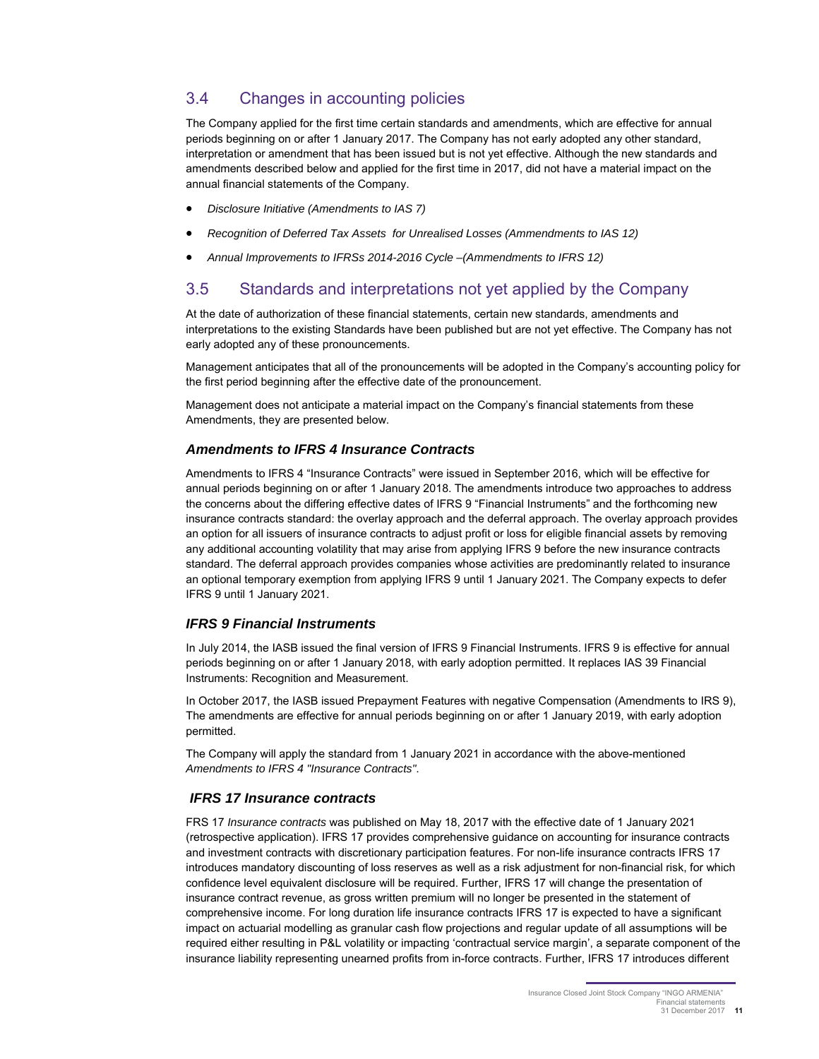## 3.4 Changes in accounting policies

The Company applied for the first time certain standards and amendments, which are effective for annual periods beginning on or after 1 January 2017. The Company has not early adopted any other standard, interpretation or amendment that has been issued but is not yet effective. Although the new standards and amendments described below and applied for the first time in 2017, did not have a material impact on the annual financial statements of the Company.

- *Disclosure Initiative (Amendments to IAS 7)*
- *Recognition of Deferred Tax Assets for Unrealised Losses (Ammendments to IAS 12)*
- *Annual Improvements to IFRSs 2014-2016 Cycle –(Ammendments to IFRS 12)*

## 3.5 Standards and interpretations not yet applied by the Company

At the date of authorization of these financial statements, certain new standards, amendments and interpretations to the existing Standards have been published but are not yet effective. The Company has not early adopted any of these pronouncements.

Management anticipates that all of the pronouncements will be adopted in the Company's accounting policy for the first period beginning after the effective date of the pronouncement.

Management does not anticipate a material impact on the Company's financial statements from these Amendments, they are presented below.

### *Amendments to IFRS 4 Insurance Contracts*

Amendments to IFRS 4 "Insurance Contracts" were issued in September 2016, which will be effective for annual periods beginning on or after 1 January 2018. The amendments introduce two approaches to address the concerns about the differing effective dates of IFRS 9 "Financial Instruments" and the forthcoming new insurance contracts standard: the overlay approach and the deferral approach. The overlay approach provides an option for all issuers of insurance contracts to adjust profit or loss for eligible financial assets by removing any additional accounting volatility that may arise from applying IFRS 9 before the new insurance contracts standard. The deferral approach provides companies whose activities are predominantly related to insurance an optional temporary exemption from applying IFRS 9 until 1 January 2021. The Company expects to defer IFRS 9 until 1 January 2021.

### *IFRS 9 Financial Instruments*

In July 2014, the IASB issued the final version of IFRS 9 Financial Instruments. IFRS 9 is effective for annual periods beginning on or after 1 January 2018, with early adoption permitted. It replaces IAS 39 Financial Instruments: Recognition and Measurement.

In October 2017, the IASB issued Prepayment Features with negative Compensation (Amendments to IRS 9), The amendments are effective for annual periods beginning on or after 1 January 2019, with early adoption permitted.

The Company will apply the standard from 1 January 2021 in accordance with the above-mentioned *Amendments to IFRS 4 "Insurance Contracts"*.

### *IFRS 17 Insurance contracts*

FRS 17 *Insurance contracts* was published on May 18, 2017 with the effective date of 1 January 2021 (retrospective application). IFRS 17 provides comprehensive guidance on accounting for insurance contracts and investment contracts with discretionary participation features. For non-life insurance contracts IFRS 17 introduces mandatory discounting of loss reserves as well as a risk adjustment for non-financial risk, for which confidence level equivalent disclosure will be required. Further, IFRS 17 will change the presentation of insurance contract revenue, as gross written premium will no longer be presented in the statement of comprehensive income. For long duration life insurance contracts IFRS 17 is expected to have a significant impact on actuarial modelling as granular cash flow projections and regular update of all assumptions will be required either resulting in P&L volatility or impacting 'contractual service margin', a separate component of the insurance liability representing unearned profits from in-force contracts. Further, IFRS 17 introduces different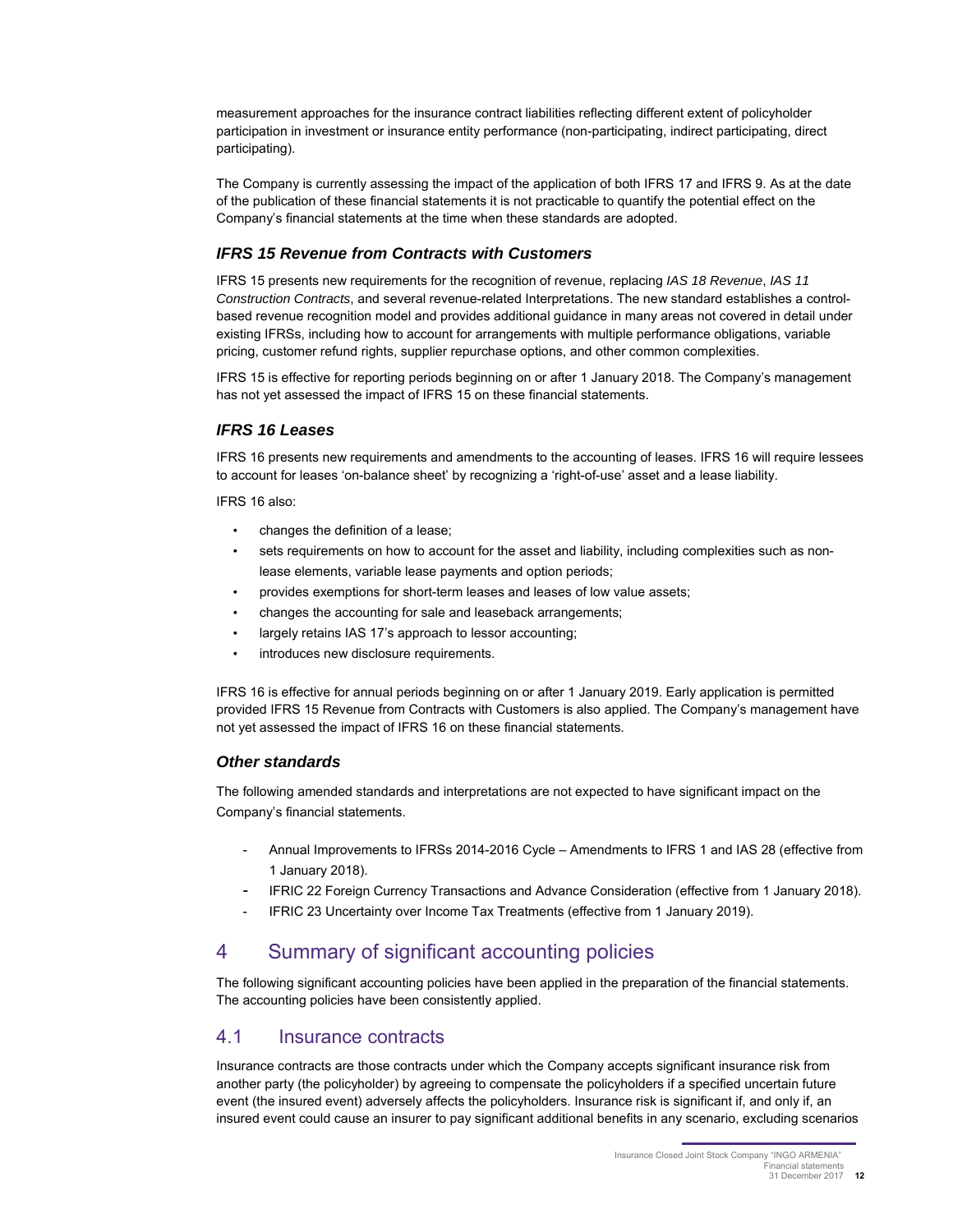measurement approaches for the insurance contract liabilities reflecting different extent of policyholder participation in investment or insurance entity performance (non-participating, indirect participating, direct participating).

The Company is currently assessing the impact of the application of both IFRS 17 and IFRS 9. As at the date of the publication of these financial statements it is not practicable to quantify the potential effect on the Company's financial statements at the time when these standards are adopted.

### *IFRS 15 Revenue from Contracts with Customers*

IFRS 15 presents new requirements for the recognition of revenue, replacing *IAS 18 Revenue*, *IAS 11 Construction Contracts*, and several revenue-related Interpretations. The new standard establishes a control-based revenue recognition model and provides additional guidance in many areas not covered in detail under existing IFRSs, including how to account for arrangements with multiple performance obligations, variable pricing, customer refund rights, supplier repurchase options, and other common complexities.

IFRS 15 is effective for reporting periods beginning on or after 1 January 2018. The Company's management has not yet assessed the impact of IFRS 15 on these financial statements.

### *IFRS 16 Leases*

IFRS 16 presents new requirements and amendments to the accounting of leases. IFRS 16 will require lessees to account for leases 'on-balance sheet' by recognizing a 'right-of-use' asset and a lease liability.

IFRS 16 also:

- changes the definition of a lease;
- sets requirements on how to account for the asset and liability, including complexities such as non-lease elements, variable lease payments and option periods;
- provides exemptions for short-term leases and leases of low value assets;
- changes the accounting for sale and leaseback arrangements;
- largely retains IAS 17's approach to lessor accounting;
- introduces new disclosure requirements.

IFRS 16 is effective for annual periods beginning on or after 1 January 2019. Early application is permitted provided IFRS 15 Revenue from Contracts with Customers is also applied. The Company's management have not yet assessed the impact of IFRS 16 on these financial statements.

### *Other standards*

The following amended standards and interpretations are not expected to have significant impact on the Company's financial statements.

- Annual Improvements to IFRSs 2014-2016 Cycle – Amendments to IFRS 1 and IAS 28 (effective from 1 January 2018).
- IFRIC 22 Foreign Currency Transactions and Advance Consideration (effective from 1 January 2018).
- IFRIC 23 Uncertainty over Income Tax Treatments (effective from 1 January 2019).

## 4 Summary of significant accounting policies

The following significant accounting policies have been applied in the preparation of the financial statements. The accounting policies have been consistently applied.

## 4.1 Insurance contracts

Insurance contracts are those contracts under which the Company accepts significant insurance risk from another party (the policyholder) by agreeing to compensate the policyholders if a specified uncertain future event (the insured event) adversely affects the policyholders. Insurance risk is significant if, and only if, an insured event could cause an insurer to pay significant additional benefits in any scenario, excluding scenarios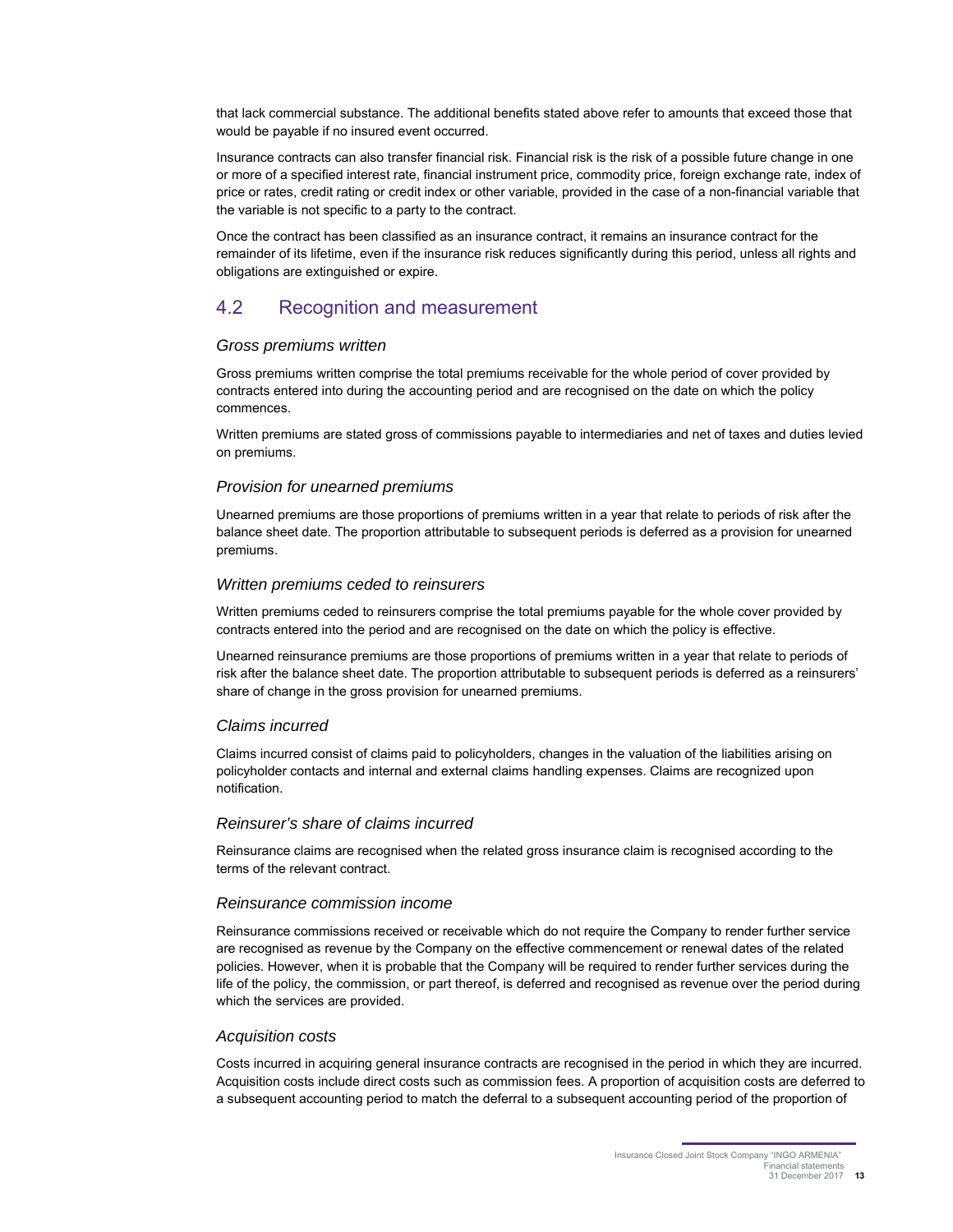that lack commercial substance. The additional benefits stated above refer to amounts that exceed those that would be payable if no insured event occurred.

Insurance contracts can also transfer financial risk. Financial risk is the risk of a possible future change in one or more of a specified interest rate, financial instrument price, commodity price, foreign exchange rate, index of price or rates, credit rating or credit index or other variable, provided in the case of a non-financial variable that the variable is not specific to a party to the contract.

Once the contract has been classified as an insurance contract, it remains an insurance contract for the remainder of its lifetime, even if the insurance risk reduces significantly during this period, unless all rights and obligations are extinguished or expire.

## 4.2 Recognition and measurement

### *Gross premiums written*

Gross premiums written comprise the total premiums receivable for the whole period of cover provided by contracts entered into during the accounting period and are recognised on the date on which the policy commences.

Written premiums are stated gross of commissions payable to intermediaries and net of taxes and duties levied on premiums.

### *Provision for unearned premiums*

Unearned premiums are those proportions of premiums written in a year that relate to periods of risk after the balance sheet date. The proportion attributable to subsequent periods is deferred as a provision for unearned premiums.

### *Written premiums ceded to reinsurers*

Written premiums ceded to reinsurers comprise the total premiums payable for the whole cover provided by contracts entered into the period and are recognised on the date on which the policy is effective.

Unearned reinsurance premiums are those proportions of premiums written in a year that relate to periods of risk after the balance sheet date. The proportion attributable to subsequent periods is deferred as a reinsurers' share of change in the gross provision for unearned premiums.

### *Claims incurred*

Claims incurred consist of claims paid to policyholders, changes in the valuation of the liabilities arising on policyholder contacts and internal and external claims handling expenses. Claims are recognized upon notification.

### *Reinsurer's share of claims incurred*

Reinsurance claims are recognised when the related gross insurance claim is recognised according to the terms of the relevant contract.

### *Reinsurance commission income*

Reinsurance commissions received or receivable which do not require the Company to render further service are recognised as revenue by the Company on the effective commencement or renewal dates of the related policies. However, when it is probable that the Company will be required to render further services during the life of the policy, the commission, or part thereof, is deferred and recognised as revenue over the period during which the services are provided.

### *Acquisition costs*

Costs incurred in acquiring general insurance contracts are recognised in the period in which they are incurred. Acquisition costs include direct costs such as commission fees. A proportion of acquisition costs are deferred to a subsequent accounting period to match the deferral to a subsequent accounting period of the proportion of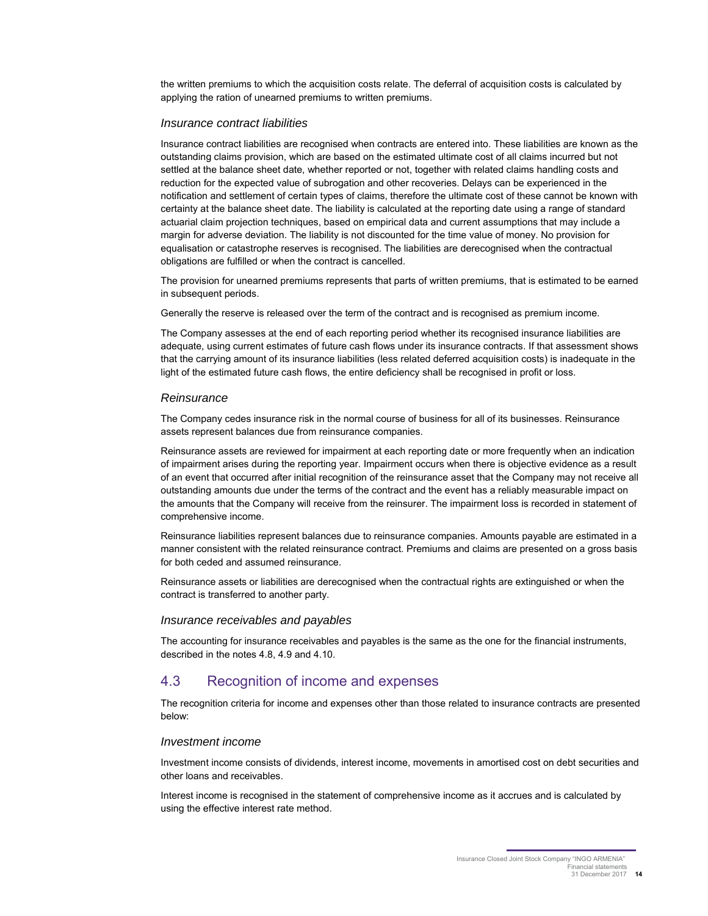the written premiums to which the acquisition costs relate. The deferral of acquisition costs is calculated by applying the ration of unearned premiums to written premiums.

### *Insurance contract liabilities*

Insurance contract liabilities are recognised when contracts are entered into. These liabilities are known as the outstanding claims provision, which are based on the estimated ultimate cost of all claims incurred but not settled at the balance sheet date, whether reported or not, together with related claims handling costs and reduction for the expected value of subrogation and other recoveries. Delays can be experienced in the notification and settlement of certain types of claims, therefore the ultimate cost of these cannot be known with certainty at the balance sheet date. The liability is calculated at the reporting date using a range of standard actuarial claim projection techniques, based on empirical data and current assumptions that may include a margin for adverse deviation. The liability is not discounted for the time value of money. No provision for equalisation or catastrophe reserves is recognised. The liabilities are derecognised when the contractual obligations are fulfilled or when the contract is cancelled.

The provision for unearned premiums represents that parts of written premiums, that is estimated to be earned in subsequent periods.

Generally the reserve is released over the term of the contract and is recognised as premium income.

The Company assesses at the end of each reporting period whether its recognised insurance liabilities are adequate, using current estimates of future cash flows under its insurance contracts. If that assessment shows that the carrying amount of its insurance liabilities (less related deferred acquisition costs) is inadequate in the light of the estimated future cash flows, the entire deficiency shall be recognised in profit or loss.

### *Reinsurance*

The Company cedes insurance risk in the normal course of business for all of its businesses. Reinsurance assets represent balances due from reinsurance companies.

Reinsurance assets are reviewed for impairment at each reporting date or more frequently when an indication of impairment arises during the reporting year. Impairment occurs when there is objective evidence as a result of an event that occurred after initial recognition of the reinsurance asset that the Company may not receive all outstanding amounts due under the terms of the contract and the event has a reliably measurable impact on the amounts that the Company will receive from the reinsurer. The impairment loss is recorded in statement of comprehensive income.

Reinsurance liabilities represent balances due to reinsurance companies. Amounts payable are estimated in a manner consistent with the related reinsurance contract. Premiums and claims are presented on a gross basis for both ceded and assumed reinsurance.

Reinsurance assets or liabilities are derecognised when the contractual rights are extinguished or when the contract is transferred to another party.

### *Insurance receivables and payables*

The accounting for insurance receivables and payables is the same as the one for the financial instruments, described in the notes 4.8, 4.9 and 4.10.

## 4.3 Recognition of income and expenses

The recognition criteria for income and expenses other than those related to insurance contracts are presented below:

### *Investment income*

Investment income consists of dividends, interest income, movements in amortised cost on debt securities and other loans and receivables.

Interest income is recognised in the statement of comprehensive income as it accrues and is calculated by using the effective interest rate method.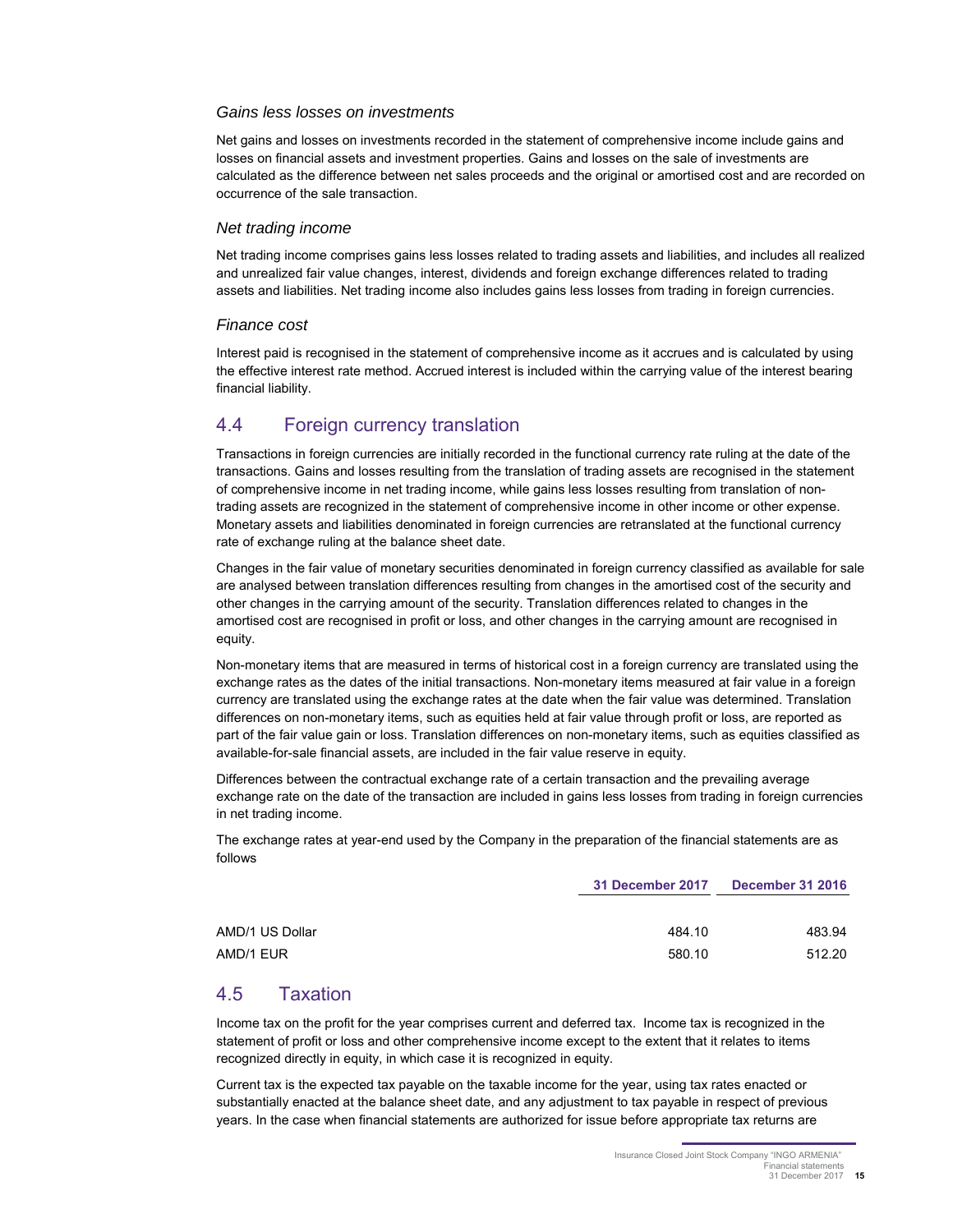### *Gains less losses on investments*

Net gains and losses on investments recorded in the statement of comprehensive income include gains and losses on financial assets and investment properties. Gains and losses on the sale of investments are calculated as the difference between net sales proceeds and the original or amortised cost and are recorded on occurrence of the sale transaction.

### *Net trading income*

Net trading income comprises gains less losses related to trading assets and liabilities, and includes all realized and unrealized fair value changes, interest, dividends and foreign exchange differences related to trading assets and liabilities. Net trading income also includes gains less losses from trading in foreign currencies.

### *Finance cost*

Interest paid is recognised in the statement of comprehensive income as it accrues and is calculated by using the effective interest rate method. Accrued interest is included within the carrying value of the interest bearing financial liability.

## 4.4 Foreign currency translation

Transactions in foreign currencies are initially recorded in the functional currency rate ruling at the date of the transactions. Gains and losses resulting from the translation of trading assets are recognised in the statement of comprehensive income in net trading income, while gains less losses resulting from translation of non-trading assets are recognized in the statement of comprehensive income in other income or other expense. Monetary assets and liabilities denominated in foreign currencies are retranslated at the functional currency rate of exchange ruling at the balance sheet date.

Changes in the fair value of monetary securities denominated in foreign currency classified as available for sale are analysed between translation differences resulting from changes in the amortised cost of the security and other changes in the carrying amount of the security. Translation differences related to changes in the amortised cost are recognised in profit or loss, and other changes in the carrying amount are recognised in equity.

Non-monetary items that are measured in terms of historical cost in a foreign currency are translated using the exchange rates as the dates of the initial transactions. Non-monetary items measured at fair value in a foreign currency are translated using the exchange rates at the date when the fair value was determined. Translation differences on non-monetary items, such as equities held at fair value through profit or loss, are reported as part of the fair value gain or loss. Translation differences on non-monetary items, such as equities classified as available-for-sale financial assets, are included in the fair value reserve in equity.

Differences between the contractual exchange rate of a certain transaction and the prevailing average exchange rate on the date of the transaction are included in gains less losses from trading in foreign currencies in net trading income.

The exchange rates at year-end used by the Company in the preparation of the financial statements are as follows

| | **31 December 2017** | **December 31 2016** |
|---|---|---|
| AMD/1 US Dollar | 484.10 | 483.94 |
| AMD/1 EUR | 580.10 | 512.20 |

## 4.5 Taxation

Income tax on the profit for the year comprises current and deferred tax. Income tax is recognized in the statement of profit or loss and other comprehensive income except to the extent that it relates to items recognized directly in equity, in which case it is recognized in equity.

Current tax is the expected tax payable on the taxable income for the year, using tax rates enacted or substantially enacted at the balance sheet date, and any adjustment to tax payable in respect of previous years. In the case when financial statements are authorized for issue before appropriate tax returns are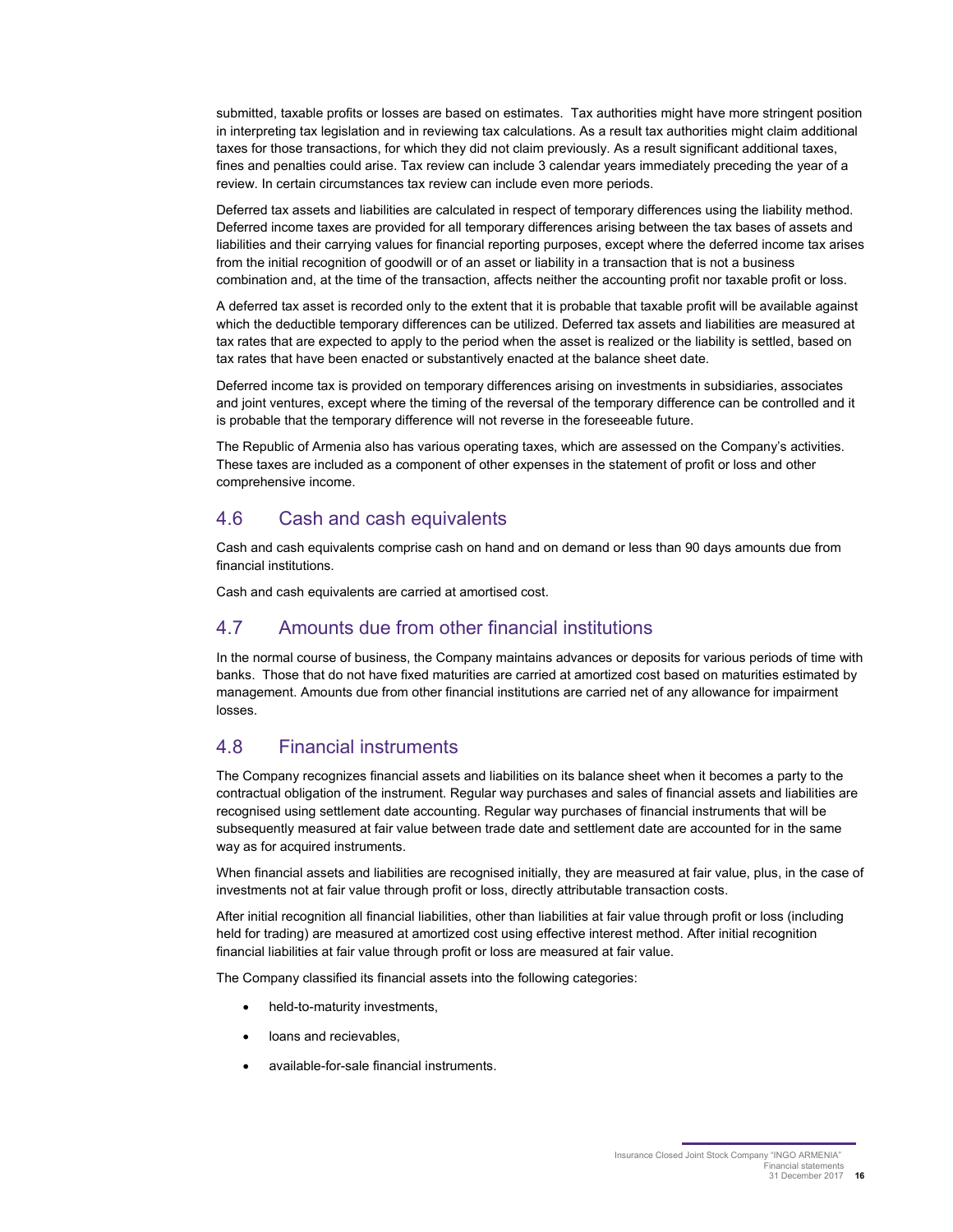submitted, taxable profits or losses are based on estimates. Tax authorities might have more stringent position in interpreting tax legislation and in reviewing tax calculations. As a result tax authorities might claim additional taxes for those transactions, for which they did not claim previously. As a result significant additional taxes, fines and penalties could arise. Tax review can include 3 calendar years immediately preceding the year of a review. In certain circumstances tax review can include even more periods.

Deferred tax assets and liabilities are calculated in respect of temporary differences using the liability method. Deferred income taxes are provided for all temporary differences arising between the tax bases of assets and liabilities and their carrying values for financial reporting purposes, except where the deferred income tax arises from the initial recognition of goodwill or of an asset or liability in a transaction that is not a business combination and, at the time of the transaction, affects neither the accounting profit nor taxable profit or loss.

A deferred tax asset is recorded only to the extent that it is probable that taxable profit will be available against which the deductible temporary differences can be utilized. Deferred tax assets and liabilities are measured at tax rates that are expected to apply to the period when the asset is realized or the liability is settled, based on tax rates that have been enacted or substantively enacted at the balance sheet date.

Deferred income tax is provided on temporary differences arising on investments in subsidiaries, associates and joint ventures, except where the timing of the reversal of the temporary difference can be controlled and it is probable that the temporary difference will not reverse in the foreseeable future.

The Republic of Armenia also has various operating taxes, which are assessed on the Company's activities. These taxes are included as a component of other expenses in the statement of profit or loss and other comprehensive income.

## 4.6 Cash and cash equivalents

Cash and cash equivalents comprise cash on hand and on demand or less than 90 days amounts due from financial institutions.

Cash and cash equivalents are carried at amortised cost.

## 4.7 Amounts due from other financial institutions

In the normal course of business, the Company maintains advances or deposits for various periods of time with banks. Those that do not have fixed maturities are carried at amortized cost based on maturities estimated by management. Amounts due from other financial institutions are carried net of any allowance for impairment losses.

## 4.8 Financial instruments

The Company recognizes financial assets and liabilities on its balance sheet when it becomes a party to the contractual obligation of the instrument. Regular way purchases and sales of financial assets and liabilities are recognised using settlement date accounting. Regular way purchases of financial instruments that will be subsequently measured at fair value between trade date and settlement date are accounted for in the same way as for acquired instruments.

When financial assets and liabilities are recognised initially, they are measured at fair value, plus, in the case of investments not at fair value through profit or loss, directly attributable transaction costs.

After initial recognition all financial liabilities, other than liabilities at fair value through profit or loss (including held for trading) are measured at amortized cost using effective interest method. After initial recognition financial liabilities at fair value through profit or loss are measured at fair value.

The Company classified its financial assets into the following categories:

- held-to-maturity investments,
- loans and recievables,
- available-for-sale financial instruments.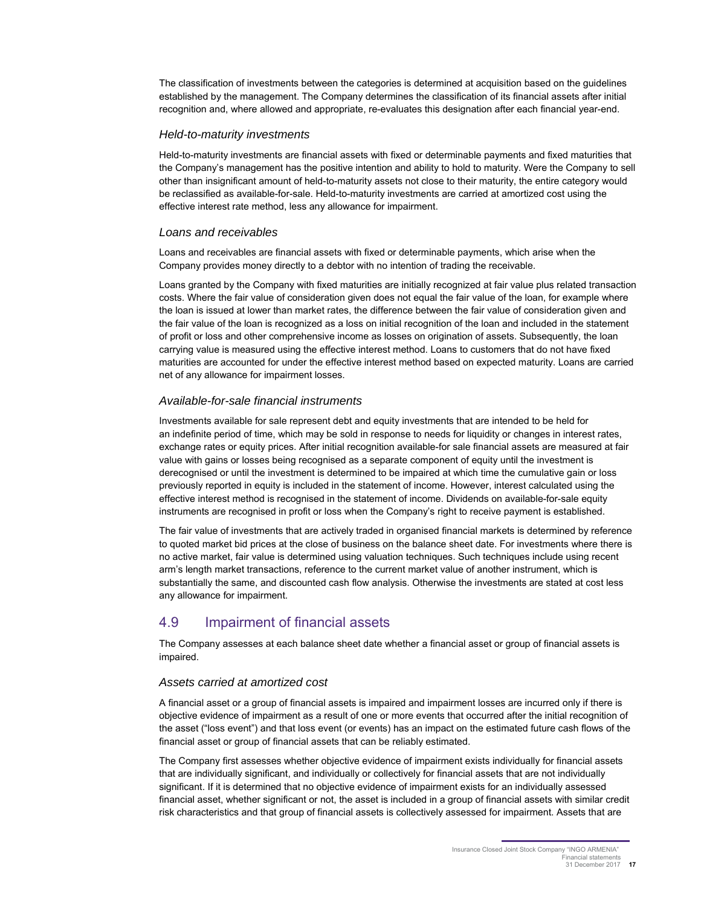The classification of investments between the categories is determined at acquisition based on the guidelines established by the management. The Company determines the classification of its financial assets after initial recognition and, where allowed and appropriate, re-evaluates this designation after each financial year-end.

### *Held-to-maturity investments*

Held-to-maturity investments are financial assets with fixed or determinable payments and fixed maturities that the Company's management has the positive intention and ability to hold to maturity. Were the Company to sell other than insignificant amount of held-to-maturity assets not close to their maturity, the entire category would be reclassified as available-for-sale. Held-to-maturity investments are carried at amortized cost using the effective interest rate method, less any allowance for impairment.

### *Loans and receivables*

Loans and receivables are financial assets with fixed or determinable payments, which arise when the Company provides money directly to a debtor with no intention of trading the receivable.

Loans granted by the Company with fixed maturities are initially recognized at fair value plus related transaction costs. Where the fair value of consideration given does not equal the fair value of the loan, for example where the loan is issued at lower than market rates, the difference between the fair value of consideration given and the fair value of the loan is recognized as a loss on initial recognition of the loan and included in the statement of profit or loss and other comprehensive income as losses on origination of assets. Subsequently, the loan carrying value is measured using the effective interest method. Loans to customers that do not have fixed maturities are accounted for under the effective interest method based on expected maturity. Loans are carried net of any allowance for impairment losses.

### *Available-for-sale financial instruments*

Investments available for sale represent debt and equity investments that are intended to be held for an indefinite period of time, which may be sold in response to needs for liquidity or changes in interest rates, exchange rates or equity prices. After initial recognition available-for sale financial assets are measured at fair value with gains or losses being recognised as a separate component of equity until the investment is derecognised or until the investment is determined to be impaired at which time the cumulative gain or loss previously reported in equity is included in the statement of income. However, interest calculated using the effective interest method is recognised in the statement of income. Dividends on available-for-sale equity instruments are recognised in profit or loss when the Company's right to receive payment is established.

The fair value of investments that are actively traded in organised financial markets is determined by reference to quoted market bid prices at the close of business on the balance sheet date. For investments where there is no active market, fair value is determined using valuation techniques. Such techniques include using recent arm's length market transactions, reference to the current market value of another instrument, which is substantially the same, and discounted cash flow analysis. Otherwise the investments are stated at cost less any allowance for impairment.

## 4.9 Impairment of financial assets

The Company assesses at each balance sheet date whether a financial asset or group of financial assets is impaired.

### *Assets carried at amortized cost*

A financial asset or a group of financial assets is impaired and impairment losses are incurred only if there is objective evidence of impairment as a result of one or more events that occurred after the initial recognition of the asset ("loss event") and that loss event (or events) has an impact on the estimated future cash flows of the financial asset or group of financial assets that can be reliably estimated.

The Company first assesses whether objective evidence of impairment exists individually for financial assets that are individually significant, and individually or collectively for financial assets that are not individually significant. If it is determined that no objective evidence of impairment exists for an individually assessed financial asset, whether significant or not, the asset is included in a group of financial assets with similar credit risk characteristics and that group of financial assets is collectively assessed for impairment. Assets that are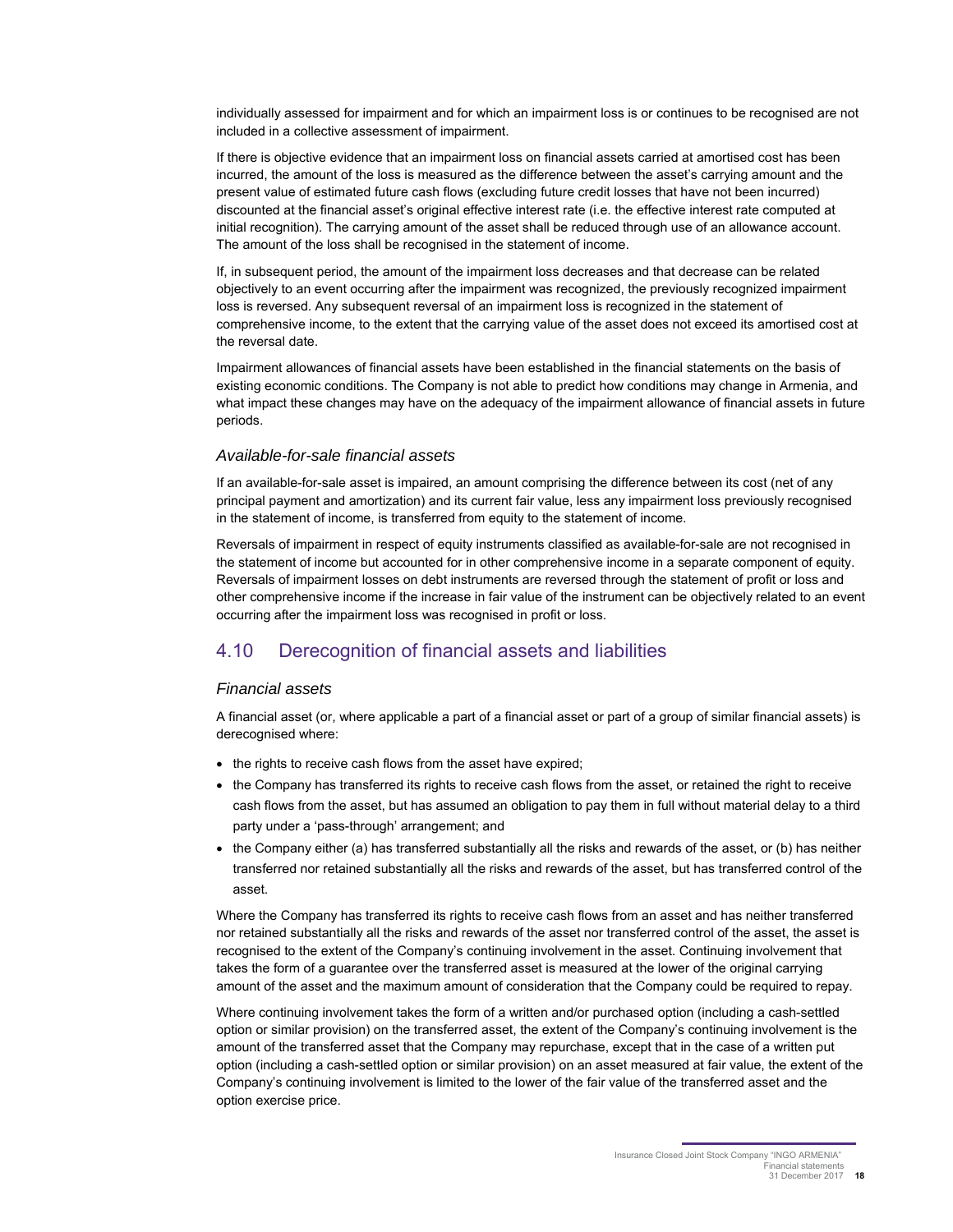individually assessed for impairment and for which an impairment loss is or continues to be recognised are not included in a collective assessment of impairment.

If there is objective evidence that an impairment loss on financial assets carried at amortised cost has been incurred, the amount of the loss is measured as the difference between the asset's carrying amount and the present value of estimated future cash flows (excluding future credit losses that have not been incurred) discounted at the financial asset's original effective interest rate (i.e. the effective interest rate computed at initial recognition). The carrying amount of the asset shall be reduced through use of an allowance account. The amount of the loss shall be recognised in the statement of income.

If, in subsequent period, the amount of the impairment loss decreases and that decrease can be related objectively to an event occurring after the impairment was recognized, the previously recognized impairment loss is reversed. Any subsequent reversal of an impairment loss is recognized in the statement of comprehensive income, to the extent that the carrying value of the asset does not exceed its amortised cost at the reversal date.

Impairment allowances of financial assets have been established in the financial statements on the basis of existing economic conditions. The Company is not able to predict how conditions may change in Armenia, and what impact these changes may have on the adequacy of the impairment allowance of financial assets in future periods.

### *Available-for-sale financial assets*

If an available-for-sale asset is impaired, an amount comprising the difference between its cost (net of any principal payment and amortization) and its current fair value, less any impairment loss previously recognised in the statement of income, is transferred from equity to the statement of income.

Reversals of impairment in respect of equity instruments classified as available-for-sale are not recognised in the statement of income but accounted for in other comprehensive income in a separate component of equity. Reversals of impairment losses on debt instruments are reversed through the statement of profit or loss and other comprehensive income if the increase in fair value of the instrument can be objectively related to an event occurring after the impairment loss was recognised in profit or loss.

## 4.10 Derecognition of financial assets and liabilities

### *Financial assets*

A financial asset (or, where applicable a part of a financial asset or part of a group of similar financial assets) is derecognised where:

- the rights to receive cash flows from the asset have expired;
- the Company has transferred its rights to receive cash flows from the asset, or retained the right to receive cash flows from the asset, but has assumed an obligation to pay them in full without material delay to a third party under a 'pass-through' arrangement; and
- the Company either (a) has transferred substantially all the risks and rewards of the asset, or (b) has neither transferred nor retained substantially all the risks and rewards of the asset, but has transferred control of the asset.

Where the Company has transferred its rights to receive cash flows from an asset and has neither transferred nor retained substantially all the risks and rewards of the asset nor transferred control of the asset, the asset is recognised to the extent of the Company's continuing involvement in the asset. Continuing involvement that takes the form of a guarantee over the transferred asset is measured at the lower of the original carrying amount of the asset and the maximum amount of consideration that the Company could be required to repay.

Where continuing involvement takes the form of a written and/or purchased option (including a cash-settled option or similar provision) on the transferred asset, the extent of the Company's continuing involvement is the amount of the transferred asset that the Company may repurchase, except that in the case of a written put option (including a cash-settled option or similar provision) on an asset measured at fair value, the extent of the Company's continuing involvement is limited to the lower of the fair value of the transferred asset and the option exercise price.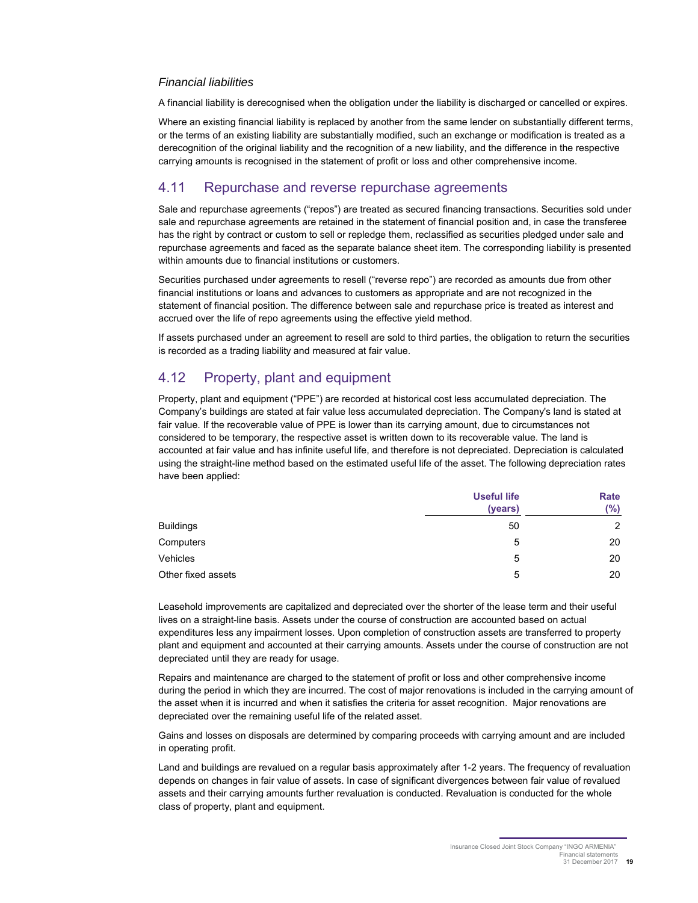### *Financial liabilities*

A financial liability is derecognised when the obligation under the liability is discharged or cancelled or expires.

Where an existing financial liability is replaced by another from the same lender on substantially different terms, or the terms of an existing liability are substantially modified, such an exchange or modification is treated as a derecognition of the original liability and the recognition of a new liability, and the difference in the respective carrying amounts is recognised in the statement of profit or loss and other comprehensive income.

## 4.11 Repurchase and reverse repurchase agreements

Sale and repurchase agreements ("repos") are treated as secured financing transactions. Securities sold under sale and repurchase agreements are retained in the statement of financial position and, in case the transferee has the right by contract or custom to sell or repledge them, reclassified as securities pledged under sale and repurchase agreements and faced as the separate balance sheet item. The corresponding liability is presented within amounts due to financial institutions or customers.

Securities purchased under agreements to resell ("reverse repo") are recorded as amounts due from other financial institutions or loans and advances to customers as appropriate and are not recognized in the statement of financial position. The difference between sale and repurchase price is treated as interest and accrued over the life of repo agreements using the effective yield method.

If assets purchased under an agreement to resell are sold to third parties, the obligation to return the securities is recorded as a trading liability and measured at fair value.

## 4.12 Property, plant and equipment

Property, plant and equipment ("PPE") are recorded at historical cost less accumulated depreciation. The Company's buildings are stated at fair value less accumulated depreciation. The Company's land is stated at fair value. If the recoverable value of PPE is lower than its carrying amount, due to circumstances not considered to be temporary, the respective asset is written down to its recoverable value. The land is accounted at fair value and has infinite useful life, and therefore is not depreciated. Depreciation is calculated using the straight-line method based on the estimated useful life of the asset. The following depreciation rates have been applied:

| | Useful life (years) | Rate (%) |
|---|---|---|
| Buildings | 50 | 2 |
| Computers | 5 | 20 |
| Vehicles | 5 | 20 |
| Other fixed assets | 5 | 20 |

Leasehold improvements are capitalized and depreciated over the shorter of the lease term and their useful lives on a straight-line basis. Assets under the course of construction are accounted based on actual expenditures less any impairment losses. Upon completion of construction assets are transferred to property plant and equipment and accounted at their carrying amounts. Assets under the course of construction are not depreciated until they are ready for usage.

Repairs and maintenance are charged to the statement of profit or loss and other comprehensive income during the period in which they are incurred. The cost of major renovations is included in the carrying amount of the asset when it is incurred and when it satisfies the criteria for asset recognition. Major renovations are depreciated over the remaining useful life of the related asset.

Gains and losses on disposals are determined by comparing proceeds with carrying amount and are included in operating profit.

Land and buildings are revalued on a regular basis approximately after 1-2 years. The frequency of revaluation depends on changes in fair value of assets. In case of significant divergences between fair value of revalued assets and their carrying amounts further revaluation is conducted. Revaluation is conducted for the whole class of property, plant and equipment.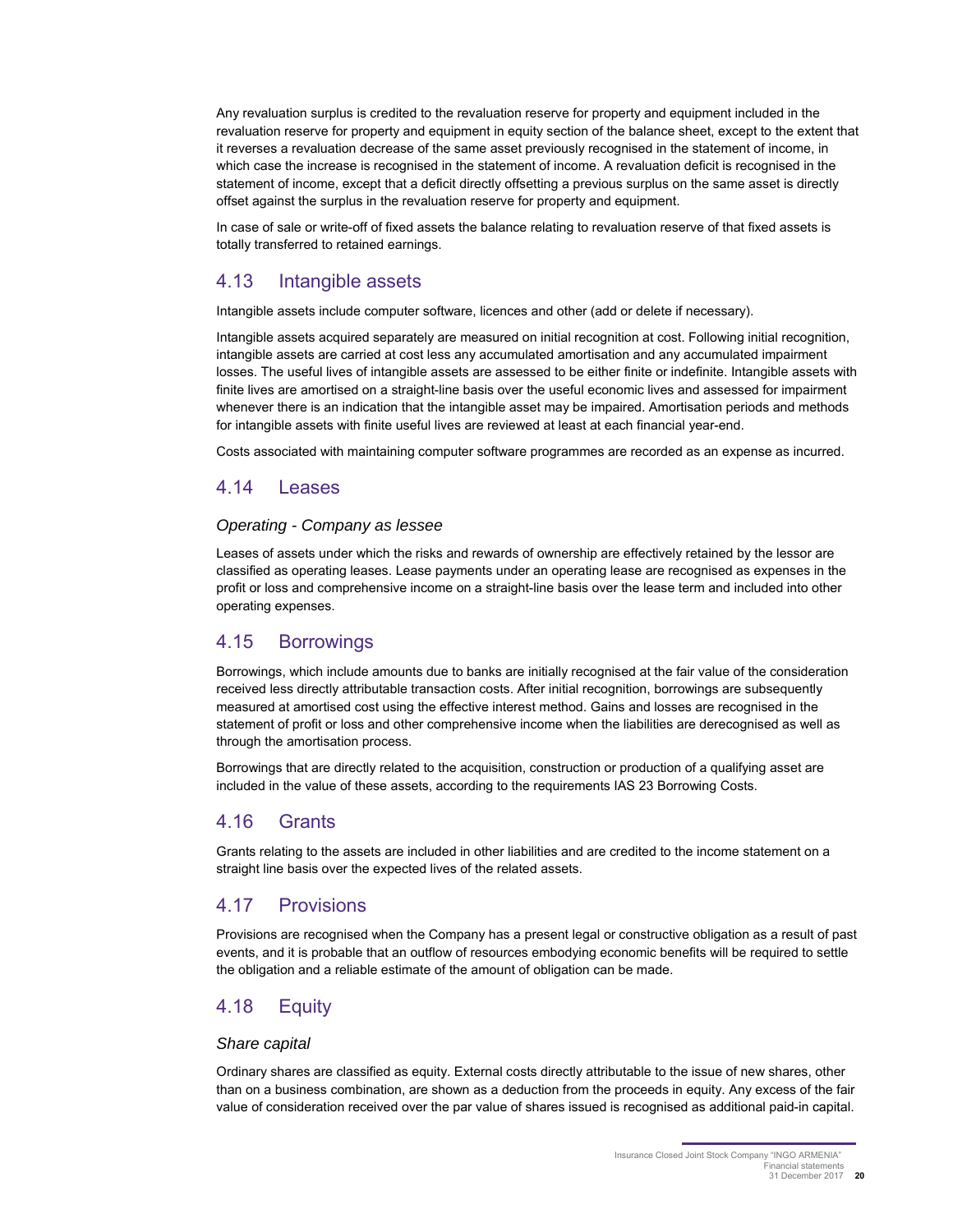Any revaluation surplus is credited to the revaluation reserve for property and equipment included in the revaluation reserve for property and equipment in equity section of the balance sheet, except to the extent that it reverses a revaluation decrease of the same asset previously recognised in the statement of income, in which case the increase is recognised in the statement of income. A revaluation deficit is recognised in the statement of income, except that a deficit directly offsetting a previous surplus on the same asset is directly offset against the surplus in the revaluation reserve for property and equipment.

In case of sale or write-off of fixed assets the balance relating to revaluation reserve of that fixed assets is totally transferred to retained earnings.

## 4.13 Intangible assets

Intangible assets include computer software, licences and other (add or delete if necessary).

Intangible assets acquired separately are measured on initial recognition at cost. Following initial recognition, intangible assets are carried at cost less any accumulated amortisation and any accumulated impairment losses. The useful lives of intangible assets are assessed to be either finite or indefinite. Intangible assets with finite lives are amortised on a straight-line basis over the useful economic lives and assessed for impairment whenever there is an indication that the intangible asset may be impaired. Amortisation periods and methods for intangible assets with finite useful lives are reviewed at least at each financial year-end.

Costs associated with maintaining computer software programmes are recorded as an expense as incurred.

## 4.14 Leases

### *Operating - Company as lessee*

Leases of assets under which the risks and rewards of ownership are effectively retained by the lessor are classified as operating leases. Lease payments under an operating lease are recognised as expenses in the profit or loss and comprehensive income on a straight-line basis over the lease term and included into other operating expenses.

## 4.15 Borrowings

Borrowings, which include amounts due to banks are initially recognised at the fair value of the consideration received less directly attributable transaction costs. After initial recognition, borrowings are subsequently measured at amortised cost using the effective interest method. Gains and losses are recognised in the statement of profit or loss and other comprehensive income when the liabilities are derecognised as well as through the amortisation process.

Borrowings that are directly related to the acquisition, construction or production of a qualifying asset are included in the value of these assets, according to the requirements IAS 23 Borrowing Costs.

## 4.16 Grants

Grants relating to the assets are included in other liabilities and are credited to the income statement on a straight line basis over the expected lives of the related assets.

## 4.17 Provisions

Provisions are recognised when the Company has a present legal or constructive obligation as a result of past events, and it is probable that an outflow of resources embodying economic benefits will be required to settle the obligation and a reliable estimate of the amount of obligation can be made.

## 4.18 Equity

### *Share capital*

Ordinary shares are classified as equity. External costs directly attributable to the issue of new shares, other than on a business combination, are shown as a deduction from the proceeds in equity. Any excess of the fair value of consideration received over the par value of shares issued is recognised as additional paid-in capital.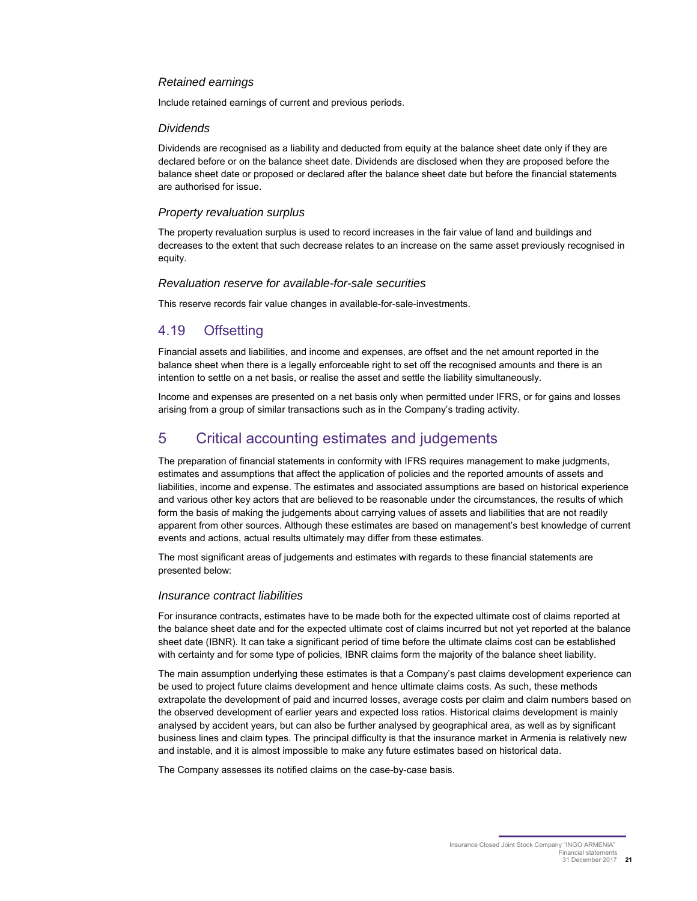### *Retained earnings*

Include retained earnings of current and previous periods.

### *Dividends*

Dividends are recognised as a liability and deducted from equity at the balance sheet date only if they are declared before or on the balance sheet date. Dividends are disclosed when they are proposed before the balance sheet date or proposed or declared after the balance sheet date but before the financial statements are authorised for issue.

### *Property revaluation surplus*

The property revaluation surplus is used to record increases in the fair value of land and buildings and decreases to the extent that such decrease relates to an increase on the same asset previously recognised in equity.

### *Revaluation reserve for available-for-sale securities*

This reserve records fair value changes in available-for-sale-investments.

## 4.19 Offsetting

Financial assets and liabilities, and income and expenses, are offset and the net amount reported in the balance sheet when there is a legally enforceable right to set off the recognised amounts and there is an intention to settle on a net basis, or realise the asset and settle the liability simultaneously.

Income and expenses are presented on a net basis only when permitted under IFRS, or for gains and losses arising from a group of similar transactions such as in the Company's trading activity.

# 5 Critical accounting estimates and judgements

The preparation of financial statements in conformity with IFRS requires management to make judgments, estimates and assumptions that affect the application of policies and the reported amounts of assets and liabilities, income and expense. The estimates and associated assumptions are based on historical experience and various other key actors that are believed to be reasonable under the circumstances, the results of which form the basis of making the judgements about carrying values of assets and liabilities that are not readily apparent from other sources. Although these estimates are based on management's best knowledge of current events and actions, actual results ultimately may differ from these estimates.

The most significant areas of judgements and estimates with regards to these financial statements are presented below:

### *Insurance contract liabilities*

For insurance contracts, estimates have to be made both for the expected ultimate cost of claims reported at the balance sheet date and for the expected ultimate cost of claims incurred but not yet reported at the balance sheet date (IBNR). It can take a significant period of time before the ultimate claims cost can be established with certainty and for some type of policies, IBNR claims form the majority of the balance sheet liability.

The main assumption underlying these estimates is that a Company's past claims development experience can be used to project future claims development and hence ultimate claims costs. As such, these methods extrapolate the development of paid and incurred losses, average costs per claim and claim numbers based on the observed development of earlier years and expected loss ratios. Historical claims development is mainly analysed by accident years, but can also be further analysed by geographical area, as well as by significant business lines and claim types. The principal difficulty is that the insurance market in Armenia is relatively new and instable, and it is almost impossible to make any future estimates based on historical data.

The Company assesses its notified claims on the case-by-case basis.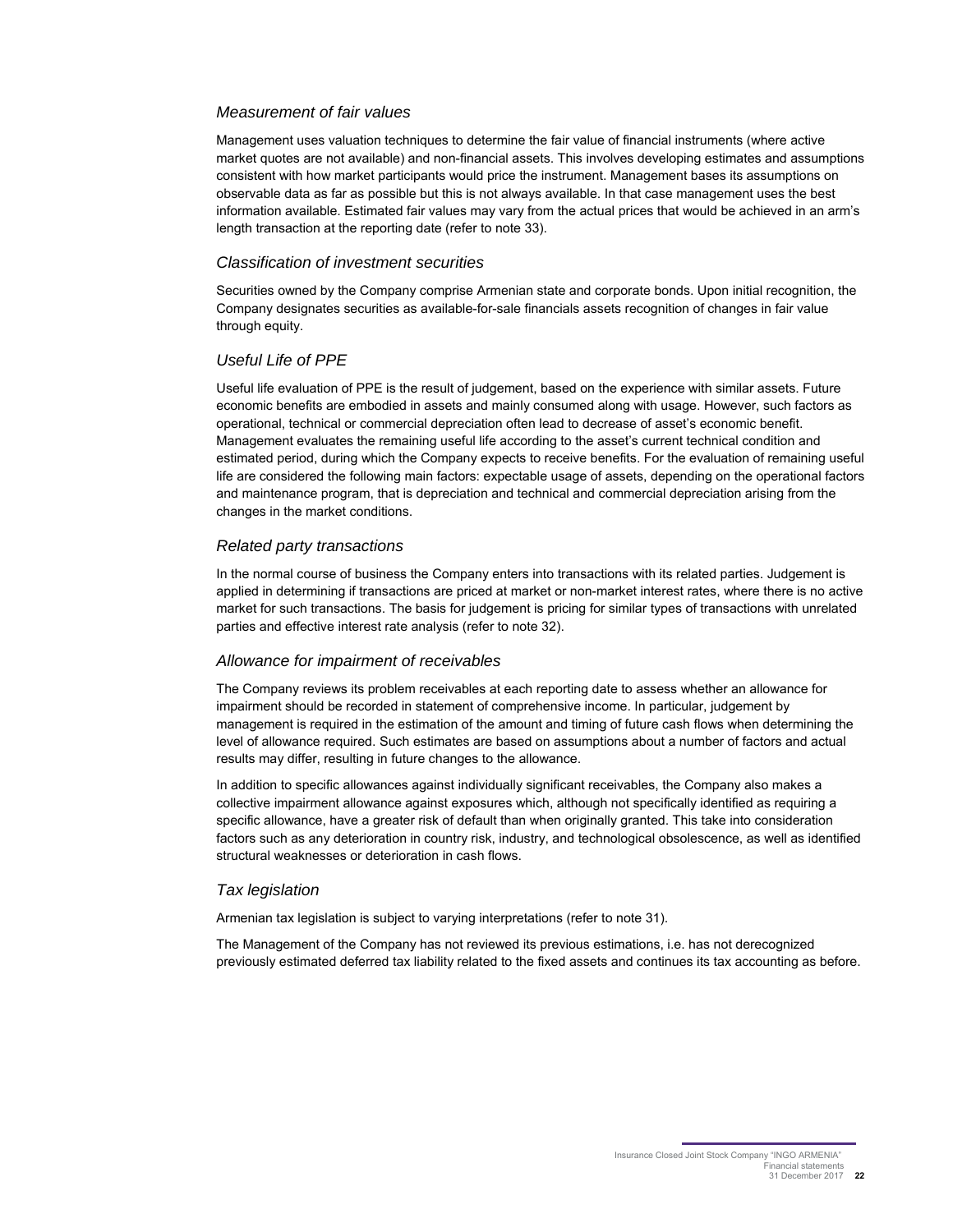### *Measurement of fair values*

Management uses valuation techniques to determine the fair value of financial instruments (where active market quotes are not available) and non-financial assets. This involves developing estimates and assumptions consistent with how market participants would price the instrument. Management bases its assumptions on observable data as far as possible but this is not always available. In that case management uses the best information available. Estimated fair values may vary from the actual prices that would be achieved in an arm's length transaction at the reporting date (refer to note 33).

### *Classification of investment securities*

Securities owned by the Company comprise Armenian state and corporate bonds. Upon initial recognition, the Company designates securities as available-for-sale financials assets recognition of changes in fair value through equity.

### *Useful Life of PPE*

Useful life evaluation of PPE is the result of judgement, based on the experience with similar assets. Future economic benefits are embodied in assets and mainly consumed along with usage. However, such factors as operational, technical or commercial depreciation often lead to decrease of asset's economic benefit. Management evaluates the remaining useful life according to the asset's current technical condition and estimated period, during which the Company expects to receive benefits. For the evaluation of remaining useful life are considered the following main factors: expectable usage of assets, depending on the operational factors and maintenance program, that is depreciation and technical and commercial depreciation arising from the changes in the market conditions.

### *Related party transactions*

In the normal course of business the Company enters into transactions with its related parties. Judgement is applied in determining if transactions are priced at market or non-market interest rates, where there is no active market for such transactions. The basis for judgement is pricing for similar types of transactions with unrelated parties and effective interest rate analysis (refer to note 32).

### *Allowance for impairment of receivables*

The Company reviews its problem receivables at each reporting date to assess whether an allowance for impairment should be recorded in statement of comprehensive income. In particular, judgement by management is required in the estimation of the amount and timing of future cash flows when determining the level of allowance required. Such estimates are based on assumptions about a number of factors and actual results may differ, resulting in future changes to the allowance.

In addition to specific allowances against individually significant receivables, the Company also makes a collective impairment allowance against exposures which, although not specifically identified as requiring a specific allowance, have a greater risk of default than when originally granted. This take into consideration factors such as any deterioration in country risk, industry, and technological obsolescence, as well as identified structural weaknesses or deterioration in cash flows.

### *Tax legislation*

Armenian tax legislation is subject to varying interpretations (refer to note 31).

The Management of the Company has not reviewed its previous estimations, i.e. has not derecognized previously estimated deferred tax liability related to the fixed assets and continues its tax accounting as before.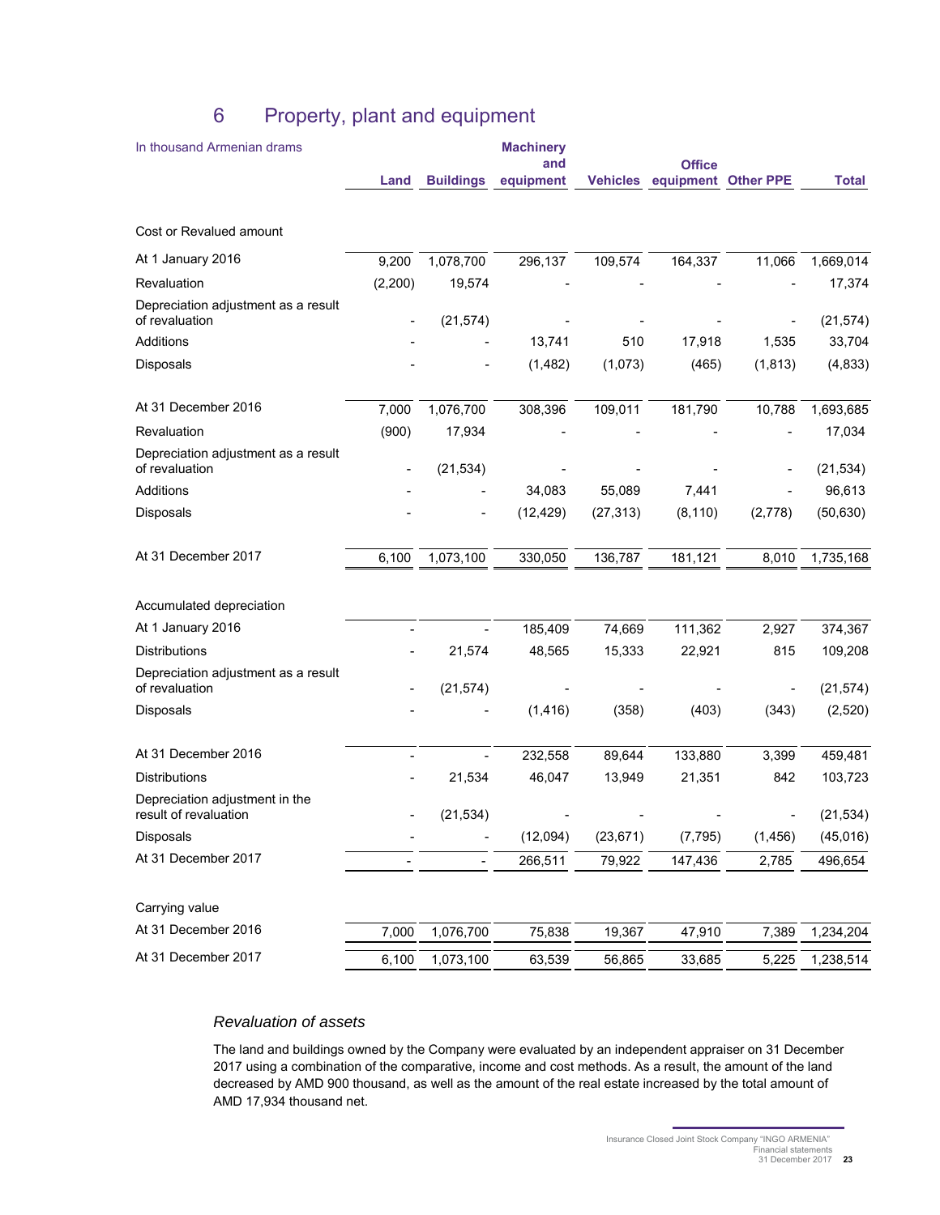## 6 Property, plant and equipment

| In thousand Armenian drams | Land | Buildings | Machinery and equipment | Vehicles | Office equipment | Other PPE | Total |
|---|---|---|---|---|---|---|---|
| **Cost or Revalued amount** | | | | | | | |
| At 1 January 2016 | 9,200 | 1,078,700 | 296,137 | 109,574 | 164,337 | 11,066 | 1,669,014 |
| Revaluation | (2,200) | 19,574 | - | - | - | - | 17,374 |
| Depreciation adjustment as a result of revaluation | - | (21,574) | - | - | - | - | (21,574) |
| Additions | - | - | 13,741 | 510 | 17,918 | 1,535 | 33,704 |
| Disposals | - | - | (1,482) | (1,073) | (465) | (1,813) | (4,833) |
| At 31 December 2016 | 7,000 | 1,076,700 | 308,396 | 109,011 | 181,790 | 10,788 | 1,693,685 |
| Revaluation | (900) | 17,934 | - | - | - | - | 17,034 |
| Depreciation adjustment as a result of revaluation | - | (21,534) | - | - | - | - | (21,534) |
| Additions | - | - | 34,083 | 55,089 | 7,441 | - | 96,613 |
| Disposals | - | - | (12,429) | (27,313) | (8,110) | (2,778) | (50,630) |
| At 31 December 2017 | 6,100 | 1,073,100 | 330,050 | 136,787 | 181,121 | 8,010 | 1,735,168 |
| **Accumulated depreciation** | | | | | | | |
| At 1 January 2016 | - | - | 185,409 | 74,669 | 111,362 | 2,927 | 374,367 |
| Distributions | - | 21,574 | 48,565 | 15,333 | 22,921 | 815 | 109,208 |
| Depreciation adjustment as a result of revaluation | - | (21,574) | - | - | - | - | (21,574) |
| Disposals | - | - | (1,416) | (358) | (403) | (343) | (2,520) |
| At 31 December 2016 | - | - | 232,558 | 89,644 | 133,880 | 3,399 | 459,481 |
| Distributions | - | 21,534 | 46,047 | 13,949 | 21,351 | 842 | 103,723 |
| Depreciation adjustment in the result of revaluation | - | (21,534) | - | - | - | - | (21,534) |
| Disposals | - | - | (12,094) | (23,671) | (7,795) | (1,456) | (45,016) |
| At 31 December 2017 | - | - | 266,511 | 79,922 | 147,436 | 2,785 | 496,654 |
| **Carrying value** | | | | | | | |
| At 31 December 2016 | 7,000 | 1,076,700 | 75,838 | 19,367 | 47,910 | 7,389 | 1,234,204 |
| At 31 December 2017 | 6,100 | 1,073,100 | 63,539 | 56,865 | 33,685 | 5,225 | 1,238,514 |

### *Revaluation of assets*

The land and buildings owned by the Company were evaluated by an independent appraiser on 31 December 2017 using a combination of the comparative, income and cost methods. As a result, the amount of the land decreased by AMD 900 thousand, as well as the amount of the real estate increased by the total amount of AMD 17,934 thousand net.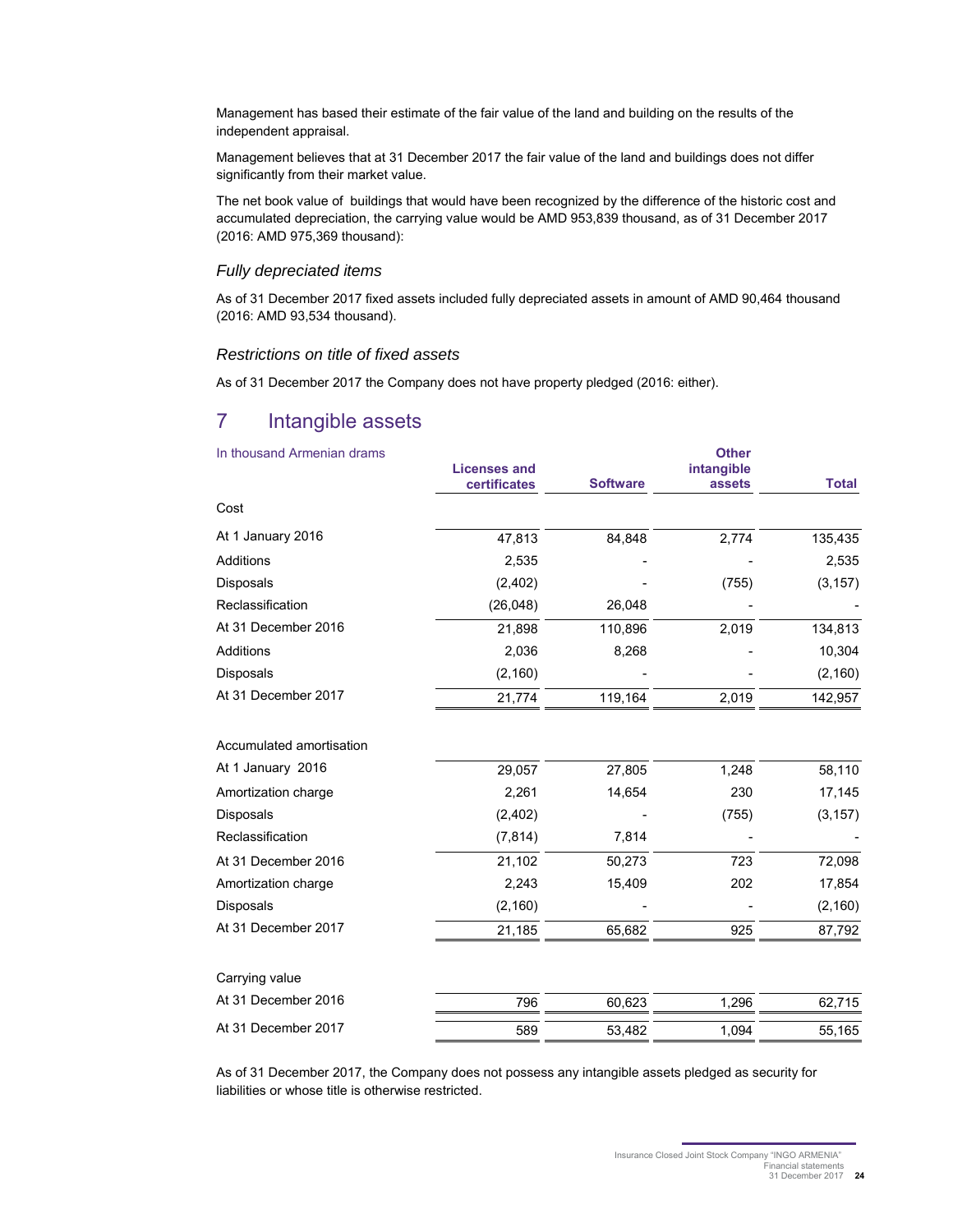Management has based their estimate of the fair value of the land and building on the results of the independent appraisal.

Management believes that at 31 December 2017 the fair value of the land and buildings does not differ significantly from their market value.

The net book value of buildings that would have been recognized by the difference of the historic cost and accumulated depreciation, the carrying value would be AMD 953,839 thousand, as of 31 December 2017 (2016: AMD 975,369 thousand):

### *Fully depreciated items*

As of 31 December 2017 fixed assets included fully depreciated assets in amount of AMD 90,464 thousand (2016: AMD 93,534 thousand).

### *Restrictions on title of fixed assets*

As of 31 December 2017 the Company does not have property pledged (2016: either).

## 7 Intangible assets

| In thousand Armenian drams | Licenses and certificates | Software | Other intangible assets | Total |
|---|---|---|---|---|
| Cost | | | | |
| At 1 January 2016 | 47,813 | 84,848 | 2,774 | 135,435 |
| Additions | 2,535 | - | - | 2,535 |
| Disposals | (2,402) | - | (755) | (3,157) |
| Reclassification | (26,048) | 26,048 | - | - |
| At 31 December 2016 | 21,898 | 110,896 | 2,019 | 134,813 |
| Additions | 2,036 | 8,268 | - | 10,304 |
| Disposals | (2,160) | - | - | (2,160) |
| At 31 December 2017 | 21,774 | 119,164 | 2,019 | 142,957 |
| | | | | |
| Accumulated amortisation | | | | |
| At 1 January 2016 | 29,057 | 27,805 | 1,248 | 58,110 |
| Amortization charge | 2,261 | 14,654 | 230 | 17,145 |
| Disposals | (2,402) | - | (755) | (3,157) |
| Reclassification | (7,814) | 7,814 | - | - |
| At 31 December 2016 | 21,102 | 50,273 | 723 | 72,098 |
| Amortization charge | 2,243 | 15,409 | 202 | 17,854 |
| Disposals | (2,160) | - | - | (2,160) |
| At 31 December 2017 | 21,185 | 65,682 | 925 | 87,792 |
| | | | | |
| Carrying value | | | | |
| At 31 December 2016 | 796 | 60,623 | 1,296 | 62,715 |
| At 31 December 2017 | 589 | 53,482 | 1,094 | 55,165 |

As of 31 December 2017, the Company does not possess any intangible assets pledged as security for liabilities or whose title is otherwise restricted.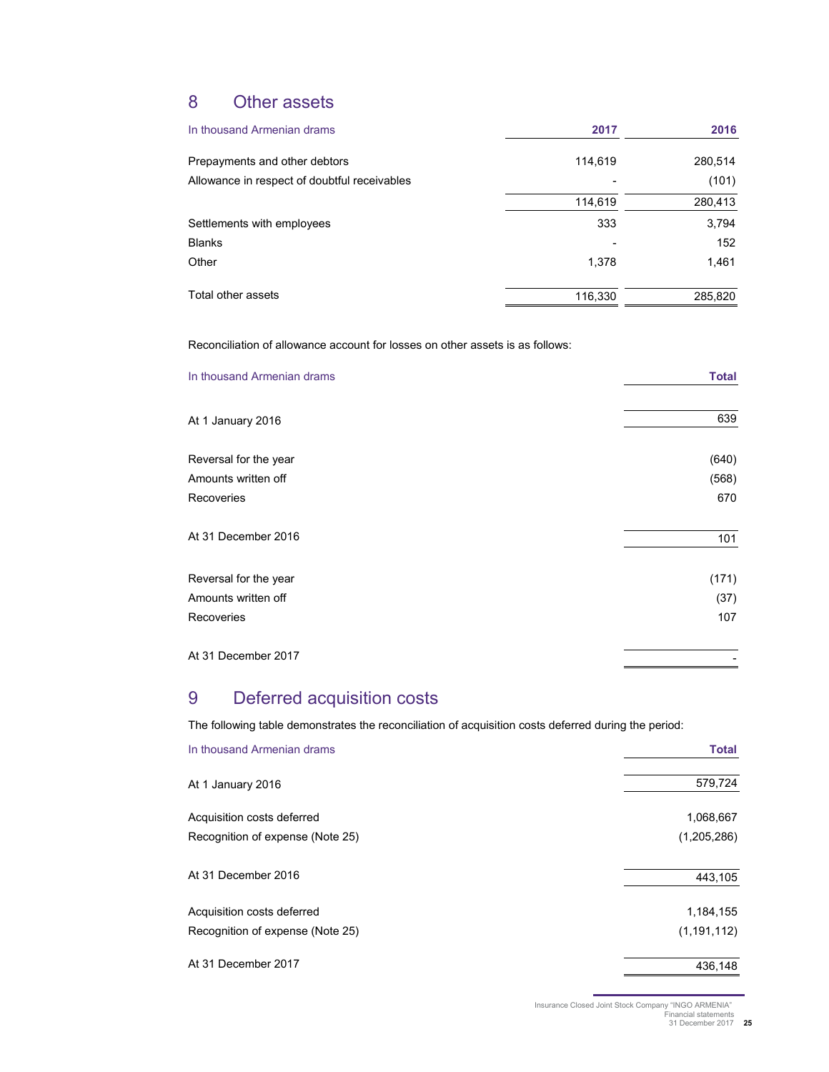## 8 Other assets

| In thousand Armenian drams | 2017 | 2016 |
|---|---|---|
| Prepayments and other debtors | 114,619 | 280,514 |
| Allowance in respect of doubtful receivables | - | (101) |
| | 114,619 | 280,413 |
| Settlements with employees | 333 | 3,794 |
| Blanks | - | 152 |
| Other | 1,378 | 1,461 |
| Total other assets | 116,330 | 285,820 |

Reconciliation of allowance account for losses on other assets is as follows:

| In thousand Armenian drams | Total |
|---|---|
| At 1 January 2016 | 639 |
| Reversal for the year | (640) |
| Amounts written off | (568) |
| Recoveries | 670 |
| At 31 December 2016 | 101 |
| Reversal for the year | (171) |
| Amounts written off | (37) |
| Recoveries | 107 |
| At 31 December 2017 | - |

## 9 Deferred acquisition costs

The following table demonstrates the reconciliation of acquisition costs deferred during the period:

| In thousand Armenian drams | Total |
|---|---|
| At 1 January 2016 | 579,724 |
| Acquisition costs deferred | 1,068,667 |
| Recognition of expense (Note 25) | (1,205,286) |
| At 31 December 2016 | 443,105 |
| Acquisition costs deferred | 1,184,155 |
| Recognition of expense (Note 25) | (1,191,112) |
| At 31 December 2017 | 436,148 |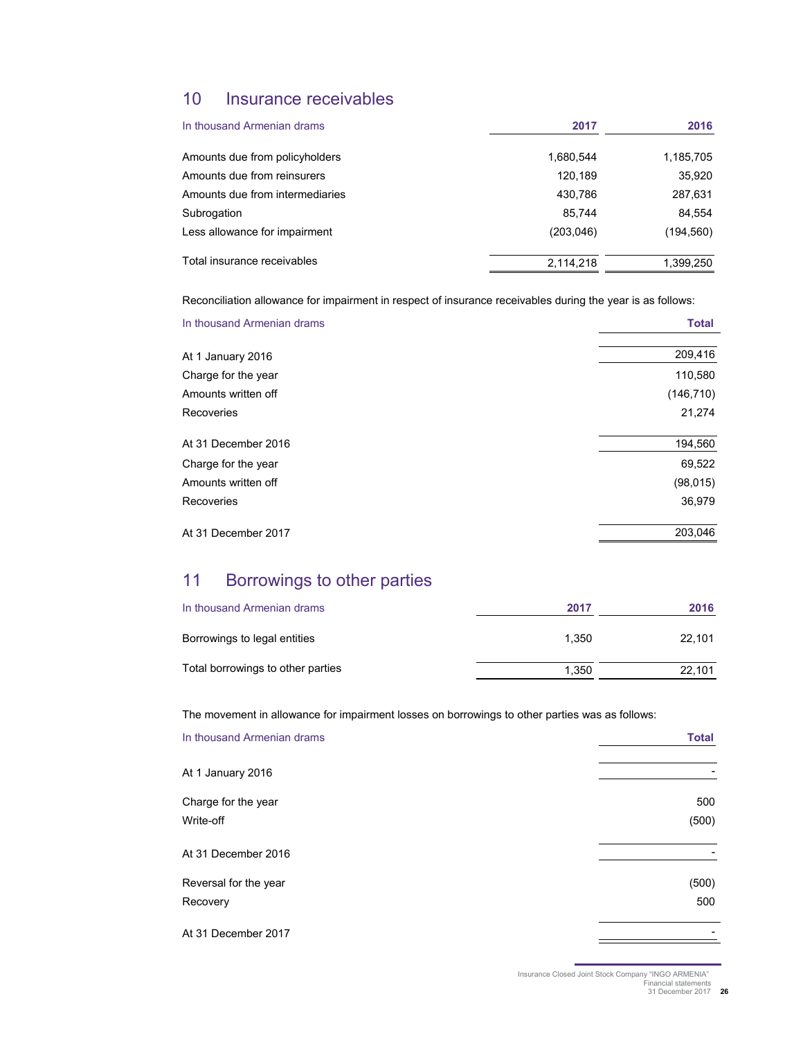## 10 Insurance receivables

| In thousand Armenian drams | 2017 | 2016 |
|---|---|---|
| Amounts due from policyholders | 1,680,544 | 1,185,705 |
| Amounts due from reinsurers | 120,189 | 35,920 |
| Amounts due from intermediaries | 430,786 | 287,631 |
| Subrogation | 85,744 | 84,554 |
| Less allowance for impairment | (203,046) | (194,560) |
| Total insurance receivables | 2,114,218 | 1,399,250 |

Reconciliation allowance for impairment in respect of insurance receivables during the year is as follows:

| In thousand Armenian drams | Total |
|---|---|
| At 1 January 2016 | 209,416 |
| Charge for the year | 110,580 |
| Amounts written off | (146,710) |
| Recoveries | 21,274 |
| At 31 December 2016 | 194,560 |
| Charge for the year | 69,522 |
| Amounts written off | (98,015) |
| Recoveries | 36,979 |
| At 31 December 2017 | 203,046 |

## 11 Borrowings to other parties

| In thousand Armenian drams | 2017 | 2016 |
|---|---|---|
| Borrowings to legal entities | 1,350 | 22,101 |
| Total borrowings to other parties | 1,350 | 22,101 |

The movement in allowance for impairment losses on borrowings to other parties was as follows:

| In thousand Armenian drams | Total |
|---|---|
| At 1 January 2016 | - |
| Charge for the year | 500 |
| Write-off | (500) |
| At 31 December 2016 | - |
| Reversal for the year | (500) |
| Recovery | 500 |
| At 31 December 2017 | - |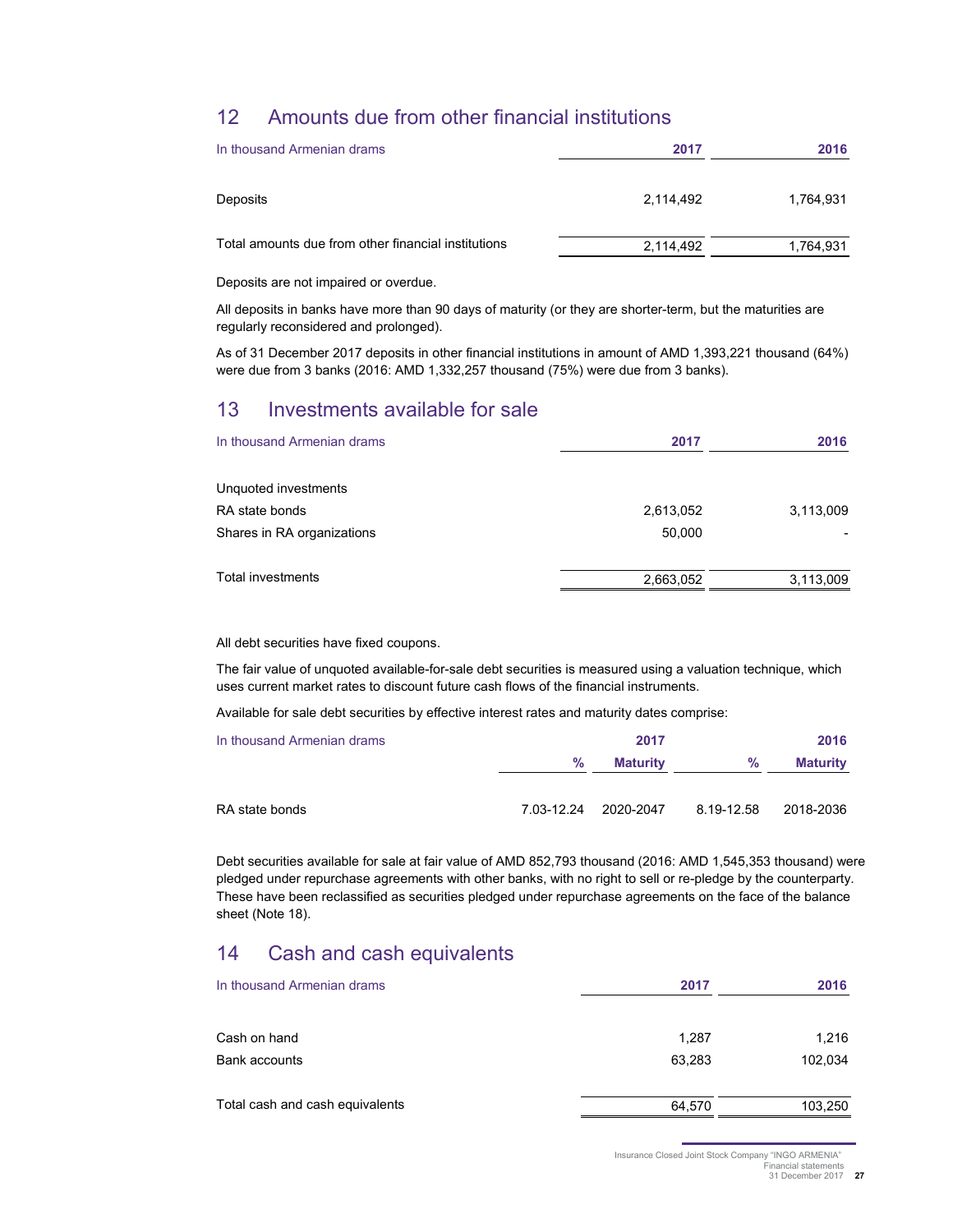## 12 Amounts due from other financial institutions

| In thousand Armenian drams | 2017 | 2016 |
|---|---|---|
| Deposits | 2,114,492 | 1,764,931 |
| Total amounts due from other financial institutions | 2,114,492 | 1,764,931 |

Deposits are not impaired or overdue.

All deposits in banks have more than 90 days of maturity (or they are shorter-term, but the maturities are regularly reconsidered and prolonged).

As of 31 December 2017 deposits in other financial institutions in amount of AMD 1,393,221 thousand (64%) were due from 3 banks (2016: AMD 1,332,257 thousand (75%) were due from 3 banks).

## 13 Investments available for sale

| In thousand Armenian drams | 2017 | 2016 |
|---|---|---|
| Unquoted investments | | |
| RA state bonds | 2,613,052 | 3,113,009 |
| Shares in RA organizations | 50,000 | - |
| Total investments | 2,663,052 | 3,113,009 |

All debt securities have fixed coupons.

The fair value of unquoted available-for-sale debt securities is measured using a valuation technique, which uses current market rates to discount future cash flows of the financial instruments.

Available for sale debt securities by effective interest rates and maturity dates comprise:

| In thousand Armenian drams | 2017 | | 2016 | |
|---|---|---|---|---|
| | % | Maturity | % | Maturity |
| RA state bonds | 7.03-12.24 | 2020-2047 | 8.19-12.58 | 2018-2036 |

Debt securities available for sale at fair value of AMD 852,793 thousand (2016: AMD 1,545,353 thousand) were pledged under repurchase agreements with other banks, with no right to sell or re-pledge by the counterparty. These have been reclassified as securities pledged under repurchase agreements on the face of the balance sheet (Note 18).

## 14 Cash and cash equivalents

| In thousand Armenian drams | 2017 | 2016 |
|---|---|---|
| Cash on hand | 1,287 | 1,216 |
| Bank accounts | 63,283 | 102,034 |
| Total cash and cash equivalents | 64,570 | 103,250 |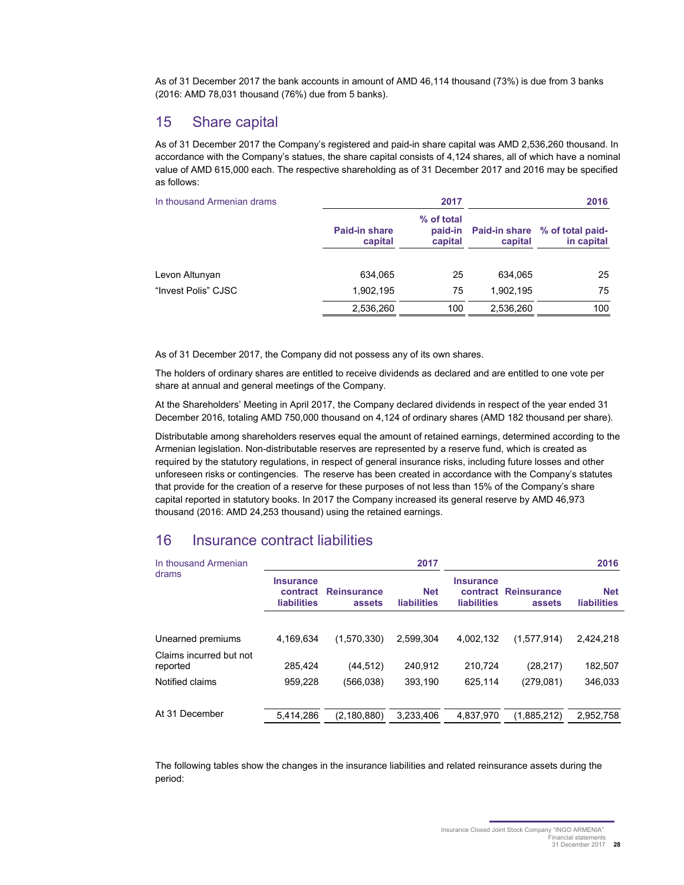As of 31 December 2017 the bank accounts in amount of AMD 46,114 thousand (73%) is due from 3 banks (2016: AMD 78,031 thousand (76%) due from 5 banks).

## 15 Share capital

As of 31 December 2017 the Company's registered and paid-in share capital was AMD 2,536,260 thousand. In accordance with the Company's statues, the share capital consists of 4,124 shares, all of which have a nominal value of AMD 615,000 each. The respective shareholding as of 31 December 2017 and 2016 may be specified as follows:

| In thousand Armenian drams | 2017 | | 2016 | |
|---|---|---|---|---|
| | **Paid-in share capital** | **% of total paid-in capital** | **Paid-in share capital** | **% of total paid-in capital** |
| Levon Altunyan | 634,065 | 25 | 634,065 | 25 |
| "Invest Polis" CJSC | 1,902,195 | 75 | 1,902,195 | 75 |
| | 2,536,260 | 100 | 2,536,260 | 100 |

As of 31 December 2017, the Company did not possess any of its own shares.

The holders of ordinary shares are entitled to receive dividends as declared and are entitled to one vote per share at annual and general meetings of the Company.

At the Shareholders' Meeting in April 2017, the Company declared dividends in respect of the year ended 31 December 2016, totaling AMD 750,000 thousand on 4,124 of ordinary shares (AMD 182 thousand per share).

Distributable among shareholders reserves equal the amount of retained earnings, determined according to the Armenian legislation. Non-distributable reserves are represented by a reserve fund, which is created as required by the statutory regulations, in respect of general insurance risks, including future losses and other unforeseen risks or contingencies. The reserve has been created in accordance with the Company's statutes that provide for the creation of a reserve for these purposes of not less than 15% of the Company's share capital reported in statutory books. In 2017 the Company increased its general reserve by AMD 46,973 thousand (2016: AMD 24,253 thousand) using the retained earnings.

## 16 Insurance contract liabilities

| In thousand Armenian drams | 2017 | | | 2016 | | |
|---|---|---|---|---|---|---|
| | **Insurance contract liabilities** | **Reinsurance assets** | **Net liabilities** | **Insurance contract liabilities** | **Reinsurance assets** | **Net liabilities** |
| Unearned premiums | 4,169,634 | (1,570,330) | 2,599,304 | 4,002,132 | (1,577,914) | 2,424,218 |
| Claims incurred but not reported | 285,424 | (44,512) | 240,912 | 210,724 | (28,217) | 182,507 |
| Notified claims | 959,228 | (566,038) | 393,190 | 625,114 | (279,081) | 346,033 |
| At 31 December | 5,414,286 | (2,180,880) | 3,233,406 | 4,837,970 | (1,885,212) | 2,952,758 |

The following tables show the changes in the insurance liabilities and related reinsurance assets during the period: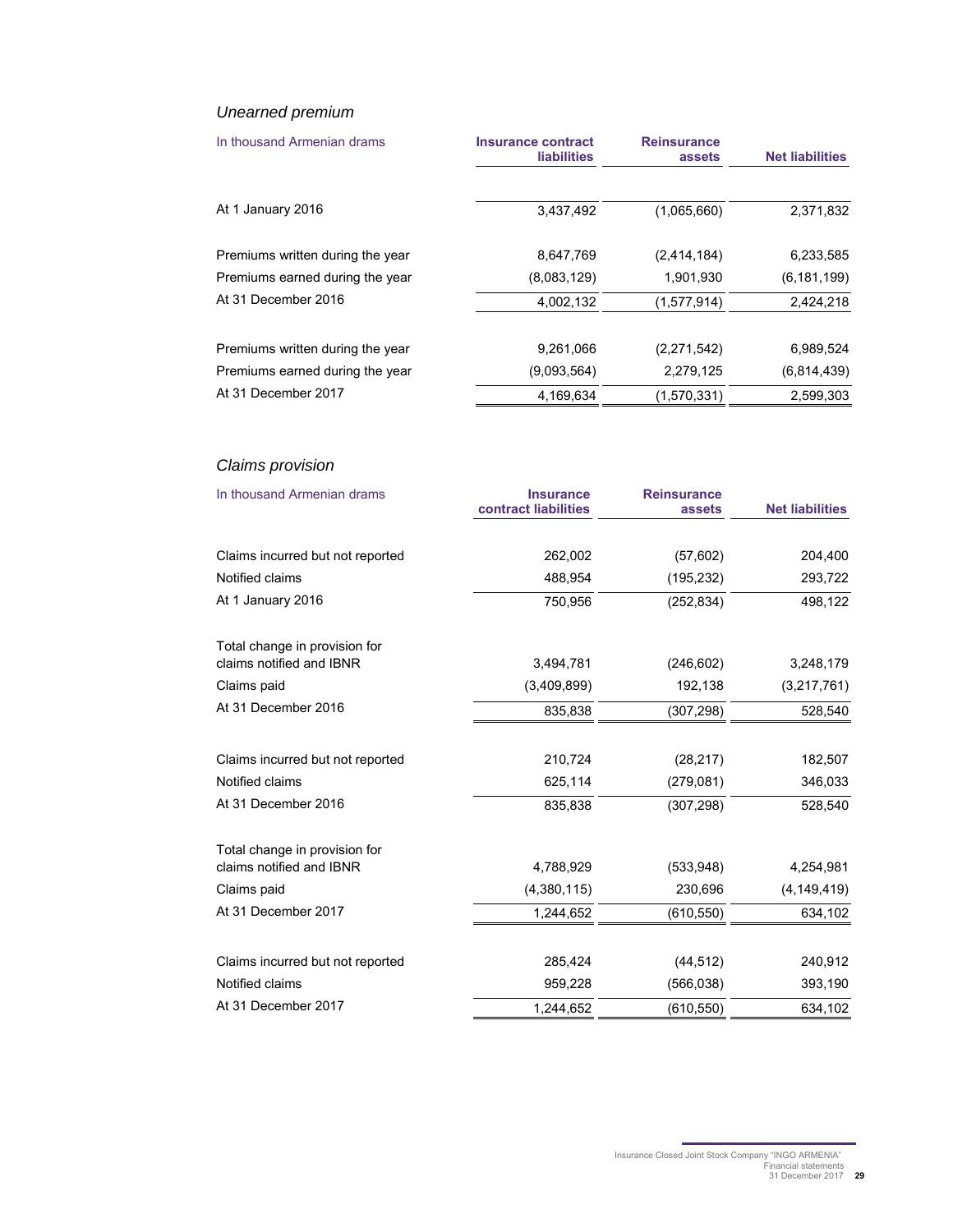*Unearned premium*

| In thousand Armenian drams | Insurance contract liabilities | Reinsurance assets | Net liabilities |
|---|---|---|---|
| At 1 January 2016 | 3,437,492 | (1,065,660) | 2,371,832 |
| Premiums written during the year | 8,647,769 | (2,414,184) | 6,233,585 |
| Premiums earned during the year | (8,083,129) | 1,901,930 | (6,181,199) |
| At 31 December 2016 | 4,002,132 | (1,577,914) | 2,424,218 |
| Premiums written during the year | 9,261,066 | (2,271,542) | 6,989,524 |
| Premiums earned during the year | (9,093,564) | 2,279,125 | (6,814,439) |
| At 31 December 2017 | 4,169,634 | (1,570,331) | 2,599,303 |

*Claims provision*

| In thousand Armenian drams | Insurance contract liabilities | Reinsurance assets | Net liabilities |
|---|---|---|---|
| Claims incurred but not reported | 262,002 | (57,602) | 204,400 |
| Notified claims | 488,954 | (195,232) | 293,722 |
| At 1 January 2016 | 750,956 | (252,834) | 498,122 |
| Total change in provision for claims notified and IBNR | 3,494,781 | (246,602) | 3,248,179 |
| Claims paid | (3,409,899) | 192,138 | (3,217,761) |
| At 31 December 2016 | 835,838 | (307,298) | 528,540 |
| Claims incurred but not reported | 210,724 | (28,217) | 182,507 |
| Notified claims | 625,114 | (279,081) | 346,033 |
| At 31 December 2016 | 835,838 | (307,298) | 528,540 |
| Total change in provision for claims notified and IBNR | 4,788,929 | (533,948) | 4,254,981 |
| Claims paid | (4,380,115) | 230,696 | (4,149,419) |
| At 31 December 2017 | 1,244,652 | (610,550) | 634,102 |
| Claims incurred but not reported | 285,424 | (44,512) | 240,912 |
| Notified claims | 959,228 | (566,038) | 393,190 |
| At 31 December 2017 | 1,244,652 | (610,550) | 634,102 |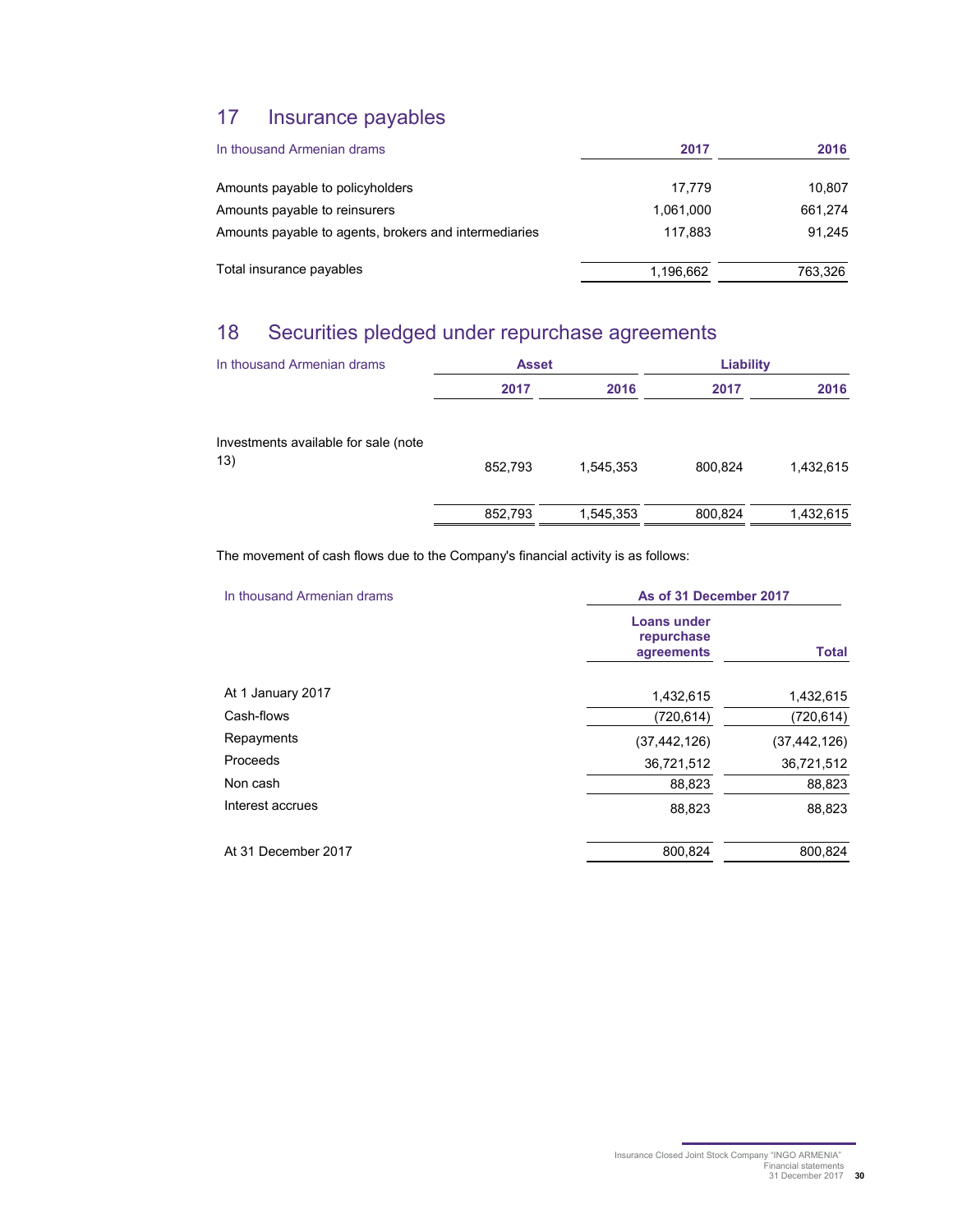## 17 Insurance payables

| In thousand Armenian drams | 2017 | 2016 |
|---|---|---|
| Amounts payable to policyholders | 17,779 | 10,807 |
| Amounts payable to reinsurers | 1,061,000 | 661,274 |
| Amounts payable to agents, brokers and intermediaries | 117,883 | 91,245 |
| Total insurance payables | 1,196,662 | 763,326 |

## 18 Securities pledged under repurchase agreements

| In thousand Armenian drams | Asset | | Liability | |
|---|---|---|---|---|
| | 2017 | 2016 | 2017 | 2016 |
| Investments available for sale (note 13) | 852,793 | 1,545,353 | 800,824 | 1,432,615 |
| | 852,793 | 1,545,353 | 800,824 | 1,432,615 |

The movement of cash flows due to the Company's financial activity is as follows:

| In thousand Armenian drams | As of 31 December 2017 | |
|---|---|---|
| | Loans under repurchase agreements | Total |
| At 1 January 2017 | 1,432,615 | 1,432,615 |
| Cash-flows | (720,614) | (720,614) |
| Repayments | (37,442,126) | (37,442,126) |
| Proceeds | 36,721,512 | 36,721,512 |
| Non cash | 88,823 | 88,823 |
| Interest accrues | 88,823 | 88,823 |
| At 31 December 2017 | 800,824 | 800,824 |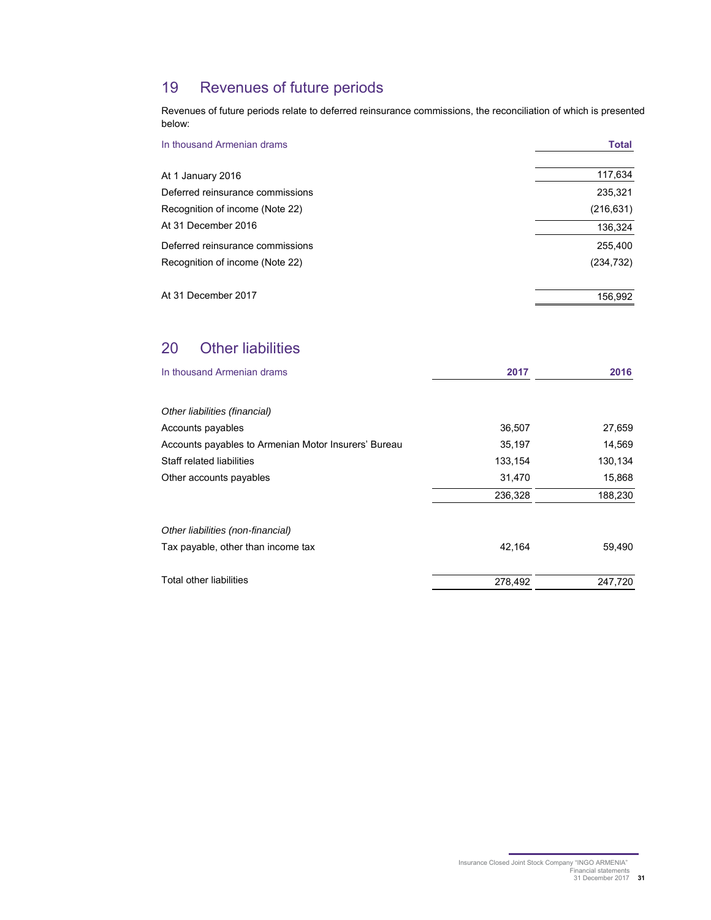## 19 Revenues of future periods

Revenues of future periods relate to deferred reinsurance commissions, the reconciliation of which is presented below:

| In thousand Armenian drams | Total |
|---|---|
| At 1 January 2016 | 117,634 |
| Deferred reinsurance commissions | 235,321 |
| Recognition of income (Note 22) | (216,631) |
| At 31 December 2016 | 136,324 |
| Deferred reinsurance commissions | 255,400 |
| Recognition of income (Note 22) | (234,732) |
| At 31 December 2017 | 156,992 |

## 20 Other liabilities

| In thousand Armenian drams | 2017 | 2016 |
|---|---|---|
| *Other liabilities (financial)* | | |
| Accounts payables | 36,507 | 27,659 |
| Accounts payables to Armenian Motor Insurers' Bureau | 35,197 | 14,569 |
| Staff related liabilities | 133,154 | 130,134 |
| Other accounts payables | 31,470 | 15,868 |
| | 236,328 | 188,230 |
| *Other liabilities (non-financial)* | | |
| Tax payable, other than income tax | 42,164 | 59,490 |
| Total other liabilities | 278,492 | 247,720 |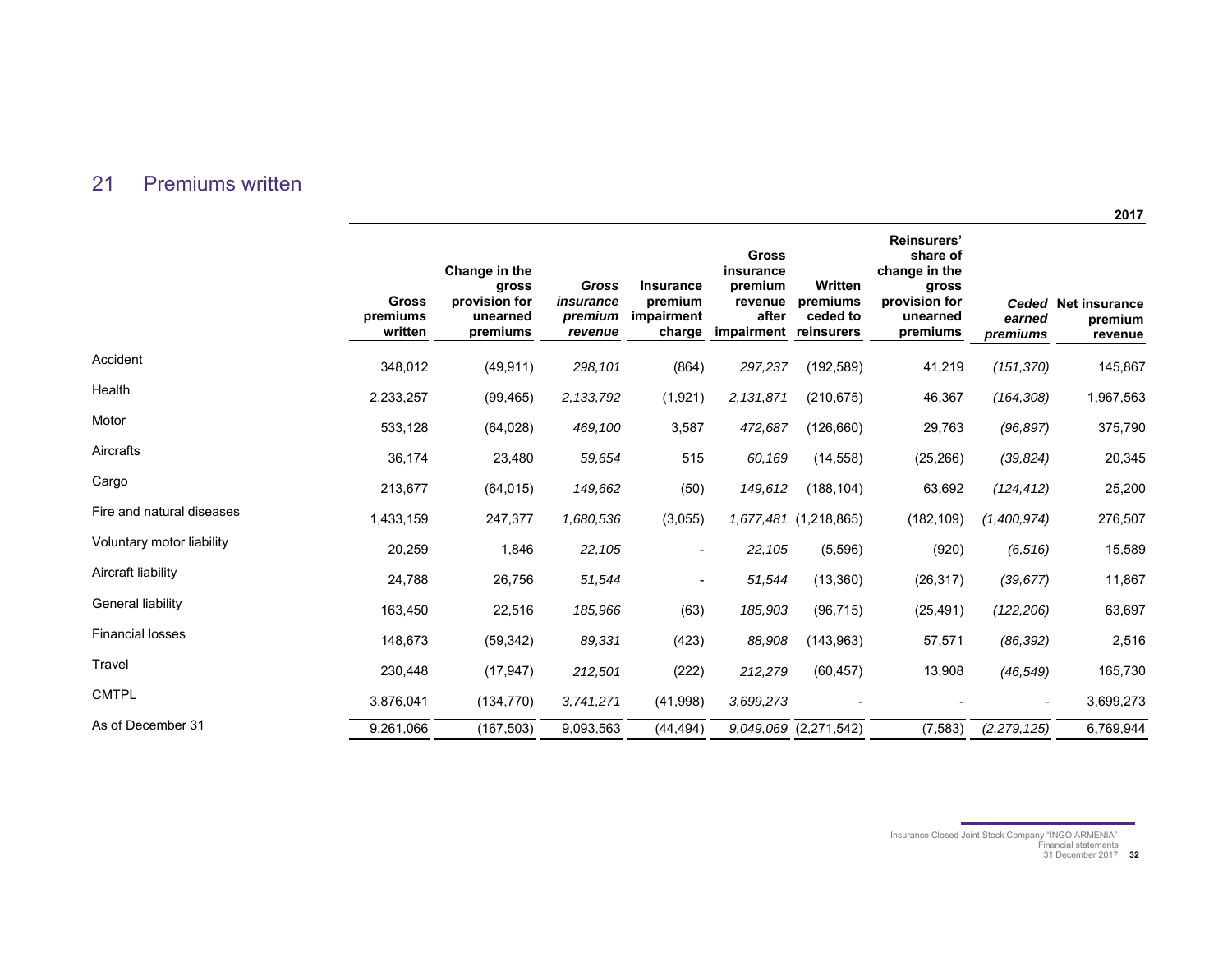## 21 Premiums written

| | Gross premiums written | Change in the gross provision for unearned premiums | *Gross insurance premium revenue* | Insurance premium impairment charge | Gross insurance premium revenue after impairment | Written premiums ceded to reinsurers | Reinsurers' share of change in the gross provision for unearned premiums | *Ceded earned premiums* | Net insurance premium revenue |
|---|---|---|---|---|---|---|---|---|---|
| | | | | | | | | | **2017** |
| Accident | 348,012 | (49,911) | *298,101* | (864) | *297,237* | (192,589) | 41,219 | *(151,370)* | 145,867 |
| Health | 2,233,257 | (99,465) | *2,133,792* | (1,921) | *2,131,871* | (210,675) | 46,367 | *(164,308)* | 1,967,563 |
| Motor | 533,128 | (64,028) | *469,100* | 3,587 | *472,687* | (126,660) | 29,763 | *(96,897)* | 375,790 |
| Aircrafts | 36,174 | 23,480 | *59,654* | 515 | *60,169* | (14,558) | (25,266) | *(39,824)* | 20,345 |
| Cargo | 213,677 | (64,015) | *149,662* | (50) | *149,612* | (188,104) | 63,692 | *(124,412)* | 25,200 |
| Fire and natural diseases | 1,433,159 | 247,377 | *1,680,536* | (3,055) | *1,677,481* | (1,218,865) | (182,109) | *(1,400,974)* | 276,507 |
| Voluntary motor liability | 20,259 | 1,846 | *22,105* | - | *22,105* | (5,596) | (920) | *(6,516)* | 15,589 |
| Aircraft liability | 24,788 | 26,756 | *51,544* | - | *51,544* | (13,360) | (26,317) | *(39,677)* | 11,867 |
| General liability | 163,450 | 22,516 | *185,966* | (63) | *185,903* | (96,715) | (25,491) | *(122,206)* | 63,697 |
| Financial losses | 148,673 | (59,342) | *89,331* | (423) | *88,908* | (143,963) | 57,571 | *(86,392)* | 2,516 |
| Travel | 230,448 | (17,947) | *212,501* | (222) | *212,279* | (60,457) | 13,908 | *(46,549)* | 165,730 |
| CMTPL | 3,876,041 | (134,770) | *3,741,271* | (41,998) | *3,699,273* | - | - | - | 3,699,273 |
| As of December 31 | 9,261,066 | (167,503) | 9,093,563 | (44,494) | *9,049,069* | (2,271,542) | (7,583) | *(2,279,125)* | 6,769,944 |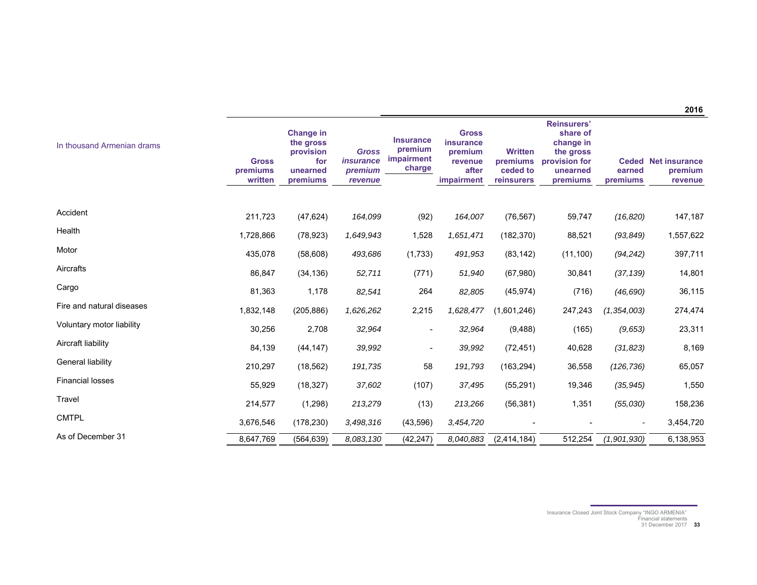| In thousand Armenian drams | Gross premiums written | Change in the gross provision for unearned premiums | *Gross insurance premium revenue* | Insurance premium impairment charge | Gross insurance premium revenue after impairment | Written premiums ceded to reinsurers | Reinsurers' share of change in the gross provision for unearned premiums | Ceded earned premiums | Net insurance premium revenue |
|---|---|---|---|---|---|---|---|---|---|
| | | | | | | | | | **2016** |
| Accident | 211,723 | (47,624) | *164,099* | (92) | *164,007* | (76,567) | 59,747 | *(16,820)* | 147,187 |
| Health | 1,728,866 | (78,923) | *1,649,943* | 1,528 | *1,651,471* | (182,370) | 88,521 | *(93,849)* | 1,557,622 |
| Motor | 435,078 | (58,608) | *493,686* | (1,733) | *491,953* | (83,142) | (11,100) | *(94,242)* | 397,711 |
| Aircrafts | 86,847 | (34,136) | *52,711* | (771) | *51,940* | (67,980) | 30,841 | *(37,139)* | 14,801 |
| Cargo | 81,363 | 1,178 | *82,541* | 264 | *82,805* | (45,974) | (716) | *(46,690)* | 36,115 |
| Fire and natural diseases | 1,832,148 | (205,886) | *1,626,262* | 2,215 | *1,628,477* | (1,601,246) | 247,243 | *(1,354,003)* | 274,474 |
| Voluntary motor liability | 30,256 | 2,708 | *32,964* | - | *32,964* | (9,488) | (165) | *(9,653)* | 23,311 |
| Aircraft liability | 84,139 | (44,147) | *39,992* | - | *39,992* | (72,451) | 40,628 | *(31,823)* | 8,169 |
| General liability | 210,297 | (18,562) | *191,735* | 58 | *191,793* | (163,294) | 36,558 | *(126,736)* | 65,057 |
| Financial losses | 55,929 | (18,327) | *37,602* | (107) | *37,495* | (55,291) | 19,346 | *(35,945)* | 1,550 |
| Travel | 214,577 | (1,298) | *213,279* | (13) | *213,266* | (56,381) | 1,351 | *(55,030)* | 158,236 |
| CMTPL | 3,676,546 | (178,230) | *3,498,316* | (43,596) | *3,454,720* | - | - | - | 3,454,720 |
| As of December 31 | 8,647,769 | (564,639) | *8,083,130* | (42,247) | *8,040,883* | (2,414,184) | 512,254 | *(1,901,930)* | 6,138,953 |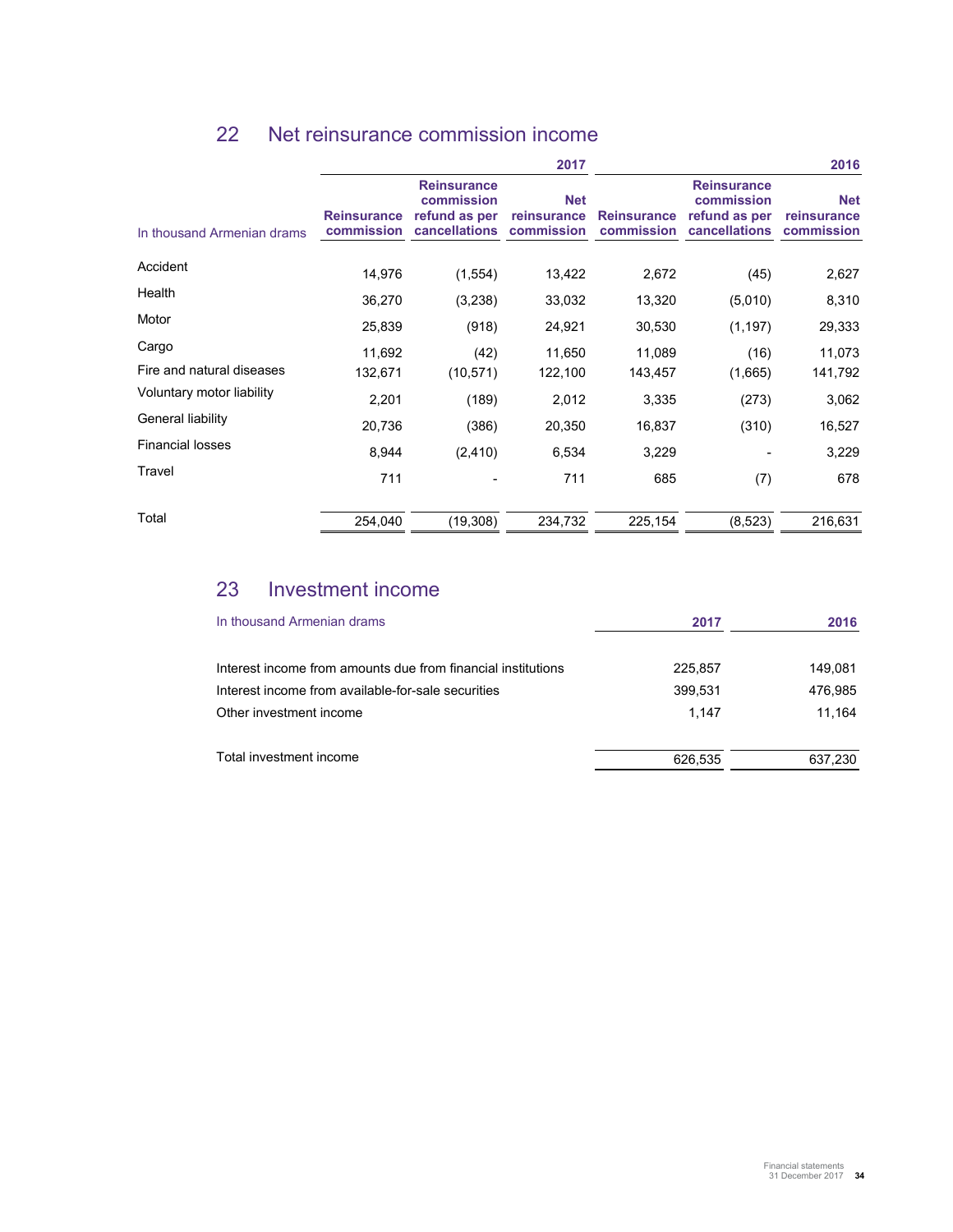## 22 Net reinsurance commission income

| In thousand Armenian drams | 2017 | | | 2016 | | |
|---|---|---|---|---|---|---|
| | Reinsurance commission | Reinsurance commission refund as per cancellations | Net reinsurance commission | Reinsurance commission | Reinsurance commission refund as per cancellations | Net reinsurance commission |
| Accident | 14,976 | (1,554) | 13,422 | 2,672 | (45) | 2,627 |
| Health | 36,270 | (3,238) | 33,032 | 13,320 | (5,010) | 8,310 |
| Motor | 25,839 | (918) | 24,921 | 30,530 | (1,197) | 29,333 |
| Cargo | 11,692 | (42) | 11,650 | 11,089 | (16) | 11,073 |
| Fire and natural diseases | 132,671 | (10,571) | 122,100 | 143,457 | (1,665) | 141,792 |
| Voluntary motor liability | 2,201 | (189) | 2,012 | 3,335 | (273) | 3,062 |
| General liability | 20,736 | (386) | 20,350 | 16,837 | (310) | 16,527 |
| Financial losses | 8,944 | (2,410) | 6,534 | 3,229 | - | 3,229 |
| Travel | 711 | - | 711 | 685 | (7) | 678 |
| Total | 254,040 | (19,308) | 234,732 | 225,154 | (8,523) | 216,631 |

## 23 Investment income

| In thousand Armenian drams | 2017 | 2016 |
|---|---|---|
| Interest income from amounts due from financial institutions | 225,857 | 149,081 |
| Interest income from available-for-sale securities | 399,531 | 476,985 |
| Other investment income | 1,147 | 11,164 |
| Total investment income | 626,535 | 637,230 |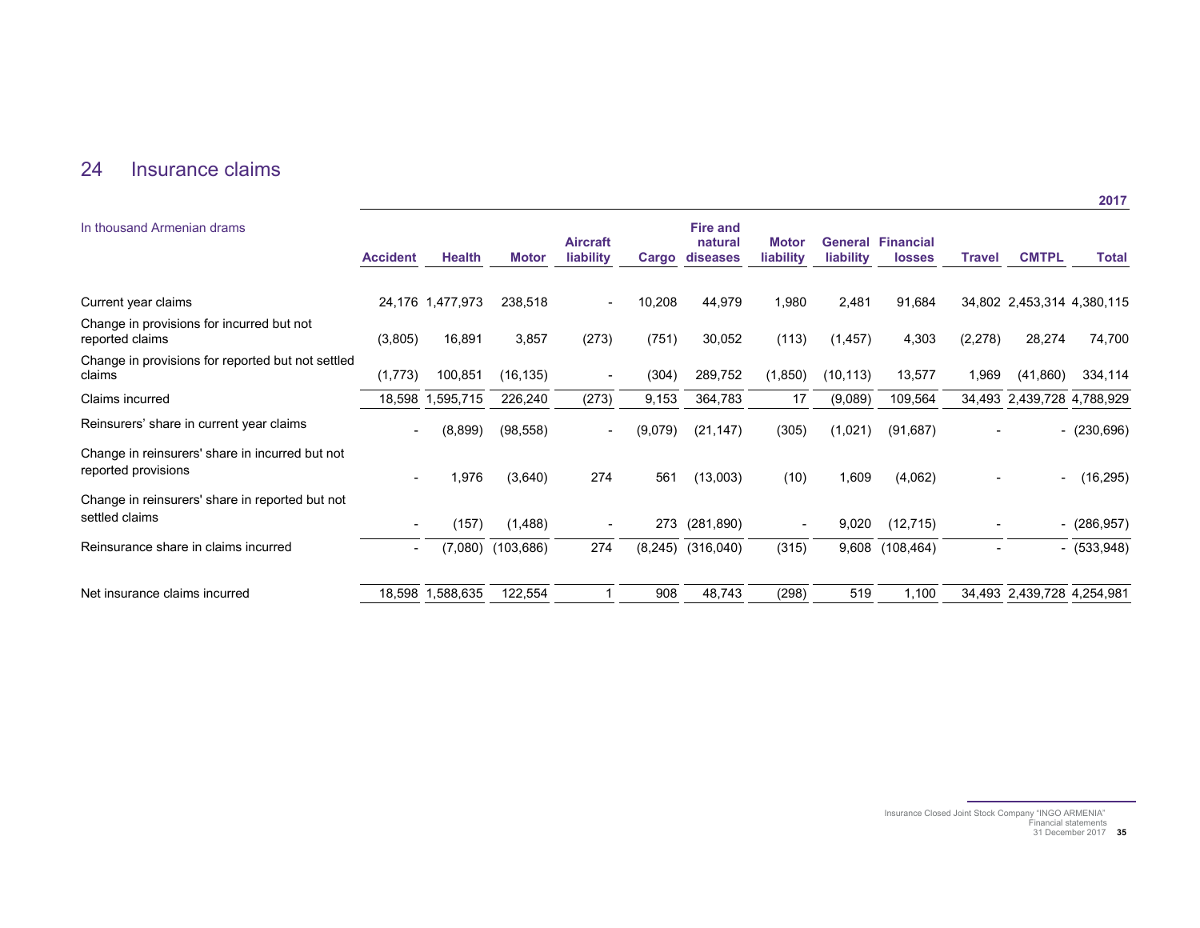# 24 Insurance claims

| In thousand Armenian drams | | | | | | | | | | | | 2017 |
|---|---|---|---|---|---|---|---|---|---|---|---|---|
| | Accident | Health | Motor | Aircraft liability | Cargo | Fire and natural diseases | Motor liability | General liability | Financial losses | Travel | CMTPL | Total |
| Current year claims | 24,176 | 1,477,973 | 238,518 | - | 10,208 | 44,979 | 1,980 | 2,481 | 91,684 | 34,802 | 2,453,314 | 4,380,115 |
| Change in provisions for incurred but not reported claims | (3,805) | 16,891 | 3,857 | (273) | (751) | 30,052 | (113) | (1,457) | 4,303 | (2,278) | 28,274 | 74,700 |
| Change in provisions for reported but not settled claims | (1,773) | 100,851 | (16,135) | - | (304) | 289,752 | (1,850) | (10,113) | 13,577 | 1,969 | (41,860) | 334,114 |
| Claims incurred | 18,598 | 1,595,715 | 226,240 | (273) | 9,153 | 364,783 | 17 | (9,089) | 109,564 | 34,493 | 2,439,728 | 4,788,929 |
| Reinsurers' share in current year claims | - | (8,899) | (98,558) | - | (9,079) | (21,147) | (305) | (1,021) | (91,687) | - | - | (230,696) |
| Change in reinsurers' share in incurred but not reported provisions | - | 1,976 | (3,640) | 274 | 561 | (13,003) | (10) | 1,609 | (4,062) | - | - | (16,295) |
| Change in reinsurers' share in reported but not settled claims | - | (157) | (1,488) | - | 273 | (281,890) | - | 9,020 | (12,715) | - | - | (286,957) |
| Reinsurance share in claims incurred | - | (7,080) | (103,686) | 274 | (8,245) | (316,040) | (315) | 9,608 | (108,464) | - | - | (533,948) |
| Net insurance claims incurred | 18,598 | 1,588,635 | 122,554 | 1 | 908 | 48,743 | (298) | 519 | 1,100 | 34,493 | 2,439,728 | 4,254,981 |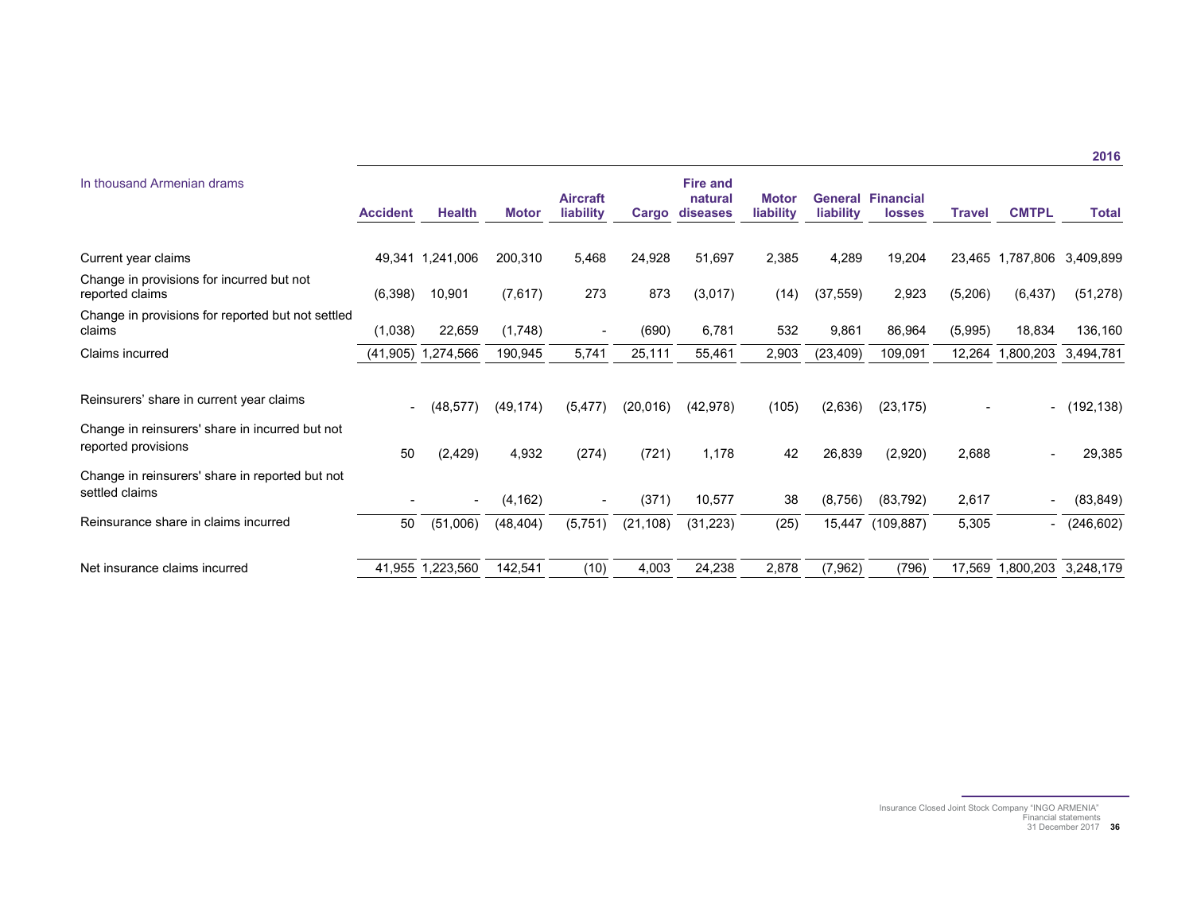| In thousand Armenian drams | Accident | Health | Motor | Aircraft liability | Cargo | Fire and natural diseases | Motor liability | General liability | Financial losses | Travel | CMTPL | Total |
|---|---|---|---|---|---|---|---|---|---|---|---|---|
| | | | | | | | | | | | | 2016 |
| Current year claims | 49,341 | 1,241,006 | 200,310 | 5,468 | 24,928 | 51,697 | 2,385 | 4,289 | 19,204 | 23,465 | 1,787,806 | 3,409,899 |
| Change in provisions for incurred but not reported claims | (6,398) | 10,901 | (7,617) | 273 | 873 | (3,017) | (14) | (37,559) | 2,923 | (5,206) | (6,437) | (51,278) |
| Change in provisions for reported but not settled claims | (1,038) | 22,659 | (1,748) | - | (690) | 6,781 | 532 | 9,861 | 86,964 | (5,995) | 18,834 | 136,160 |
| Claims incurred | (41,905) | 1,274,566 | 190,945 | 5,741 | 25,111 | 55,461 | 2,903 | (23,409) | 109,091 | 12,264 | 1,800,203 | 3,494,781 |
| Reinsurers' share in current year claims | - | (48,577) | (49,174) | (5,477) | (20,016) | (42,978) | (105) | (2,636) | (23,175) | - | - | (192,138) |
| Change in reinsurers' share in incurred but not reported provisions | 50 | (2,429) | 4,932 | (274) | (721) | 1,178 | 42 | 26,839 | (2,920) | 2,688 | - | 29,385 |
| Change in reinsurers' share in reported but not settled claims | - | - | (4,162) | - | (371) | 10,577 | 38 | (8,756) | (83,792) | 2,617 | - | (83,849) |
| Reinsurance share in claims incurred | 50 | (51,006) | (48,404) | (5,751) | (21,108) | (31,223) | (25) | 15,447 | (109,887) | 5,305 | - | (246,602) |
| Net insurance claims incurred | 41,955 | 1,223,560 | 142,541 | (10) | 4,003 | 24,238 | 2,878 | (7,962) | (796) | 17,569 | 1,800,203 | 3,248,179 |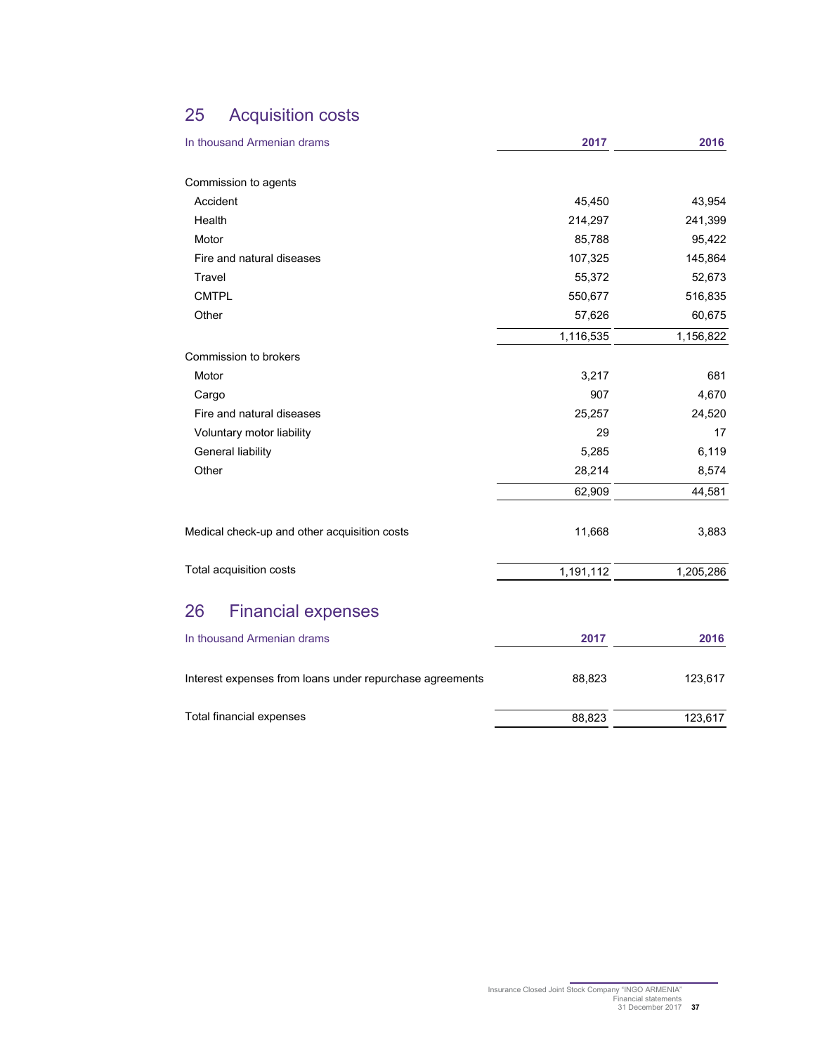## 25 Acquisition costs

| In thousand Armenian drams | 2017 | 2016 |
|---|---|---|
| Commission to agents | | |
| Accident | 45,450 | 43,954 |
| Health | 214,297 | 241,399 |
| Motor | 85,788 | 95,422 |
| Fire and natural diseases | 107,325 | 145,864 |
| Travel | 55,372 | 52,673 |
| CMTPL | 550,677 | 516,835 |
| Other | 57,626 | 60,675 |
| | 1,116,535 | 1,156,822 |
| Commission to brokers | | |
| Motor | 3,217 | 681 |
| Cargo | 907 | 4,670 |
| Fire and natural diseases | 25,257 | 24,520 |
| Voluntary motor liability | 29 | 17 |
| General liability | 5,285 | 6,119 |
| Other | 28,214 | 8,574 |
| | 62,909 | 44,581 |
| Medical check-up and other acquisition costs | 11,668 | 3,883 |
| Total acquisition costs | 1,191,112 | 1,205,286 |

## 26 Financial expenses

| In thousand Armenian drams | 2017 | 2016 |
|---|---|---|
| Interest expenses from loans under repurchase agreements | 88,823 | 123,617 |
| Total financial expenses | 88,823 | 123,617 |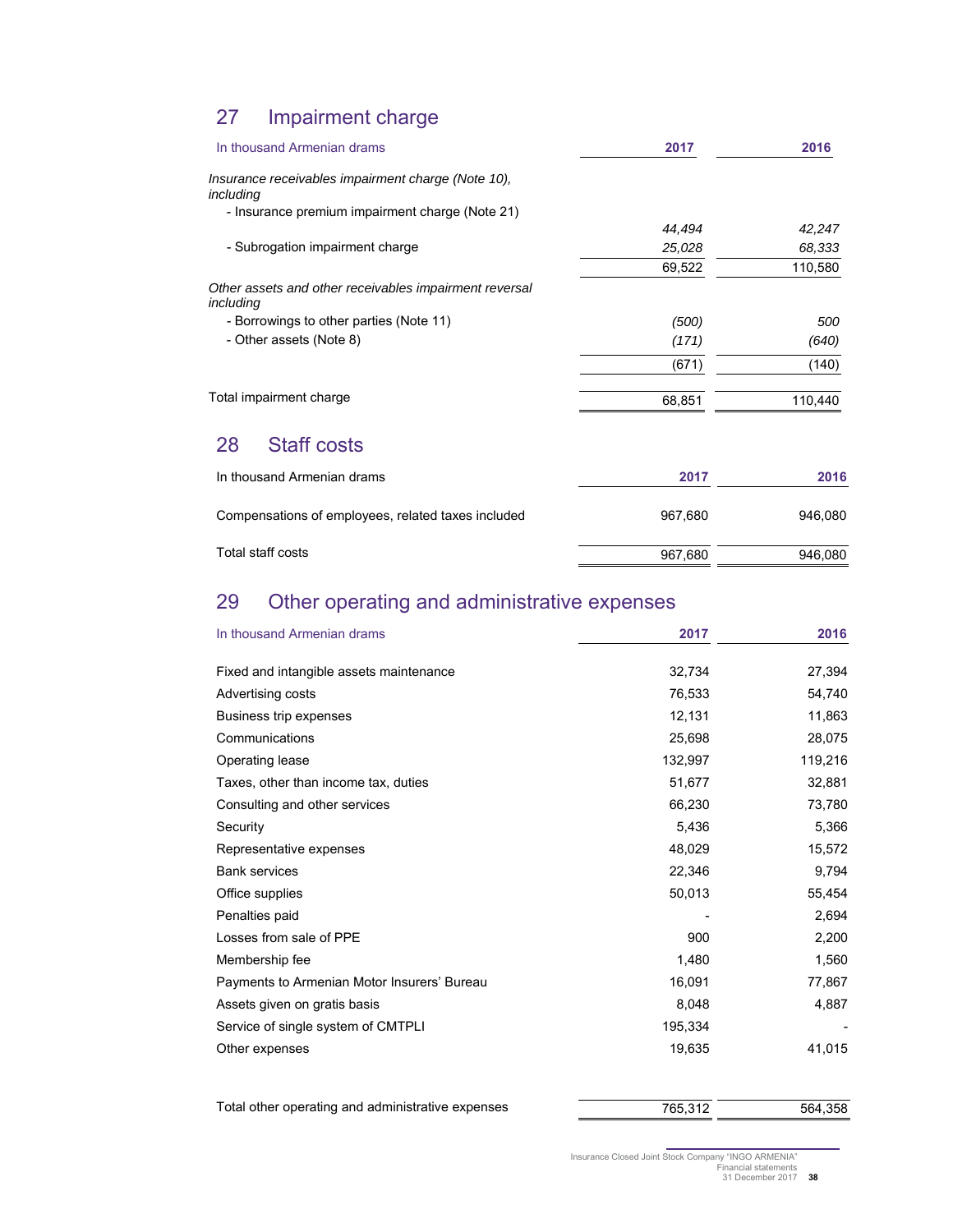## 27 Impairment charge

| In thousand Armenian drams | 2017 | 2016 |
|---|---|---|
| *Insurance receivables impairment charge (Note 10), including* | | |
| - Insurance premium impairment charge (Note 21) | *44,494* | *42,247* |
| - Subrogation impairment charge | *25,028* | *68,333* |
| | 69,522 | 110,580 |
| *Other assets and other receivables impairment reversal including* | | |
| - Borrowings to other parties (Note 11) | *(500)* | *500* |
| - Other assets (Note 8) | *(171)* | *(640)* |
| | (671) | (140) |
| Total impairment charge | 68,851 | 110,440 |

## 28 Staff costs

| In thousand Armenian drams | 2017 | 2016 |
|---|---|---|
| Compensations of employees, related taxes included | 967,680 | 946,080 |
| Total staff costs | 967,680 | 946,080 |

## 29 Other operating and administrative expenses

| In thousand Armenian drams | 2017 | 2016 |
|---|---|---|
| Fixed and intangible assets maintenance | 32,734 | 27,394 |
| Advertising costs | 76,533 | 54,740 |
| Business trip expenses | 12,131 | 11,863 |
| Communications | 25,698 | 28,075 |
| Operating lease | 132,997 | 119,216 |
| Taxes, other than income tax, duties | 51,677 | 32,881 |
| Consulting and other services | 66,230 | 73,780 |
| Security | 5,436 | 5,366 |
| Representative expenses | 48,029 | 15,572 |
| Bank services | 22,346 | 9,794 |
| Office supplies | 50,013 | 55,454 |
| Penalties paid | - | 2,694 |
| Losses from sale of PPE | 900 | 2,200 |
| Membership fee | 1,480 | 1,560 |
| Payments to Armenian Motor Insurers' Bureau | 16,091 | 77,867 |
| Assets given on gratis basis | 8,048 | 4,887 |
| Service of single system of CMTPLI | 195,334 | - |
| Other expenses | 19,635 | 41,015 |
| Total other operating and administrative expenses | 765,312 | 564,358 |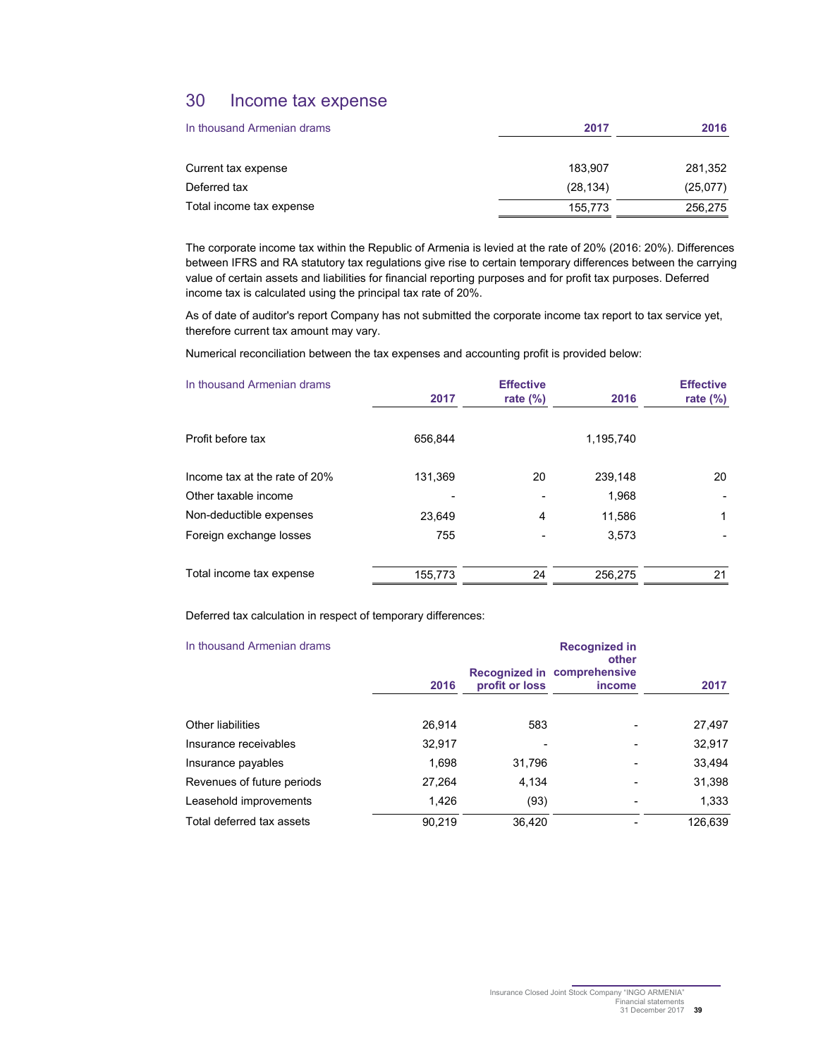## 30 Income tax expense

| In thousand Armenian drams | 2017 | 2016 |
|---|---|---|
| Current tax expense | 183,907 | 281,352 |
| Deferred tax | (28,134) | (25,077) |
| Total income tax expense | 155,773 | 256,275 |

The corporate income tax within the Republic of Armenia is levied at the rate of 20% (2016: 20%). Differences between IFRS and RA statutory tax regulations give rise to certain temporary differences between the carrying value of certain assets and liabilities for financial reporting purposes and for profit tax purposes. Deferred income tax is calculated using the principal tax rate of 20%.

As of date of auditor's report Company has not submitted the corporate income tax report to tax service yet, therefore current tax amount may vary.

Numerical reconciliation between the tax expenses and accounting profit is provided below:

| In thousand Armenian drams | 2017 | Effective rate (%) | 2016 | Effective rate (%) |
|---|---|---|---|---|
| Profit before tax | 656,844 | | 1,195,740 | |
| Income tax at the rate of 20% | 131,369 | 20 | 239,148 | 20 |
| Other taxable income | - | - | 1,968 | - |
| Non-deductible expenses | 23,649 | 4 | 11,586 | 1 |
| Foreign exchange losses | 755 | - | 3,573 | - |
| Total income tax expense | 155,773 | 24 | 256,275 | 21 |

Deferred tax calculation in respect of temporary differences:

| In thousand Armenian drams | 2016 | Recognized in profit or loss | Recognized in other comprehensive income | 2017 |
|---|---|---|---|---|
| Other liabilities | 26,914 | 583 | - | 27,497 |
| Insurance receivables | 32,917 | - | - | 32,917 |
| Insurance payables | 1,698 | 31,796 | - | 33,494 |
| Revenues of future periods | 27,264 | 4,134 | - | 31,398 |
| Leasehold improvements | 1,426 | (93) | - | 1,333 |
| Total deferred tax assets | 90,219 | 36,420 | - | 126,639 |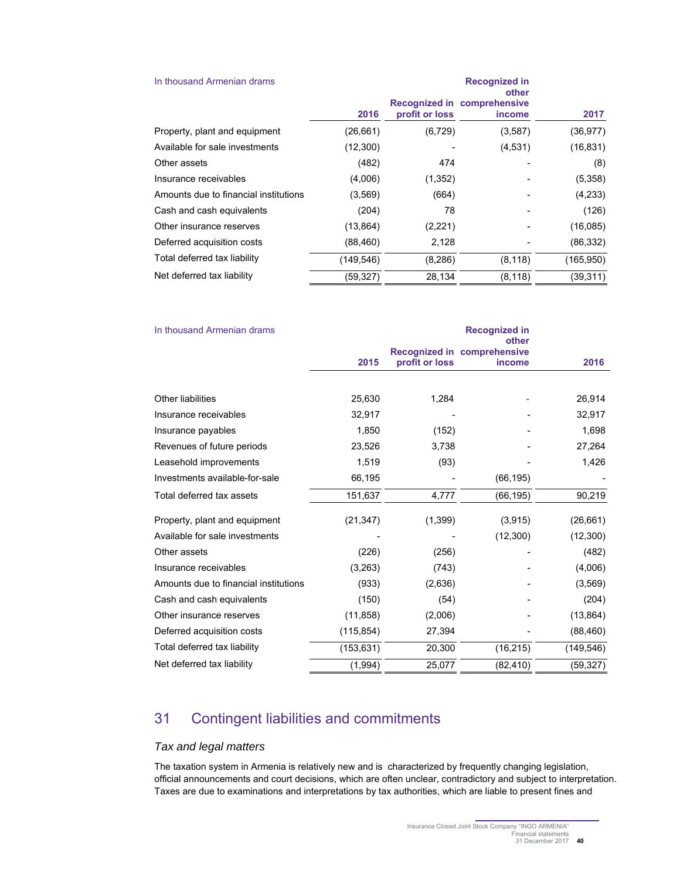| In thousand Armenian drams | 2016 | Recognized in profit or loss | Recognized in other comprehensive income | 2017 |
|---|---|---|---|---|
| Property, plant and equipment | (26,661) | (6,729) | (3,587) | (36,977) |
| Available for sale investments | (12,300) | - | (4,531) | (16,831) |
| Other assets | (482) | 474 | - | (8) |
| Insurance receivables | (4,006) | (1,352) | - | (5,358) |
| Amounts due to financial institutions | (3,569) | (664) | - | (4,233) |
| Cash and cash equivalents | (204) | 78 | - | (126) |
| Other insurance reserves | (13,864) | (2,221) | - | (16,085) |
| Deferred acquisition costs | (88,460) | 2,128 | - | (86,332) |
| Total deferred tax liability | (149,546) | (8,286) | (8,118) | (165,950) |
| Net deferred tax liability | (59,327) | 28,134 | (8,118) | (39,311) |

| In thousand Armenian drams | 2015 | Recognized in profit or loss | Recognized in other comprehensive income | 2016 |
|---|---|---|---|---|
| Other liabilities | 25,630 | 1,284 | - | 26,914 |
| Insurance receivables | 32,917 | - | - | 32,917 |
| Insurance payables | 1,850 | (152) | - | 1,698 |
| Revenues of future periods | 23,526 | 3,738 | - | 27,264 |
| Leasehold improvements | 1,519 | (93) | - | 1,426 |
| Investments available-for-sale | 66,195 | - | (66,195) | - |
| Total deferred tax assets | 151,637 | 4,777 | (66,195) | 90,219 |
| Property, plant and equipment | (21,347) | (1,399) | (3,915) | (26,661) |
| Available for sale investments | - | - | (12,300) | (12,300) |
| Other assets | (226) | (256) | - | (482) |
| Insurance receivables | (3,263) | (743) | - | (4,006) |
| Amounts due to financial institutions | (933) | (2,636) | - | (3,569) |
| Cash and cash equivalents | (150) | (54) | - | (204) |
| Other insurance reserves | (11,858) | (2,006) | - | (13,864) |
| Deferred acquisition costs | (115,854) | 27,394 | - | (88,460) |
| Total deferred tax liability | (153,631) | 20,300 | (16,215) | (149,546) |
| Net deferred tax liability | (1,994) | 25,077 | (82,410) | (59,327) |

## 31 Contingent liabilities and commitments

### *Tax and legal matters*

The taxation system in Armenia is relatively new and is characterized by frequently changing legislation, official announcements and court decisions, which are often unclear, contradictory and subject to interpretation. Taxes are due to examinations and interpretations by tax authorities, which are liable to present fines and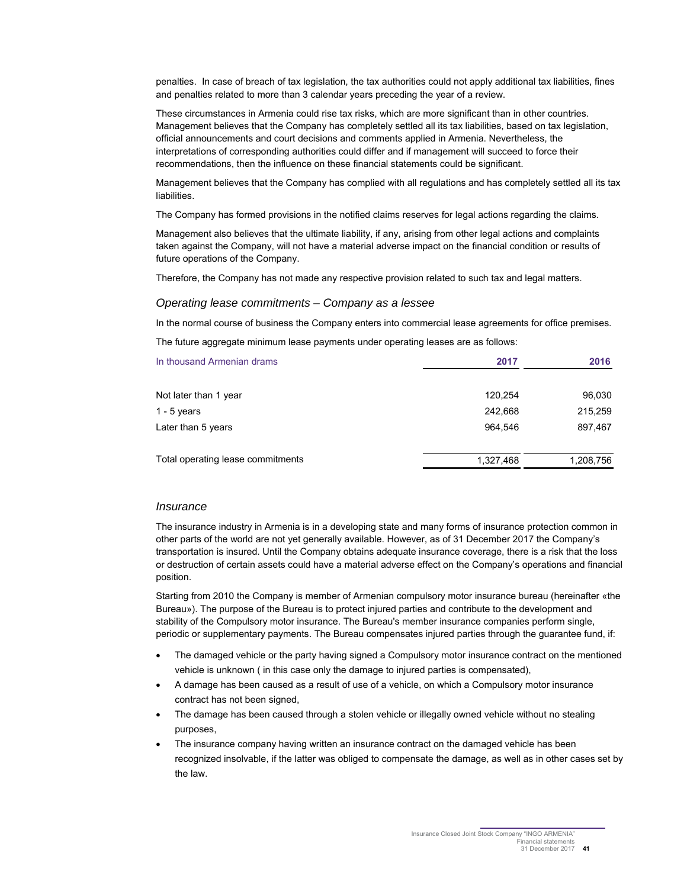penalties. In case of breach of tax legislation, the tax authorities could not apply additional tax liabilities, fines and penalties related to more than 3 calendar years preceding the year of a review.

These circumstances in Armenia could rise tax risks, which are more significant than in other countries. Management believes that the Company has completely settled all its tax liabilities, based on tax legislation, official announcements and court decisions and comments applied in Armenia. Nevertheless, the interpretations of corresponding authorities could differ and if management will succeed to force their recommendations, then the influence on these financial statements could be significant.

Management believes that the Company has complied with all regulations and has completely settled all its tax liabilities.

The Company has formed provisions in the notified claims reserves for legal actions regarding the claims.

Management also believes that the ultimate liability, if any, arising from other legal actions and complaints taken against the Company, will not have a material adverse impact on the financial condition or results of future operations of the Company.

Therefore, the Company has not made any respective provision related to such tax and legal matters.

### *Operating lease commitments – Company as a lessee*

In the normal course of business the Company enters into commercial lease agreements for office premises.

The future aggregate minimum lease payments under operating leases are as follows:

| In thousand Armenian drams | 2017 | 2016 |
|---|---|---|
| Not later than 1 year | 120,254 | 96,030 |
| 1 - 5 years | 242,668 | 215,259 |
| Later than 5 years | 964,546 | 897,467 |
| Total operating lease commitments | 1,327,468 | 1,208,756 |

### *Insurance*

The insurance industry in Armenia is in a developing state and many forms of insurance protection common in other parts of the world are not yet generally available. However, as of 31 December 2017 the Company's transportation is insured. Until the Company obtains adequate insurance coverage, there is a risk that the loss or destruction of certain assets could have a material adverse effect on the Company's operations and financial position.

Starting from 2010 the Company is member of Armenian compulsory motor insurance bureau (hereinafter «the Bureau»). The purpose of the Bureau is to protect injured parties and contribute to the development and stability of the Compulsory motor insurance. The Bureau's member insurance companies perform single, periodic or supplementary payments. The Bureau compensates injured parties through the guarantee fund, if:

- The damaged vehicle or the party having signed a Compulsory motor insurance contract on the mentioned vehicle is unknown ( in this case only the damage to injured parties is compensated),
- A damage has been caused as a result of use of a vehicle, on which a Compulsory motor insurance contract has not been signed,
- The damage has been caused through a stolen vehicle or illegally owned vehicle without no stealing purposes,
- The insurance company having written an insurance contract on the damaged vehicle has been recognized insolvable, if the latter was obliged to compensate the damage, as well as in other cases set by the law.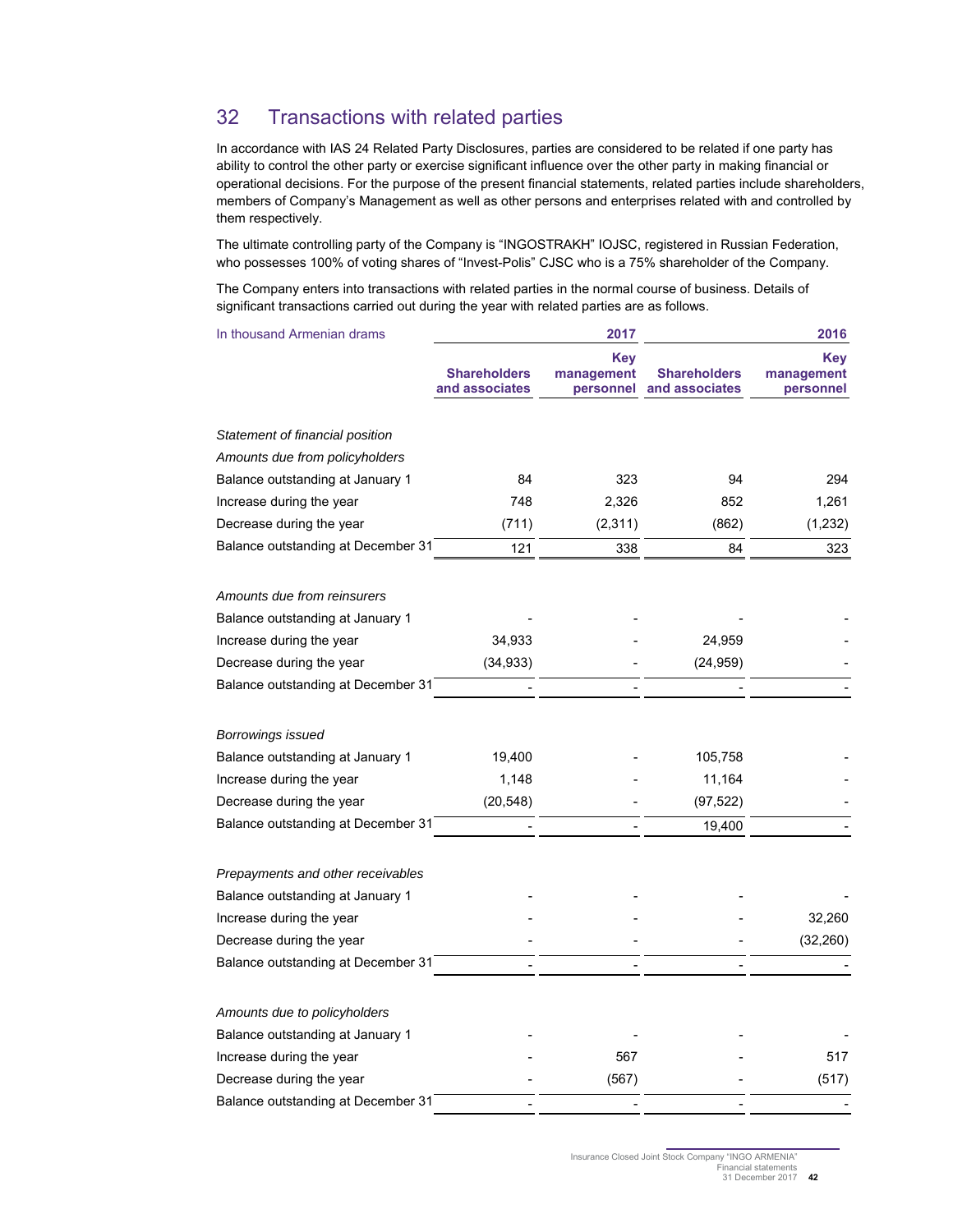## 32 Transactions with related parties

In accordance with IAS 24 Related Party Disclosures, parties are considered to be related if one party has ability to control the other party or exercise significant influence over the other party in making financial or operational decisions. For the purpose of the present financial statements, related parties include shareholders, members of Company's Management as well as other persons and enterprises related with and controlled by them respectively.

The ultimate controlling party of the Company is "INGOSTRAKH" IOJSC, registered in Russian Federation, who possesses 100% of voting shares of "Invest-Polis" CJSC who is a 75% shareholder of the Company.

The Company enters into transactions with related parties in the normal course of business. Details of significant transactions carried out during the year with related parties are as follows.

| In thousand Armenian drams | 2017 | | 2016 | |
|---|---|---|---|---|
| | Shareholders and associates | Key management personnel | Shareholders and associates | Key management personnel |
| *Statement of financial position* | | | | |
| *Amounts due from policyholders* | | | | |
| Balance outstanding at January 1 | 84 | 323 | 94 | 294 |
| Increase during the year | 748 | 2,326 | 852 | 1,261 |
| Decrease during the year | (711) | (2,311) | (862) | (1,232) |
| Balance outstanding at December 31 | 121 | 338 | 84 | 323 |
| *Amounts due from reinsurers* | | | | |
| Balance outstanding at January 1 | - | - | - | - |
| Increase during the year | 34,933 | - | 24,959 | - |
| Decrease during the year | (34,933) | - | (24,959) | - |
| Balance outstanding at December 31 | - | - | - | - |
| *Borrowings issued* | | | | |
| Balance outstanding at January 1 | 19,400 | - | 105,758 | - |
| Increase during the year | 1,148 | - | 11,164 | - |
| Decrease during the year | (20,548) | - | (97,522) | - |
| Balance outstanding at December 31 | - | - | 19,400 | - |
| *Prepayments and other receivables* | | | | |
| Balance outstanding at January 1 | - | - | - | - |
| Increase during the year | - | - | - | 32,260 |
| Decrease during the year | - | - | - | (32,260) |
| Balance outstanding at December 31 | - | - | - | - |
| *Amounts due to policyholders* | | | | |
| Balance outstanding at January 1 | - | - | - | - |
| Increase during the year | - | 567 | - | 517 |
| Decrease during the year | - | (567) | - | (517) |
| Balance outstanding at December 31 | - | - | - | - |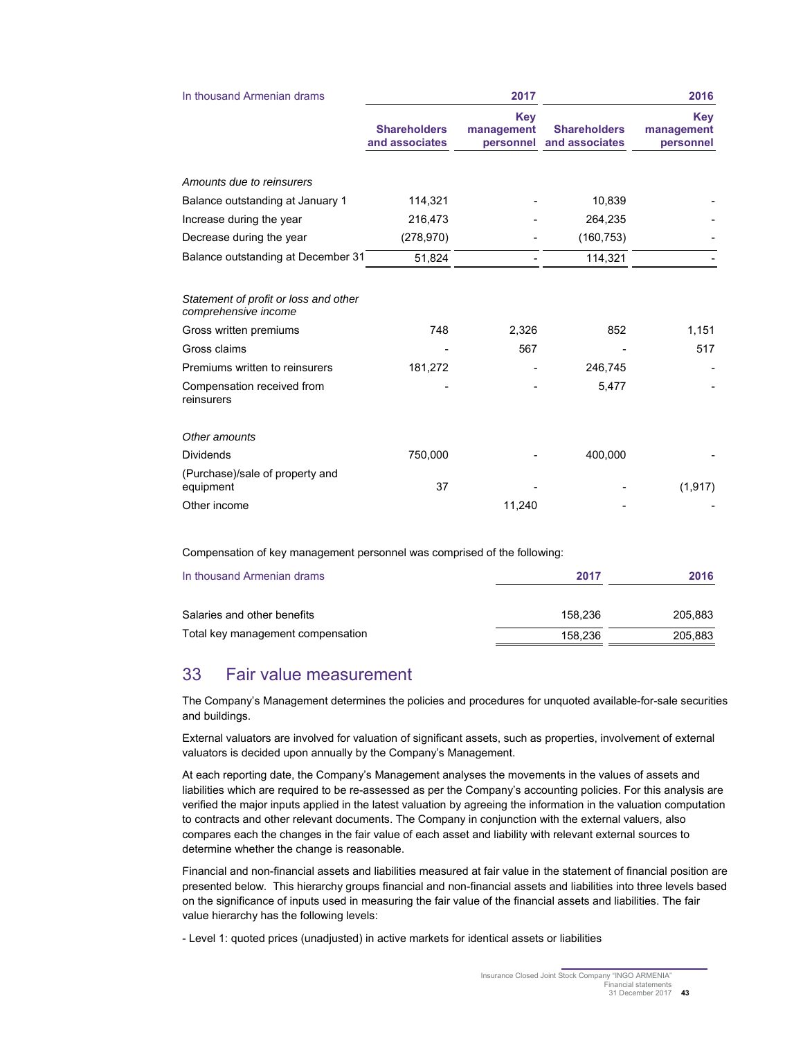| In thousand Armenian drams | 2017 | | 2016 | |
|---|---|---|---|---|
| | Shareholders and associates | Key management personnel | Shareholders and associates | Key management personnel |
| *Amounts due to reinsurers* | | | | |
| Balance outstanding at January 1 | 114,321 | - | 10,839 | - |
| Increase during the year | 216,473 | - | 264,235 | - |
| Decrease during the year | (278,970) | - | (160,753) | - |
| Balance outstanding at December 31 | 51,824 | - | 114,321 | - |
| *Statement of profit or loss and other comprehensive income* | | | | |
| Gross written premiums | 748 | 2,326 | 852 | 1,151 |
| Gross claims | - | 567 | - | 517 |
| Premiums written to reinsurers | 181,272 | - | 246,745 | - |
| Compensation received from reinsurers | - | - | 5,477 | - |
| *Other amounts* | | | | |
| Dividends | 750,000 | - | 400,000 | - |
| (Purchase)/sale of property and equipment | 37 | - | - | (1,917) |
| Other income | | 11,240 | - | - |

Compensation of key management personnel was comprised of the following:

| In thousand Armenian drams | 2017 | 2016 |
|---|---|---|
| Salaries and other benefits | 158,236 | 205,883 |
| Total key management compensation | 158,236 | 205,883 |

## 33 Fair value measurement

The Company's Management determines the policies and procedures for unquoted available-for-sale securities and buildings.

External valuators are involved for valuation of significant assets, such as properties, involvement of external valuators is decided upon annually by the Company's Management.

At each reporting date, the Company's Management analyses the movements in the values of assets and liabilities which are required to be re-assessed as per the Company's accounting policies. For this analysis are verified the major inputs applied in the latest valuation by agreeing the information in the valuation computation to contracts and other relevant documents. The Company in conjunction with the external valuers, also compares each the changes in the fair value of each asset and liability with relevant external sources to determine whether the change is reasonable.

Financial and non-financial assets and liabilities measured at fair value in the statement of financial position are presented below. This hierarchy groups financial and non-financial assets and liabilities into three levels based on the significance of inputs used in measuring the fair value of the financial assets and liabilities. The fair value hierarchy has the following levels:

- Level 1: quoted prices (unadjusted) in active markets for identical assets or liabilities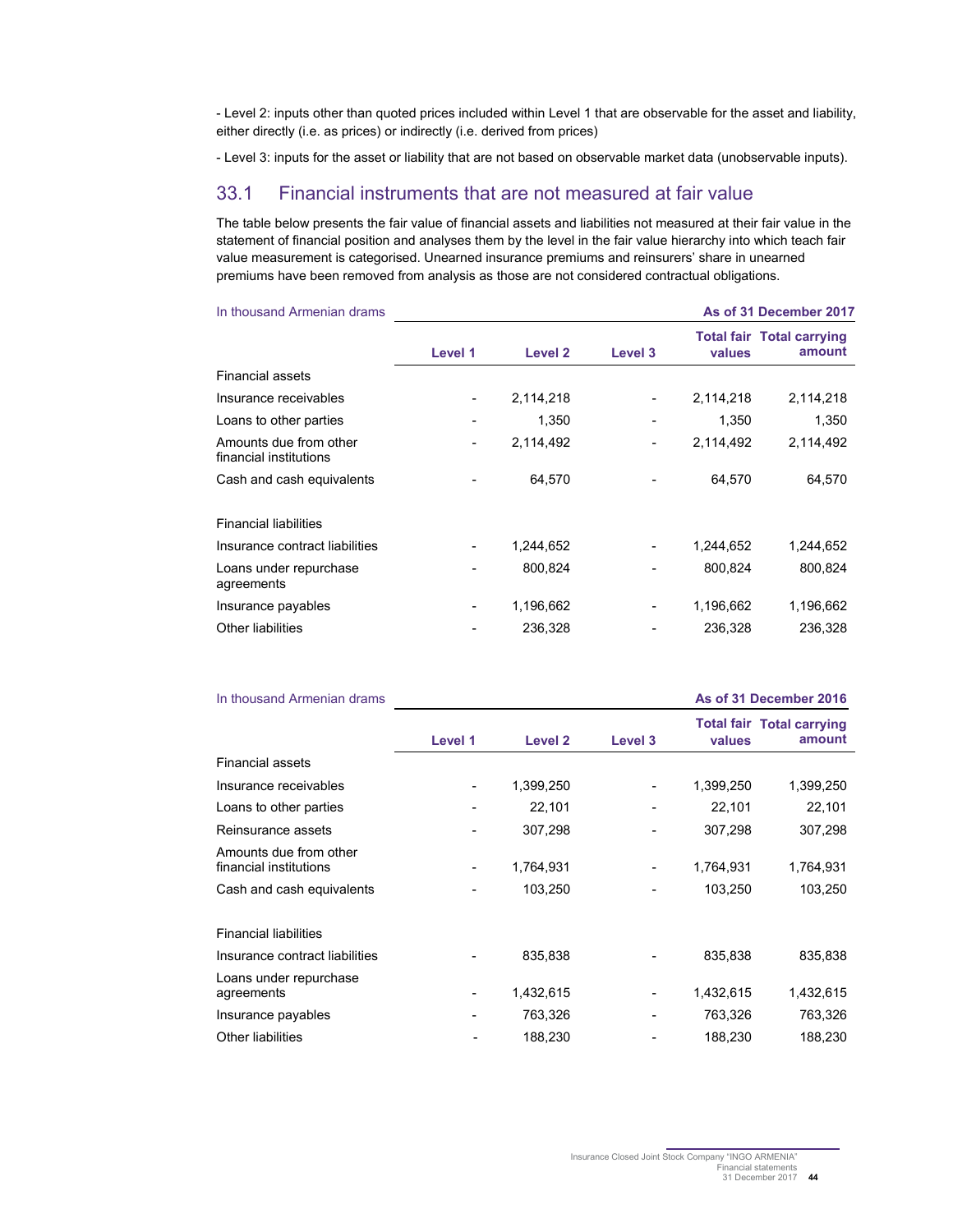- Level 2: inputs other than quoted prices included within Level 1 that are observable for the asset and liability, either directly (i.e. as prices) or indirectly (i.e. derived from prices)

- Level 3: inputs for the asset or liability that are not based on observable market data (unobservable inputs).

## 33.1 Financial instruments that are not measured at fair value

The table below presents the fair value of financial assets and liabilities not measured at their fair value in the statement of financial position and analyses them by the level in the fair value hierarchy into which teach fair value measurement is categorised. Unearned insurance premiums and reinsurers' share in unearned premiums have been removed from analysis as those are not considered contractual obligations.

| In thousand Armenian drams | | | | | As of 31 December 2017 |
|---|---|---|---|---|---|
| | Level 1 | Level 2 | Level 3 | Total fair values | Total carrying amount |
| Financial assets | | | | | |
| Insurance receivables | - | 2,114,218 | - | 2,114,218 | 2,114,218 |
| Loans to other parties | - | 1,350 | - | 1,350 | 1,350 |
| Amounts due from other financial institutions | - | 2,114,492 | - | 2,114,492 | 2,114,492 |
| Cash and cash equivalents | - | 64,570 | - | 64,570 | 64,570 |
| Financial liabilities | | | | | |
| Insurance contract liabilities | - | 1,244,652 | - | 1,244,652 | 1,244,652 |
| Loans under repurchase agreements | - | 800,824 | - | 800,824 | 800,824 |
| Insurance payables | - | 1,196,662 | - | 1,196,662 | 1,196,662 |
| Other liabilities | - | 236,328 | - | 236,328 | 236,328 |

| In thousand Armenian drams | | | | | As of 31 December 2016 |
|---|---|---|---|---|---|
| | Level 1 | Level 2 | Level 3 | Total fair values | Total carrying amount |
| Financial assets | | | | | |
| Insurance receivables | - | 1,399,250 | - | 1,399,250 | 1,399,250 |
| Loans to other parties | - | 22,101 | - | 22,101 | 22,101 |
| Reinsurance assets | - | 307,298 | - | 307,298 | 307,298 |
| Amounts due from other financial institutions | - | 1,764,931 | - | 1,764,931 | 1,764,931 |
| Cash and cash equivalents | - | 103,250 | - | 103,250 | 103,250 |
| Financial liabilities | | | | | |
| Insurance contract liabilities | - | 835,838 | - | 835,838 | 835,838 |
| Loans under repurchase agreements | - | 1,432,615 | - | 1,432,615 | 1,432,615 |
| Insurance payables | - | 763,326 | - | 763,326 | 763,326 |
| Other liabilities | - | 188,230 | - | 188,230 | 188,230 |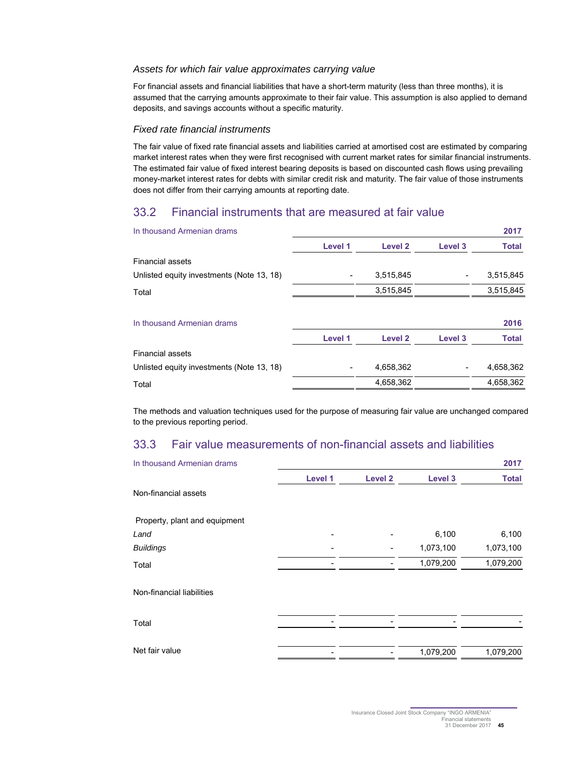### *Assets for which fair value approximates carrying value*

For financial assets and financial liabilities that have a short-term maturity (less than three months), it is assumed that the carrying amounts approximate to their fair value. This assumption is also applied to demand deposits, and savings accounts without a specific maturity.

### *Fixed rate financial instruments*

The fair value of fixed rate financial assets and liabilities carried at amortised cost are estimated by comparing market interest rates when they were first recognised with current market rates for similar financial instruments. The estimated fair value of fixed interest bearing deposits is based on discounted cash flows using prevailing money-market interest rates for debts with similar credit risk and maturity. The fair value of those instruments does not differ from their carrying amounts at reporting date.

## 33.2 Financial instruments that are measured at fair value

| In thousand Armenian drams | | | | 2017 |
|---|---|---|---|---|
| | Level 1 | Level 2 | Level 3 | Total |
| Financial assets | | | | |
| Unlisted equity investments (Note 13, 18) | - | 3,515,845 | - | 3,515,845 |
| Total | | 3,515,845 | | 3,515,845 |

| In thousand Armenian drams | | | | 2016 |
|---|---|---|---|---|
| | Level 1 | Level 2 | Level 3 | Total |
| Financial assets | | | | |
| Unlisted equity investments (Note 13, 18) | - | 4,658,362 | - | 4,658,362 |
| Total | | 4,658,362 | | 4,658,362 |

The methods and valuation techniques used for the purpose of measuring fair value are unchanged compared to the previous reporting period.

## 33.3 Fair value measurements of non-financial assets and liabilities

| In thousand Armenian drams | | | | 2017 |
|---|---|---|---|---|
| | Level 1 | Level 2 | Level 3 | Total |
| Non-financial assets | | | | |
| Property, plant and equipment | | | | |
| *Land* | - | - | 6,100 | 6,100 |
| *Buildings* | - | - | 1,073,100 | 1,073,100 |
| Total | - | - | 1,079,200 | 1,079,200 |
| Non-financial liabilities | | | | |
| Total | - | - | - | - |
| Net fair value | - | - | 1,079,200 | 1,079,200 |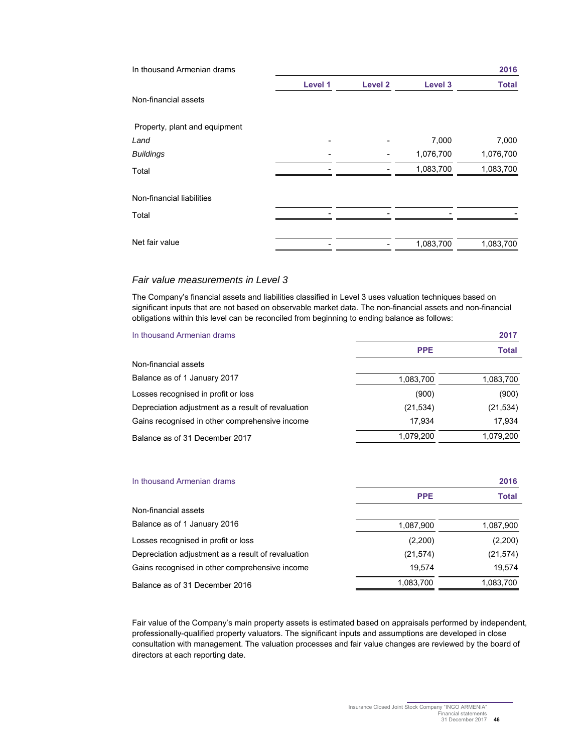| In thousand Armenian drams | | | | 2016 |
|---|---|---|---|---|
| | **Level 1** | **Level 2** | **Level 3** | **Total** |
| Non-financial assets | | | | |
| Property, plant and equipment | | | | |
| *Land* | - | - | 7,000 | 7,000 |
| *Buildings* | - | - | 1,076,700 | 1,076,700 |
| Total | - | - | 1,083,700 | 1,083,700 |
| Non-financial liabilities | | | | |
| Total | - | - | - | - |
| Net fair value | - | - | 1,083,700 | 1,083,700 |

### *Fair value measurements in Level 3*

The Company's financial assets and liabilities classified in Level 3 uses valuation techniques based on significant inputs that are not based on observable market data. The non-financial assets and non-financial obligations within this level can be reconciled from beginning to ending balance as follows:

| In thousand Armenian drams | | 2017 |
|---|---|---|
| | **PPE** | **Total** |
| Non-financial assets | | |
| Balance as of 1 January 2017 | 1,083,700 | 1,083,700 |
| Losses recognised in profit or loss | (900) | (900) |
| Depreciation adjustment as a result of revaluation | (21,534) | (21,534) |
| Gains recognised in other comprehensive income | 17,934 | 17,934 |
| Balance as of 31 December 2017 | 1,079,200 | 1,079,200 |

| In thousand Armenian drams | | 2016 |
|---|---|---|
| | **PPE** | **Total** |
| Non-financial assets | | |
| Balance as of 1 January 2016 | 1,087,900 | 1,087,900 |
| Losses recognised in profit or loss | (2,200) | (2,200) |
| Depreciation adjustment as a result of revaluation | (21,574) | (21,574) |
| Gains recognised in other comprehensive income | 19,574 | 19,574 |
| Balance as of 31 December 2016 | 1,083,700 | 1,083,700 |

Fair value of the Company's main property assets is estimated based on appraisals performed by independent, professionally-qualified property valuators. The significant inputs and assumptions are developed in close consultation with management. The valuation processes and fair value changes are reviewed by the board of directors at each reporting date.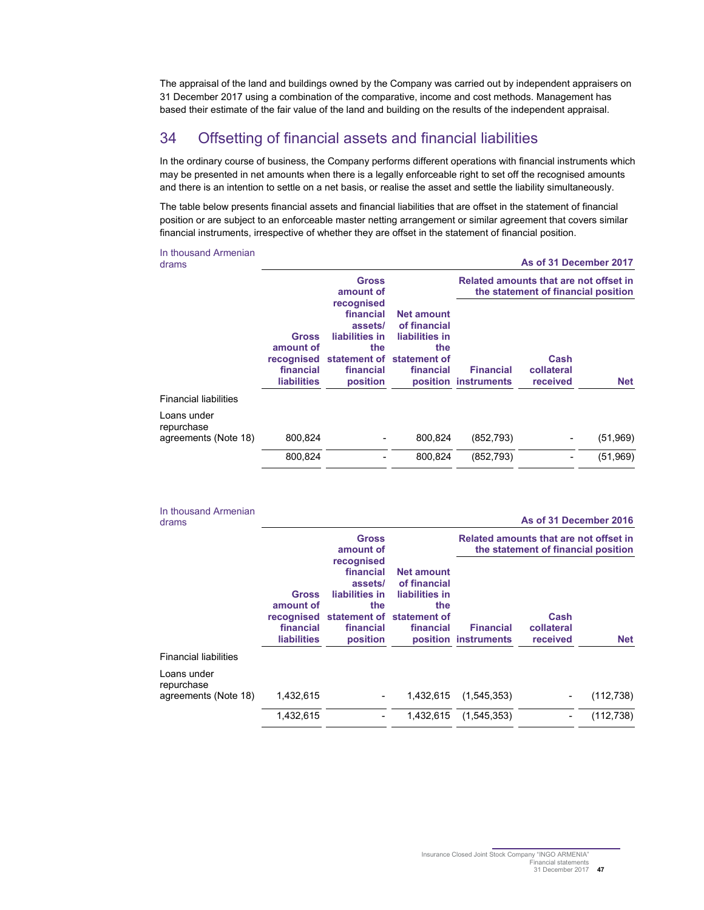The appraisal of the land and buildings owned by the Company was carried out by independent appraisers on 31 December 2017 using a combination of the comparative, income and cost methods. Management has based their estimate of the fair value of the land and building on the results of the independent appraisal.

## 34 Offsetting of financial assets and financial liabilities

In the ordinary course of business, the Company performs different operations with financial instruments which may be presented in net amounts when there is a legally enforceable right to set off the recognised amounts and there is an intention to settle on a net basis, or realise the asset and settle the liability simultaneously.

The table below presents financial assets and financial liabilities that are offset in the statement of financial position or are subject to an enforceable master netting arrangement or similar agreement that covers similar financial instruments, irrespective of whether they are offset in the statement of financial position.

| In thousand Armenian drams | As of 31 December 2017 | | | | | |
|---|---|---|---|---|---|---|
| | | | | Related amounts that are not offset in the statement of financial position | | |
| | Gross amount of recognised financial liabilities | Gross amount of recognised financial assets/ liabilities in the statement of financial position | Net amount of financial liabilities in the statement of financial position | Financial instruments | Cash collateral received | Net |
| Financial liabilities | | | | | | |
| Loans under repurchase agreements (Note 18) | 800,824 | - | 800,824 | (852,793) | - | (51,969) |
| | 800,824 | - | 800,824 | (852,793) | - | (51,969) |

| In thousand Armenian drams | As of 31 December 2016 | | | | | |
|---|---|---|---|---|---|---|
| | | | | Related amounts that are not offset in the statement of financial position | | |
| | Gross amount of recognised financial liabilities | Gross amount of recognised financial assets/ liabilities in the statement of financial position | Net amount of financial liabilities in the statement of financial position | Financial instruments | Cash collateral received | Net |
| Financial liabilities | | | | | | |
| Loans under repurchase agreements (Note 18) | 1,432,615 | - | 1,432,615 | (1,545,353) | - | (112,738) |
| | 1,432,615 | - | 1,432,615 | (1,545,353) | - | (112,738) |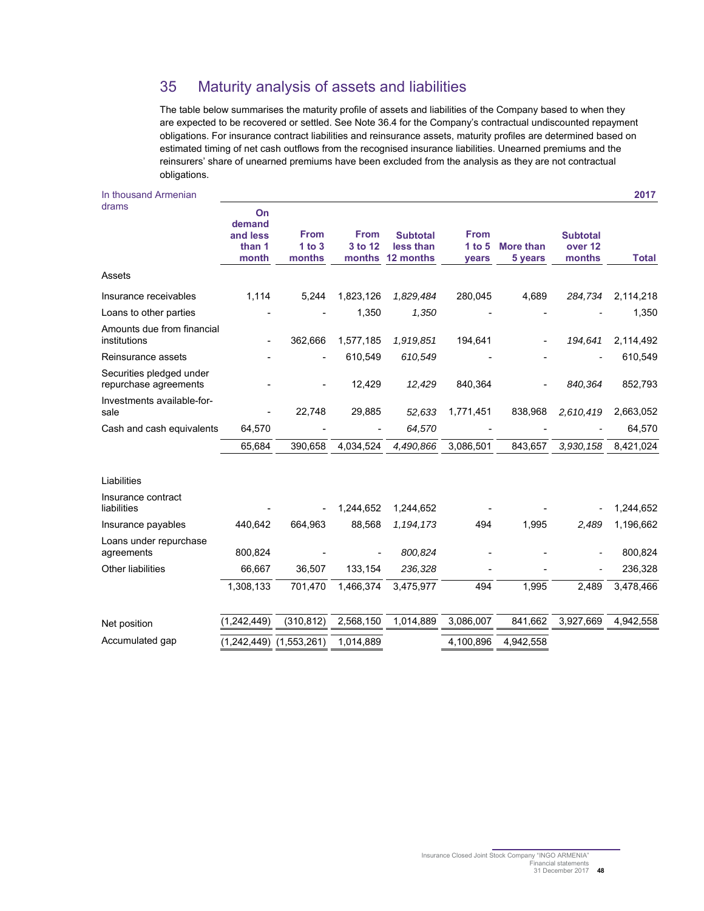## 35 Maturity analysis of assets and liabilities

The table below summarises the maturity profile of assets and liabilities of the Company based to when they are expected to be recovered or settled. See Note 36.4 for the Company's contractual undiscounted repayment obligations. For insurance contract liabilities and reinsurance assets, maturity profiles are determined based on estimated timing of net cash outflows from the recognised insurance liabilities. Unearned premiums and the reinsurers' share of unearned premiums have been excluded from the analysis as they are not contractual obligations.

| In thousand Armenian drams | | | | | | | | 2017 |
|---|---|---|---|---|---|---|---|---|
| | **On demand and less than 1 month** | **From 1 to 3 months** | **From 3 to 12 months** | **Subtotal less than 12 months** | **From 1 to 5 years** | **More than 5 years** | **Subtotal over 12 months** | **Total** |
| Assets | | | | | | | | |
| Insurance receivables | 1,114 | 5,244 | 1,823,126 | *1,829,484* | 280,045 | 4,689 | *284,734* | 2,114,218 |
| Loans to other parties | - | - | 1,350 | *1,350* | - | - | - | 1,350 |
| Amounts due from financial institutions | - | 362,666 | 1,577,185 | *1,919,851* | 194,641 | - | *194,641* | 2,114,492 |
| Reinsurance assets | - | - | 610,549 | *610,549* | - | - | - | 610,549 |
| Securities pledged under repurchase agreements | - | - | 12,429 | *12,429* | 840,364 | - | *840,364* | 852,793 |
| Investments available-for-sale | - | 22,748 | 29,885 | *52,633* | 1,771,451 | 838,968 | *2,610,419* | 2,663,052 |
| Cash and cash equivalents | 64,570 | - | - | *64,570* | - | - | - | 64,570 |
| | 65,684 | 390,658 | 4,034,524 | *4,490,866* | 3,086,501 | 843,657 | *3,930,158* | 8,421,024 |
| Liabilities | | | | | | | | |
| Insurance contract liabilities | - | - | 1,244,652 | 1,244,652 | - | - | - | 1,244,652 |
| Insurance payables | 440,642 | 664,963 | 88,568 | *1,194,173* | 494 | 1,995 | *2,489* | 1,196,662 |
| Loans under repurchase agreements | 800,824 | - | - | *800,824* | - | - | - | 800,824 |
| Other liabilities | 66,667 | 36,507 | 133,154 | *236,328* | - | - | - | 236,328 |
| | 1,308,133 | 701,470 | 1,466,374 | 3,475,977 | 494 | 1,995 | 2,489 | 3,478,466 |
| Net position | (1,242,449) | (310,812) | 2,568,150 | 1,014,889 | 3,086,007 | 841,662 | 3,927,669 | 4,942,558 |
| Accumulated gap | (1,242,449) | (1,553,261) | 1,014,889 | | 4,100,896 | 4,942,558 | | |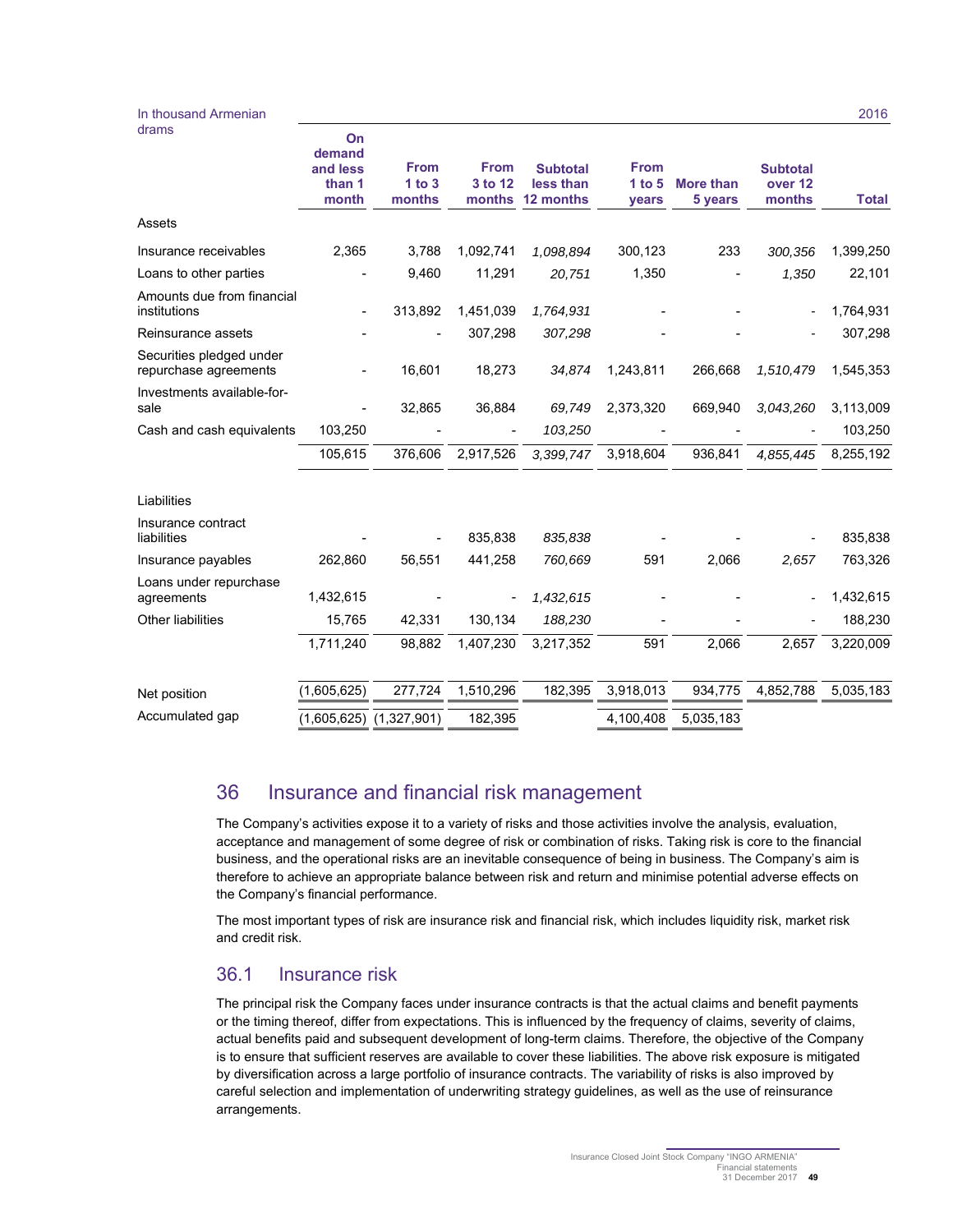| In thousand Armenian drams | On demand and less than 1 month | From 1 to 3 months | From 3 to 12 months | Subtotal less than 12 months | From 1 to 5 years | More than 5 years | Subtotal over 12 months | Total |
|---|---|---|---|---|---|---|---|---|
| | | | | | | | | 2016 |
| Assets | | | | | | | | |
| Insurance receivables | 2,365 | 3,788 | 1,092,741 | *1,098,894* | 300,123 | 233 | *300,356* | 1,399,250 |
| Loans to other parties | - | 9,460 | 11,291 | *20,751* | 1,350 | - | *1,350* | 22,101 |
| Amounts due from financial institutions | - | 313,892 | 1,451,039 | *1,764,931* | - | - | - | 1,764,931 |
| Reinsurance assets | - | - | 307,298 | *307,298* | - | - | - | 307,298 |
| Securities pledged under repurchase agreements | - | 16,601 | 18,273 | *34,874* | 1,243,811 | 266,668 | *1,510,479* | 1,545,353 |
| Investments available-for-sale | - | 32,865 | 36,884 | *69,749* | 2,373,320 | 669,940 | *3,043,260* | 3,113,009 |
| Cash and cash equivalents | 103,250 | - | - | *103,250* | - | - | - | 103,250 |
| | 105,615 | 376,606 | 2,917,526 | *3,399,747* | 3,918,604 | 936,841 | *4,855,445* | 8,255,192 |
| Liabilities | | | | | | | | |
| Insurance contract liabilities | - | - | 835,838 | *835,838* | - | - | - | 835,838 |
| Insurance payables | 262,860 | 56,551 | 441,258 | *760,669* | 591 | 2,066 | *2,657* | 763,326 |
| Loans under repurchase agreements | 1,432,615 | - | - | *1,432,615* | - | - | - | 1,432,615 |
| Other liabilities | 15,765 | 42,331 | 130,134 | *188,230* | - | - | - | 188,230 |
| | 1,711,240 | 98,882 | 1,407,230 | 3,217,352 | 591 | 2,066 | 2,657 | 3,220,009 |
| Net position | (1,605,625) | 277,724 | 1,510,296 | 182,395 | 3,918,013 | 934,775 | 4,852,788 | 5,035,183 |
| Accumulated gap | (1,605,625) | (1,327,901) | 182,395 | | 4,100,408 | 5,035,183 | | |

## 36 Insurance and financial risk management

The Company's activities expose it to a variety of risks and those activities involve the analysis, evaluation, acceptance and management of some degree of risk or combination of risks. Taking risk is core to the financial business, and the operational risks are an inevitable consequence of being in business. The Company's aim is therefore to achieve an appropriate balance between risk and return and minimise potential adverse effects on the Company's financial performance.

The most important types of risk are insurance risk and financial risk, which includes liquidity risk, market risk and credit risk.

### 36.1 Insurance risk

The principal risk the Company faces under insurance contracts is that the actual claims and benefit payments or the timing thereof, differ from expectations. This is influenced by the frequency of claims, severity of claims, actual benefits paid and subsequent development of long-term claims. Therefore, the objective of the Company is to ensure that sufficient reserves are available to cover these liabilities. The above risk exposure is mitigated by diversification across a large portfolio of insurance contracts. The variability of risks is also improved by careful selection and implementation of underwriting strategy guidelines, as well as the use of reinsurance arrangements.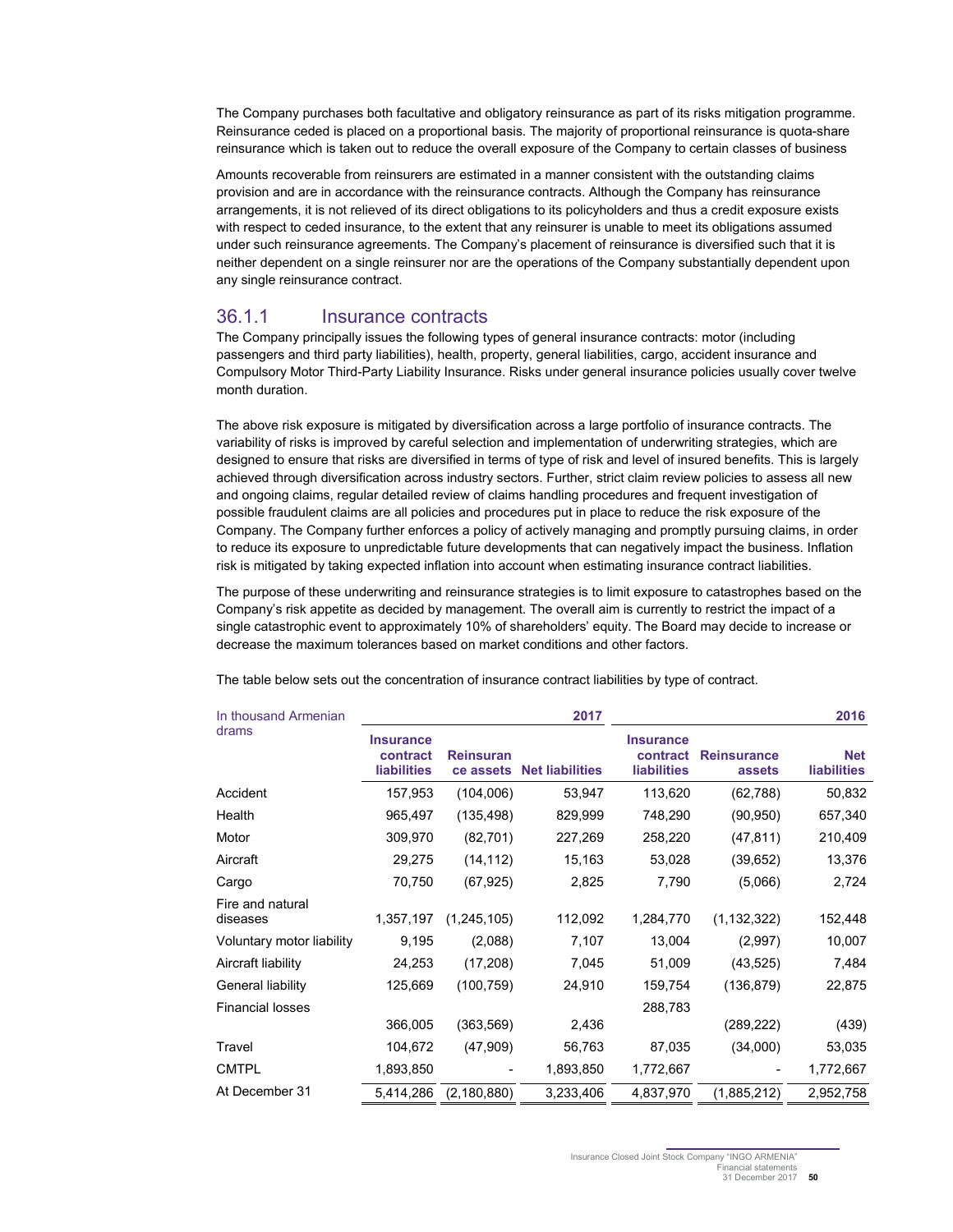The Company purchases both facultative and obligatory reinsurance as part of its risks mitigation programme. Reinsurance ceded is placed on a proportional basis. The majority of proportional reinsurance is quota-share reinsurance which is taken out to reduce the overall exposure of the Company to certain classes of business

Amounts recoverable from reinsurers are estimated in a manner consistent with the outstanding claims provision and are in accordance with the reinsurance contracts. Although the Company has reinsurance arrangements, it is not relieved of its direct obligations to its policyholders and thus a credit exposure exists with respect to ceded insurance, to the extent that any reinsurer is unable to meet its obligations assumed under such reinsurance agreements. The Company's placement of reinsurance is diversified such that it is neither dependent on a single reinsurer nor are the operations of the Company substantially dependent upon any single reinsurance contract.

### 36.1.1 Insurance contracts

The Company principally issues the following types of general insurance contracts: motor (including passengers and third party liabilities), health, property, general liabilities, cargo, accident insurance and Compulsory Motor Third-Party Liability Insurance. Risks under general insurance policies usually cover twelve month duration.

The above risk exposure is mitigated by diversification across a large portfolio of insurance contracts. The variability of risks is improved by careful selection and implementation of underwriting strategies, which are designed to ensure that risks are diversified in terms of type of risk and level of insured benefits. This is largely achieved through diversification across industry sectors. Further, strict claim review policies to assess all new and ongoing claims, regular detailed review of claims handling procedures and frequent investigation of possible fraudulent claims are all policies and procedures put in place to reduce the risk exposure of the Company. The Company further enforces a policy of actively managing and promptly pursuing claims, in order to reduce its exposure to unpredictable future developments that can negatively impact the business. Inflation risk is mitigated by taking expected inflation into account when estimating insurance contract liabilities.

The purpose of these underwriting and reinsurance strategies is to limit exposure to catastrophes based on the Company's risk appetite as decided by management. The overall aim is currently to restrict the impact of a single catastrophic event to approximately 10% of shareholders' equity. The Board may decide to increase or decrease the maximum tolerances based on market conditions and other factors.

The table below sets out the concentration of insurance contract liabilities by type of contract.

| In thousand Armenian drams | | | 2017 | | | 2016 |
|---|---|---|---|---|---|---|
| | **Insurance contract liabilities** | **Reinsurance assets** | **Net liabilities** | **Insurance contract liabilities** | **Reinsurance assets** | **Net liabilities** |
| Accident | 157,953 | (104,006) | 53,947 | 113,620 | (62,788) | 50,832 |
| Health | 965,497 | (135,498) | 829,999 | 748,290 | (90,950) | 657,340 |
| Motor | 309,970 | (82,701) | 227,269 | 258,220 | (47,811) | 210,409 |
| Aircraft | 29,275 | (14,112) | 15,163 | 53,028 | (39,652) | 13,376 |
| Cargo | 70,750 | (67,925) | 2,825 | 7,790 | (5,066) | 2,724 |
| Fire and natural diseases | 1,357,197 | (1,245,105) | 112,092 | 1,284,770 | (1,132,322) | 152,448 |
| Voluntary motor liability | 9,195 | (2,088) | 7,107 | 13,004 | (2,997) | 10,007 |
| Aircraft liability | 24,253 | (17,208) | 7,045 | 51,009 | (43,525) | 7,484 |
| General liability | 125,669 | (100,759) | 24,910 | 159,754 | (136,879) | 22,875 |
| Financial losses | 366,005 | (363,569) | 2,436 | 288,783 | (289,222) | (439) |
| Travel | 104,672 | (47,909) | 56,763 | 87,035 | (34,000) | 53,035 |
| CMTPL | 1,893,850 | - | 1,893,850 | 1,772,667 | - | 1,772,667 |
| At December 31 | 5,414,286 | (2,180,880) | 3,233,406 | 4,837,970 | (1,885,212) | 2,952,758 |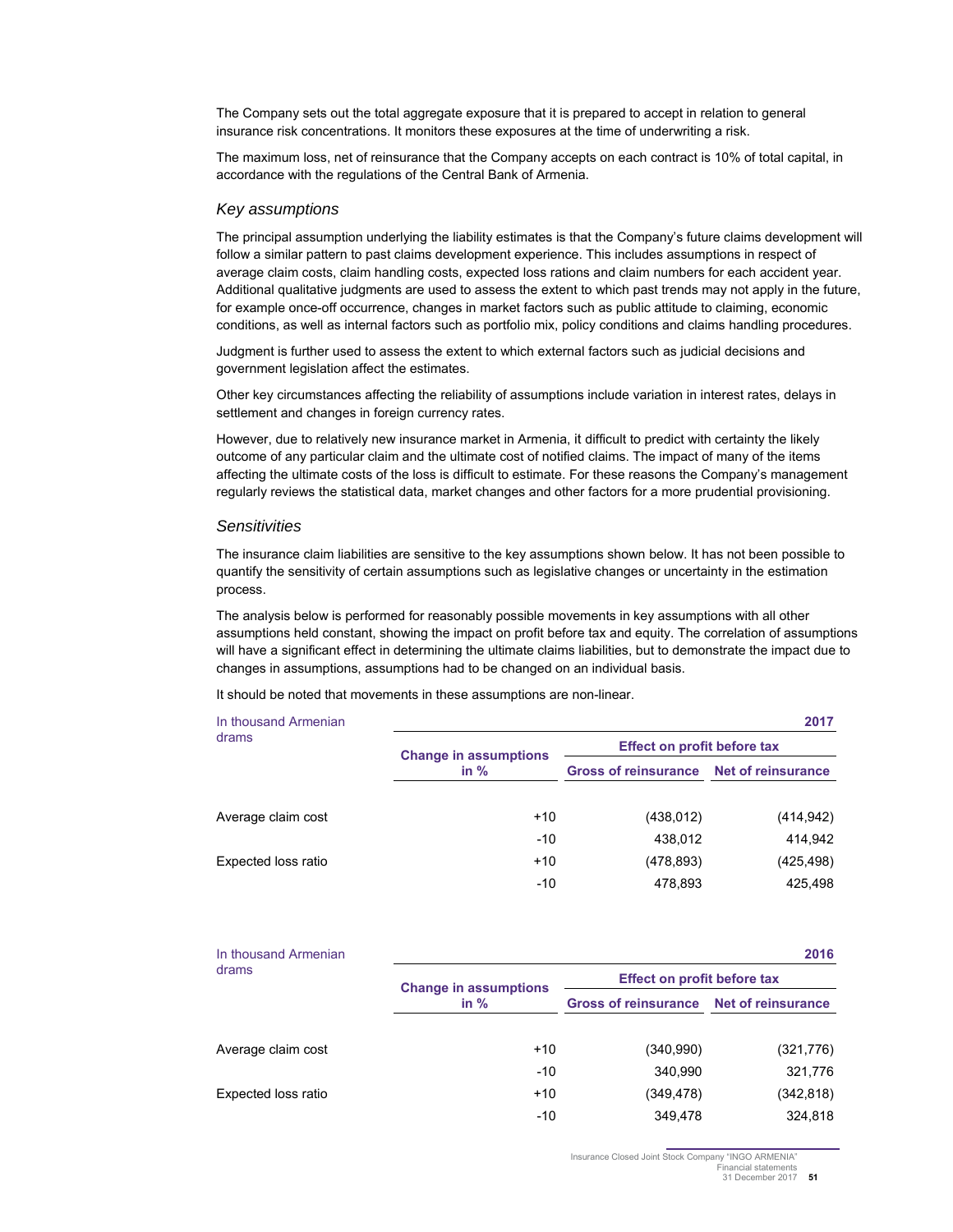The Company sets out the total aggregate exposure that it is prepared to accept in relation to general insurance risk concentrations. It monitors these exposures at the time of underwriting a risk.

The maximum loss, net of reinsurance that the Company accepts on each contract is 10% of total capital, in accordance with the regulations of the Central Bank of Armenia.

### *Key assumptions*

The principal assumption underlying the liability estimates is that the Company's future claims development will follow a similar pattern to past claims development experience. This includes assumptions in respect of average claim costs, claim handling costs, expected loss rations and claim numbers for each accident year. Additional qualitative judgments are used to assess the extent to which past trends may not apply in the future, for example once-off occurrence, changes in market factors such as public attitude to claiming, economic conditions, as well as internal factors such as portfolio mix, policy conditions and claims handling procedures.

Judgment is further used to assess the extent to which external factors such as judicial decisions and government legislation affect the estimates.

Other key circumstances affecting the reliability of assumptions include variation in interest rates, delays in settlement and changes in foreign currency rates.

However, due to relatively new insurance market in Armenia, it difficult to predict with certainty the likely outcome of any particular claim and the ultimate cost of notified claims. The impact of many of the items affecting the ultimate costs of the loss is difficult to estimate. For these reasons the Company's management regularly reviews the statistical data, market changes and other factors for a more prudential provisioning.

### *Sensitivities*

The insurance claim liabilities are sensitive to the key assumptions shown below. It has not been possible to quantify the sensitivity of certain assumptions such as legislative changes or uncertainty in the estimation process.

The analysis below is performed for reasonably possible movements in key assumptions with all other assumptions held constant, showing the impact on profit before tax and equity. The correlation of assumptions will have a significant effect in determining the ultimate claims liabilities, but to demonstrate the impact due to changes in assumptions, assumptions had to be changed on an individual basis.

It should be noted that movements in these assumptions are non-linear.

| In thousand Armenian drams | | | 2017 |
|---|---|---|---|
| | Change in assumptions in % | Effect on profit before tax | |
| | | Gross of reinsurance | Net of reinsurance |
| Average claim cost | +10 | (438,012) | (414,942) |
| | -10 | 438,012 | 414,942 |
| Expected loss ratio | +10 | (478,893) | (425,498) |
| | -10 | 478,893 | 425,498 |

| In thousand Armenian drams | | | 2016 |
|---|---|---|---|
| | Change in assumptions in % | Effect on profit before tax | |
| | | Gross of reinsurance | Net of reinsurance |
| Average claim cost | +10 | (340,990) | (321,776) |
| | -10 | 340,990 | 321,776 |
| Expected loss ratio | +10 | (349,478) | (342,818) |
| | -10 | 349,478 | 324,818 |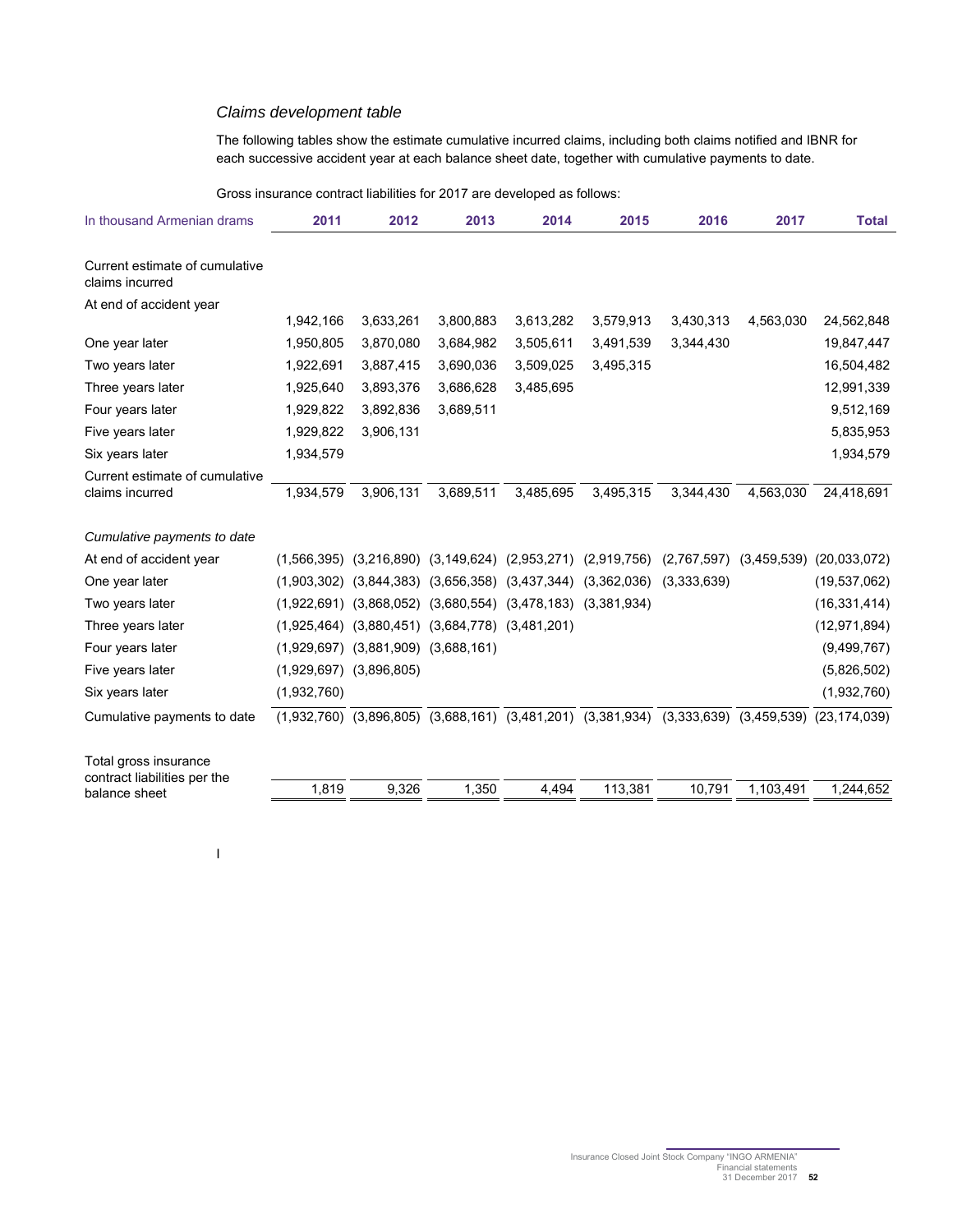### *Claims development table*

The following tables show the estimate cumulative incurred claims, including both claims notified and IBNR for each successive accident year at each balance sheet date, together with cumulative payments to date.

Gross insurance contract liabilities for 2017 are developed as follows:

| In thousand Armenian drams | 2011 | 2012 | 2013 | 2014 | 2015 | 2016 | 2017 | Total |
|---|---|---|---|---|---|---|---|---|
| Current estimate of cumulative claims incurred | | | | | | | | |
| At end of accident year | 1,942,166 | 3,633,261 | 3,800,883 | 3,613,282 | 3,579,913 | 3,430,313 | 4,563,030 | 24,562,848 |
| One year later | 1,950,805 | 3,870,080 | 3,684,982 | 3,505,611 | 3,491,539 | 3,344,430 | | 19,847,447 |
| Two years later | 1,922,691 | 3,887,415 | 3,690,036 | 3,509,025 | 3,495,315 | | | 16,504,482 |
| Three years later | 1,925,640 | 3,893,376 | 3,686,628 | 3,485,695 | | | | 12,991,339 |
| Four years later | 1,929,822 | 3,892,836 | 3,689,511 | | | | | 9,512,169 |
| Five years later | 1,929,822 | 3,906,131 | | | | | | 5,835,953 |
| Six years later | 1,934,579 | | | | | | | 1,934,579 |
| Current estimate of cumulative claims incurred | 1,934,579 | 3,906,131 | 3,689,511 | 3,485,695 | 3,495,315 | 3,344,430 | 4,563,030 | 24,418,691 |
| *Cumulative payments to date* | | | | | | | | |
| At end of accident year | (1,566,395) | (3,216,890) | (3,149,624) | (2,953,271) | (2,919,756) | (2,767,597) | (3,459,539) | (20,033,072) |
| One year later | (1,903,302) | (3,844,383) | (3,656,358) | (3,437,344) | (3,362,036) | (3,333,639) | | (19,537,062) |
| Two years later | (1,922,691) | (3,868,052) | (3,680,554) | (3,478,183) | (3,381,934) | | | (16,331,414) |
| Three years later | (1,925,464) | (3,880,451) | (3,684,778) | (3,481,201) | | | | (12,971,894) |
| Four years later | (1,929,697) | (3,881,909) | (3,688,161) | | | | | (9,499,767) |
| Five years later | (1,929,697) | (3,896,805) | | | | | | (5,826,502) |
| Six years later | (1,932,760) | | | | | | | (1,932,760) |
| Cumulative payments to date | (1,932,760) | (3,896,805) | (3,688,161) | (3,481,201) | (3,381,934) | (3,333,639) | (3,459,539) | (23,174,039) |
| Total gross insurance contract liabilities per the balance sheet | 1,819 | 9,326 | 1,350 | 4,494 | 113,381 | 10,791 | 1,103,491 | 1,244,652 |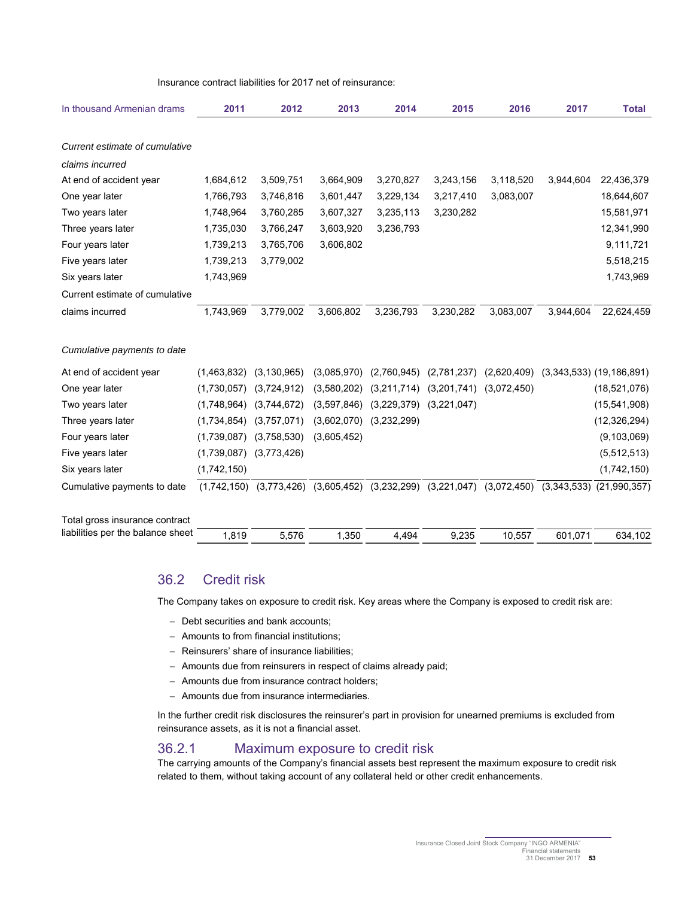Insurance contract liabilities for 2017 net of reinsurance:

| In thousand Armenian drams | 2011 | 2012 | 2013 | 2014 | 2015 | 2016 | 2017 | Total |
|---|---|---|---|---|---|---|---|---|
| *Current estimate of cumulative claims incurred* | | | | | | | | |
| At end of accident year | 1,684,612 | 3,509,751 | 3,664,909 | 3,270,827 | 3,243,156 | 3,118,520 | 3,944,604 | 22,436,379 |
| One year later | 1,766,793 | 3,746,816 | 3,601,447 | 3,229,134 | 3,217,410 | 3,083,007 | | 18,644,607 |
| Two years later | 1,748,964 | 3,760,285 | 3,607,327 | 3,235,113 | 3,230,282 | | | 15,581,971 |
| Three years later | 1,735,030 | 3,766,247 | 3,603,920 | 3,236,793 | | | | 12,341,990 |
| Four years later | 1,739,213 | 3,765,706 | 3,606,802 | | | | | 9,111,721 |
| Five years later | 1,739,213 | 3,779,002 | | | | | | 5,518,215 |
| Six years later | 1,743,969 | | | | | | | 1,743,969 |
| Current estimate of cumulative claims incurred | 1,743,969 | 3,779,002 | 3,606,802 | 3,236,793 | 3,230,282 | 3,083,007 | 3,944,604 | 22,624,459 |
| *Cumulative payments to date* | | | | | | | | |
| At end of accident year | (1,463,832) | (3,130,965) | (3,085,970) | (2,760,945) | (2,781,237) | (2,620,409) | (3,343,533) | (19,186,891) |
| One year later | (1,730,057) | (3,724,912) | (3,580,202) | (3,211,714) | (3,201,741) | (3,072,450) | | (18,521,076) |
| Two years later | (1,748,964) | (3,744,672) | (3,597,846) | (3,229,379) | (3,221,047) | | | (15,541,908) |
| Three years later | (1,734,854) | (3,757,071) | (3,602,070) | (3,232,299) | | | | (12,326,294) |
| Four years later | (1,739,087) | (3,758,530) | (3,605,452) | | | | | (9,103,069) |
| Five years later | (1,739,087) | (3,773,426) | | | | | | (5,512,513) |
| Six years later | (1,742,150) | | | | | | | (1,742,150) |
| Cumulative payments to date | (1,742,150) | (3,773,426) | (3,605,452) | (3,232,299) | (3,221,047) | (3,072,450) | (3,343,533) | (21,990,357) |
| Total gross insurance contract liabilities per the balance sheet | 1,819 | 5,576 | 1,350 | 4,494 | 9,235 | 10,557 | 601,071 | 634,102 |

## 36.2 Credit risk

The Company takes on exposure to credit risk. Key areas where the Company is exposed to credit risk are:

- Debt securities and bank accounts;
- Amounts to from financial institutions;
- Reinsurers' share of insurance liabilities;
- Amounts due from reinsurers in respect of claims already paid;
- Amounts due from insurance contract holders;
- Amounts due from insurance intermediaries.

In the further credit risk disclosures the reinsurer's part in provision for unearned premiums is excluded from reinsurance assets, as it is not a financial asset.

### 36.2.1 Maximum exposure to credit risk

The carrying amounts of the Company's financial assets best represent the maximum exposure to credit risk related to them, without taking account of any collateral held or other credit enhancements.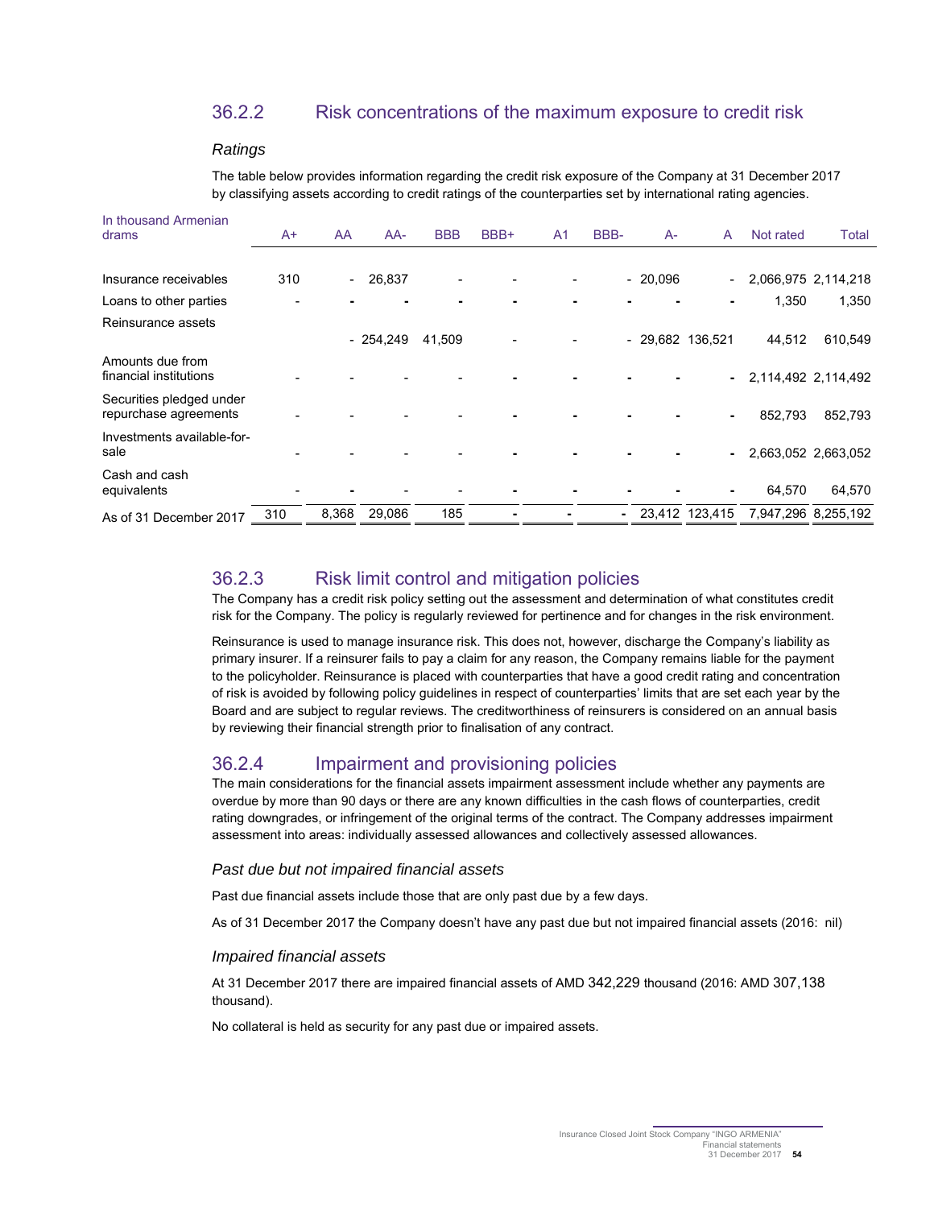## 36.2.2 Risk concentrations of the maximum exposure to credit risk

### *Ratings*

The table below provides information regarding the credit risk exposure of the Company at 31 December 2017 by classifying assets according to credit ratings of the counterparties set by international rating agencies.

| In thousand Armenian drams | A+ | AA | AA- | BBB | BBB+ | A1 | BBB- | A- | A | Not rated | Total |
|---|---|---|---|---|---|---|---|---|---|---|---|
| Insurance receivables | 310 | - | 26,837 | - | - | - | - | 20,096 | - | 2,066,975 | 2,114,218 |
| Loans to other parties | - | - | - | - | - | - | - | - | - | 1,350 | 1,350 |
| Reinsurance assets | | - | 254,249 | 41,509 | - | - | - | 29,682 | 136,521 | 44,512 | 610,549 |
| Amounts due from financial institutions | - | - | - | - | - | - | - | - | - | 2,114,492 | 2,114,492 |
| Securities pledged under repurchase agreements | - | - | - | - | - | - | - | - | - | 852,793 | 852,793 |
| Investments available-for-sale | - | - | - | - | - | - | - | - | - | 2,663,052 | 2,663,052 |
| Cash and cash equivalents | - | - | - | - | - | - | - | - | - | 64,570 | 64,570 |
| As of 31 December 2017 | 310 | 8,368 | 29,086 | 185 | - | - | - | 23,412 | 123,415 | 7,947,296 | 8,255,192 |

## 36.2.3 Risk limit control and mitigation policies

The Company has a credit risk policy setting out the assessment and determination of what constitutes credit risk for the Company. The policy is regularly reviewed for pertinence and for changes in the risk environment.

Reinsurance is used to manage insurance risk. This does not, however, discharge the Company's liability as primary insurer. If a reinsurer fails to pay a claim for any reason, the Company remains liable for the payment to the policyholder. Reinsurance is placed with counterparties that have a good credit rating and concentration of risk is avoided by following policy guidelines in respect of counterparties' limits that are set each year by the Board and are subject to regular reviews. The creditworthiness of reinsurers is considered on an annual basis by reviewing their financial strength prior to finalisation of any contract.

## 36.2.4 Impairment and provisioning policies

The main considerations for the financial assets impairment assessment include whether any payments are overdue by more than 90 days or there are any known difficulties in the cash flows of counterparties, credit rating downgrades, or infringement of the original terms of the contract. The Company addresses impairment assessment into areas: individually assessed allowances and collectively assessed allowances.

### *Past due but not impaired financial assets*

Past due financial assets include those that are only past due by a few days.

As of 31 December 2017 the Company doesn't have any past due but not impaired financial assets (2016: nil)

### *Impaired financial assets*

At 31 December 2017 there are impaired financial assets of AMD 342,229 thousand (2016: AMD 307,138 thousand).

No collateral is held as security for any past due or impaired assets.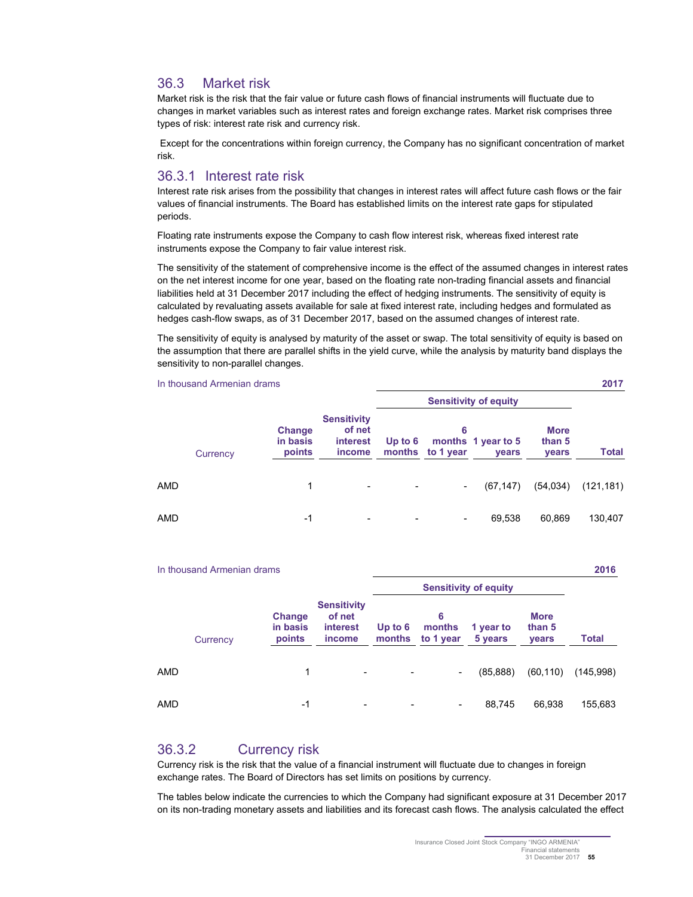## 36.3 Market risk

Market risk is the risk that the fair value or future cash flows of financial instruments will fluctuate due to changes in market variables such as interest rates and foreign exchange rates. Market risk comprises three types of risk: interest rate risk and currency risk.

Except for the concentrations within foreign currency, the Company has no significant concentration of market risk.

### 36.3.1 Interest rate risk

Interest rate risk arises from the possibility that changes in interest rates will affect future cash flows or the fair values of financial instruments. The Board has established limits on the interest rate gaps for stipulated periods.

Floating rate instruments expose the Company to cash flow interest risk, whereas fixed interest rate instruments expose the Company to fair value interest risk.

The sensitivity of the statement of comprehensive income is the effect of the assumed changes in interest rates on the net interest income for one year, based on the floating rate non-trading financial assets and financial liabilities held at 31 December 2017 including the effect of hedging instruments. The sensitivity of equity is calculated by revaluating assets available for sale at fixed interest rate, including hedges and formulated as hedges cash-flow swaps, as of 31 December 2017, based on the assumed changes of interest rate.

The sensitivity of equity is analysed by maturity of the asset or swap. The total sensitivity of equity is based on the assumption that there are parallel shifts in the yield curve, while the analysis by maturity band displays the sensitivity to non-parallel changes.

In thousand Armenian drams — 2017

| Currency | Change in basis points | Sensitivity of net interest income | Sensitivity of equity | | | | |
|---|---|---|---|---|---|---|---|
| | | | Up to 6 months | 6 months to 1 year | 1 year to 5 years | More than 5 years | Total |
| AMD | 1 | - | - | - | (67,147) | (54,034) | (121,181) |
| AMD | -1 | - | - | - | 69,538 | 60,869 | 130,407 |

In thousand Armenian drams — 2016

| Currency | Change in basis points | Sensitivity of net interest income | Sensitivity of equity | | | | |
|---|---|---|---|---|---|---|---|
| | | | Up to 6 months | 6 months to 1 year | 1 year to 5 years | More than 5 years | Total |
| AMD | 1 | - | - | - | (85,888) | (60,110) | (145,998) |
| AMD | -1 | - | - | - | 88,745 | 66,938 | 155,683 |

### 36.3.2 Currency risk

Currency risk is the risk that the value of a financial instrument will fluctuate due to changes in foreign exchange rates. The Board of Directors has set limits on positions by currency.

The tables below indicate the currencies to which the Company had significant exposure at 31 December 2017 on its non-trading monetary assets and liabilities and its forecast cash flows. The analysis calculated the effect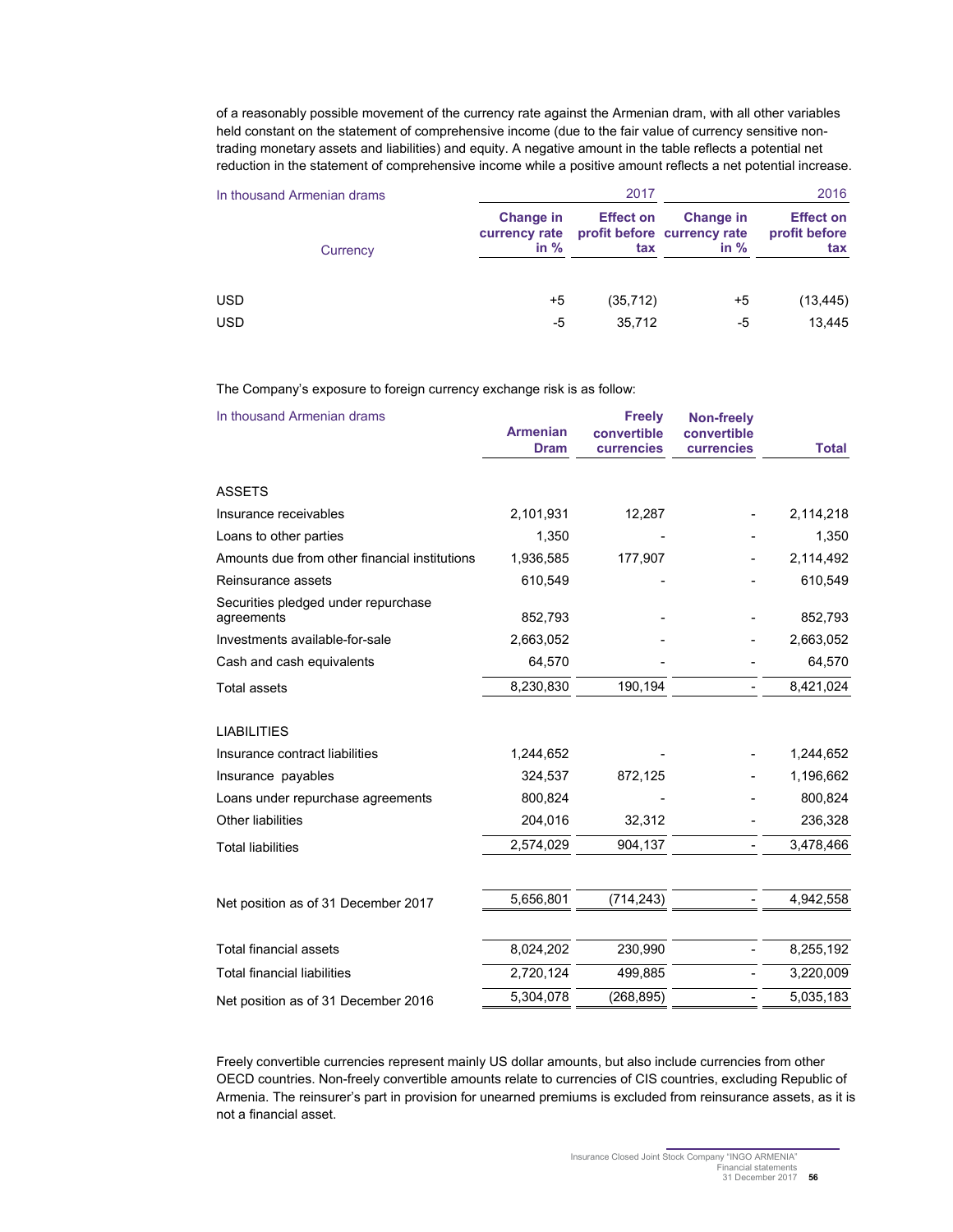of a reasonably possible movement of the currency rate against the Armenian dram, with all other variables held constant on the statement of comprehensive income (due to the fair value of currency sensitive non-trading monetary assets and liabilities) and equity. A negative amount in the table reflects a potential net reduction in the statement of comprehensive income while a positive amount reflects a net potential increase.

| In thousand Armenian drams | 2017 | | 2016 | |
|---|---|---|---|---|
| Currency | **Change in currency rate in %** | **Effect on profit before tax** | **Change in currency rate in %** | **Effect on profit before tax** |
| USD | +5 | (35,712) | +5 | (13,445) |
| USD | -5 | 35,712 | -5 | 13,445 |

The Company's exposure to foreign currency exchange risk is as follow:

| In thousand Armenian drams | **Armenian Dram** | **Freely convertible currencies** | **Non-freely convertible currencies** | **Total** |
|---|---|---|---|---|
| ASSETS | | | | |
| Insurance receivables | 2,101,931 | 12,287 | - | 2,114,218 |
| Loans to other parties | 1,350 | - | - | 1,350 |
| Amounts due from other financial institutions | 1,936,585 | 177,907 | - | 2,114,492 |
| Reinsurance assets | 610,549 | - | - | 610,549 |
| Securities pledged under repurchase agreements | 852,793 | - | - | 852,793 |
| Investments available-for-sale | 2,663,052 | - | - | 2,663,052 |
| Cash and cash equivalents | 64,570 | - | - | 64,570 |
| Total assets | 8,230,830 | 190,194 | - | 8,421,024 |
| LIABILITIES | | | | |
| Insurance contract liabilities | 1,244,652 | - | - | 1,244,652 |
| Insurance payables | 324,537 | 872,125 | - | 1,196,662 |
| Loans under repurchase agreements | 800,824 | - | - | 800,824 |
| Other liabilities | 204,016 | 32,312 | - | 236,328 |
| Total liabilities | 2,574,029 | 904,137 | - | 3,478,466 |
| Net position as of 31 December 2017 | 5,656,801 | (714,243) | - | 4,942,558 |
| Total financial assets | 8,024,202 | 230,990 | - | 8,255,192 |
| Total financial liabilities | 2,720,124 | 499,885 | - | 3,220,009 |
| Net position as of 31 December 2016 | 5,304,078 | (268,895) | - | 5,035,183 |

Freely convertible currencies represent mainly US dollar amounts, but also include currencies from other OECD countries. Non-freely convertible amounts relate to currencies of CIS countries, excluding Republic of Armenia. The reinsurer's part in provision for unearned premiums is excluded from reinsurance assets, as it is not a financial asset.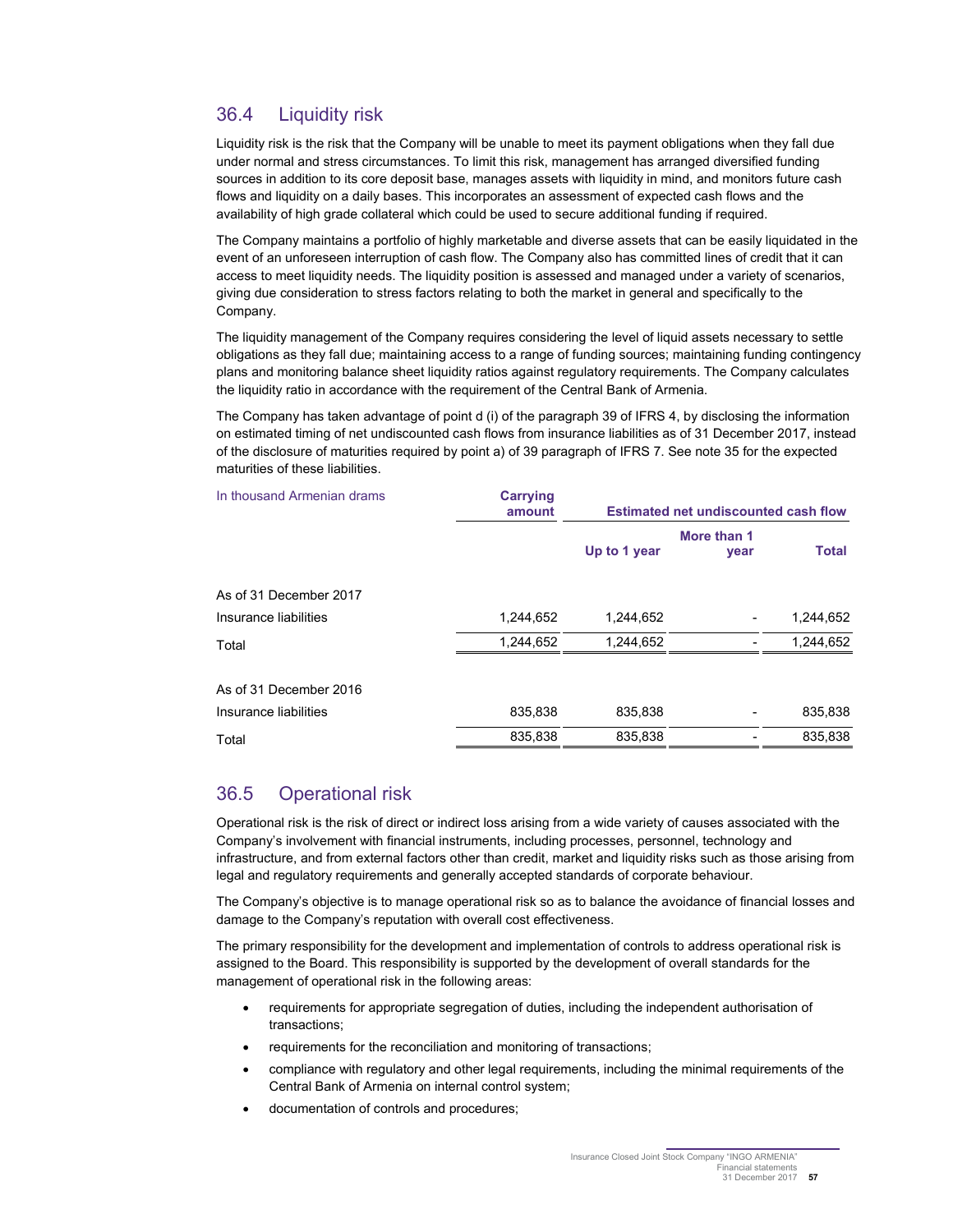## 36.4 Liquidity risk

Liquidity risk is the risk that the Company will be unable to meet its payment obligations when they fall due under normal and stress circumstances. To limit this risk, management has arranged diversified funding sources in addition to its core deposit base, manages assets with liquidity in mind, and monitors future cash flows and liquidity on a daily bases. This incorporates an assessment of expected cash flows and the availability of high grade collateral which could be used to secure additional funding if required.

The Company maintains a portfolio of highly marketable and diverse assets that can be easily liquidated in the event of an unforeseen interruption of cash flow. The Company also has committed lines of credit that it can access to meet liquidity needs. The liquidity position is assessed and managed under a variety of scenarios, giving due consideration to stress factors relating to both the market in general and specifically to the Company.

The liquidity management of the Company requires considering the level of liquid assets necessary to settle obligations as they fall due; maintaining access to a range of funding sources; maintaining funding contingency plans and monitoring balance sheet liquidity ratios against regulatory requirements. The Company calculates the liquidity ratio in accordance with the requirement of the Central Bank of Armenia.

The Company has taken advantage of point d (i) of the paragraph 39 of IFRS 4, by disclosing the information on estimated timing of net undiscounted cash flows from insurance liabilities as of 31 December 2017, instead of the disclosure of maturities required by point a) of 39 paragraph of IFRS 7. See note 35 for the expected maturities of these liabilities.

| In thousand Armenian drams | Carrying amount | Estimated net undiscounted cash flow | | |
|---|---|---|---|---|
| | | Up to 1 year | More than 1 year | Total |
| As of 31 December 2017 | | | | |
| Insurance liabilities | 1,244,652 | 1,244,652 | - | 1,244,652 |
| Total | 1,244,652 | 1,244,652 | - | 1,244,652 |
| As of 31 December 2016 | | | | |
| Insurance liabilities | 835,838 | 835,838 | - | 835,838 |
| Total | 835,838 | 835,838 | - | 835,838 |

## 36.5 Operational risk

Operational risk is the risk of direct or indirect loss arising from a wide variety of causes associated with the Company's involvement with financial instruments, including processes, personnel, technology and infrastructure, and from external factors other than credit, market and liquidity risks such as those arising from legal and regulatory requirements and generally accepted standards of corporate behaviour.

The Company's objective is to manage operational risk so as to balance the avoidance of financial losses and damage to the Company's reputation with overall cost effectiveness.

The primary responsibility for the development and implementation of controls to address operational risk is assigned to the Board. This responsibility is supported by the development of overall standards for the management of operational risk in the following areas:

- requirements for appropriate segregation of duties, including the independent authorisation of transactions;
- requirements for the reconciliation and monitoring of transactions;
- compliance with regulatory and other legal requirements, including the minimal requirements of the Central Bank of Armenia on internal control system;
- documentation of controls and procedures;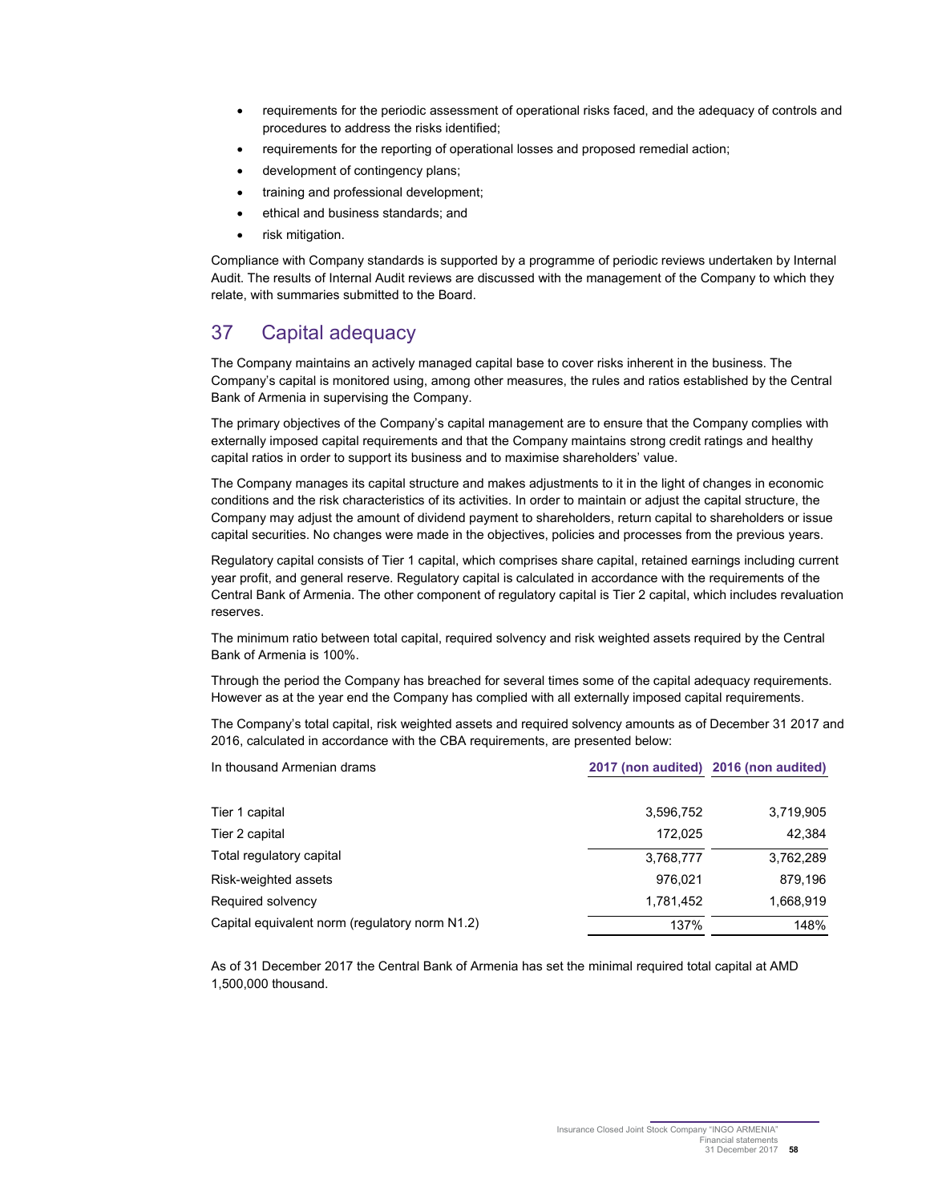- requirements for the periodic assessment of operational risks faced, and the adequacy of controls and procedures to address the risks identified;
- requirements for the reporting of operational losses and proposed remedial action;
- development of contingency plans;
- training and professional development;
- ethical and business standards; and
- risk mitigation.

Compliance with Company standards is supported by a programme of periodic reviews undertaken by Internal Audit. The results of Internal Audit reviews are discussed with the management of the Company to which they relate, with summaries submitted to the Board.

## 37 Capital adequacy

The Company maintains an actively managed capital base to cover risks inherent in the business. The Company's capital is monitored using, among other measures, the rules and ratios established by the Central Bank of Armenia in supervising the Company.

The primary objectives of the Company's capital management are to ensure that the Company complies with externally imposed capital requirements and that the Company maintains strong credit ratings and healthy capital ratios in order to support its business and to maximise shareholders' value.

The Company manages its capital structure and makes adjustments to it in the light of changes in economic conditions and the risk characteristics of its activities. In order to maintain or adjust the capital structure, the Company may adjust the amount of dividend payment to shareholders, return capital to shareholders or issue capital securities. No changes were made in the objectives, policies and processes from the previous years.

Regulatory capital consists of Tier 1 capital, which comprises share capital, retained earnings including current year profit, and general reserve. Regulatory capital is calculated in accordance with the requirements of the Central Bank of Armenia. The other component of regulatory capital is Tier 2 capital, which includes revaluation reserves.

The minimum ratio between total capital, required solvency and risk weighted assets required by the Central Bank of Armenia is 100%.

Through the period the Company has breached for several times some of the capital adequacy requirements. However as at the year end the Company has complied with all externally imposed capital requirements.

The Company's total capital, risk weighted assets and required solvency amounts as of December 31 2017 and 2016, calculated in accordance with the CBA requirements, are presented below:

| In thousand Armenian drams | 2017 (non audited) | 2016 (non audited) |
|---|---|---|
| Tier 1 capital | 3,596,752 | 3,719,905 |
| Tier 2 capital | 172,025 | 42,384 |
| Total regulatory capital | 3,768,777 | 3,762,289 |
| Risk-weighted assets | 976,021 | 879,196 |
| Required solvency | 1,781,452 | 1,668,919 |
| Capital equivalent norm (regulatory norm N1.2) | 137% | 148% |

As of 31 December 2017 the Central Bank of Armenia has set the minimal required total capital at AMD 1,500,000 thousand.